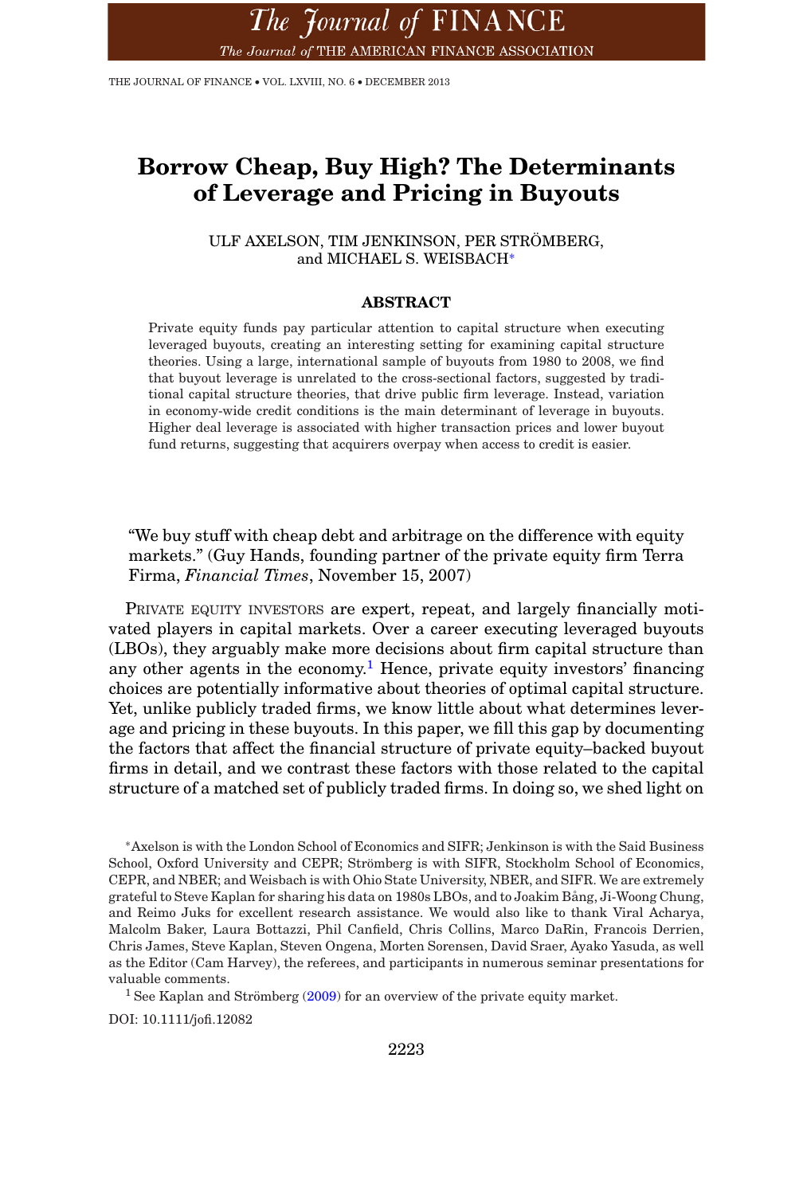# Borrow Cheap, Buy High? The Determinants of Leverage and Pricing in Buyouts

ULF AXELSON, TIM JENKINSON, PER STRÖMBERG, and MICHAEL S. WEISBACH*

## ABSTRACT

Private equity funds pay particular attention to capital structure when executing leveraged buyouts, creating an interesting setting for examining capital structure theories. Using a large, international sample of buyouts from 1980 to 2008, we find that buyout leverage is unrelated to the cross-sectional factors, suggested by traditional capital structure theories, that drive public firm leverage. Instead, variation in economy-wide credit conditions is the main determinant of leverage in buyouts. Higher deal leverage is associated with higher transaction prices and lower buyout fund returns, suggesting that acquirers overpay when access to credit is easier.

> "We buy stuff with cheap debt and arbitrage on the difference with equity markets." (Guy Hands, founding partner of the private equity firm Terra Firma, *Financial Times*, November 15, 2007)

PRIVATE EQUITY INVESTORS are expert, repeat, and largely financially motivated players in capital markets. Over a career executing leveraged buyouts (LBOs), they arguably make more decisions about firm capital structure than any other agents in the economy.[1] Hence, private equity investors' financing choices are potentially informative about theories of optimal capital structure. Yet, unlike publicly traded firms, we know little about what determines leverage and pricing in these buyouts. In this paper, we fill this gap by documenting the factors that affect the financial structure of private equity–backed buyout firms in detail, and we contrast these factors with those related to the capital structure of a matched set of publicly traded firms. In doing so, we shed light on

*Axelson is with the London School of Economics and SIFR; Jenkinson is with the Said Business School, Oxford University and CEPR; Strömberg is with SIFR, Stockholm School of Economics, CEPR, and NBER; and Weisbach is with Ohio State University, NBER, and SIFR. We are extremely grateful to Steve Kaplan for sharing his data on 1980s LBOs, and to Joakim Bång, Ji-Woong Chung, and Reimo Juks for excellent research assistance. We would also like to thank Viral Acharya, Malcolm Baker, Laura Bottazzi, Phil Canfield, Chris Collins, Marco DaRin, Francois Derrien, Chris James, Steve Kaplan, Steven Ongena, Morten Sorensen, David Sraer, Ayako Yasuda, as well as the Editor (Cam Harvey), the referees, and participants in numerous seminar presentations for valuable comments.

[1] See Kaplan and Strömberg (2009) for an overview of the private equity market.

DOI: 10.1111/jofi.12082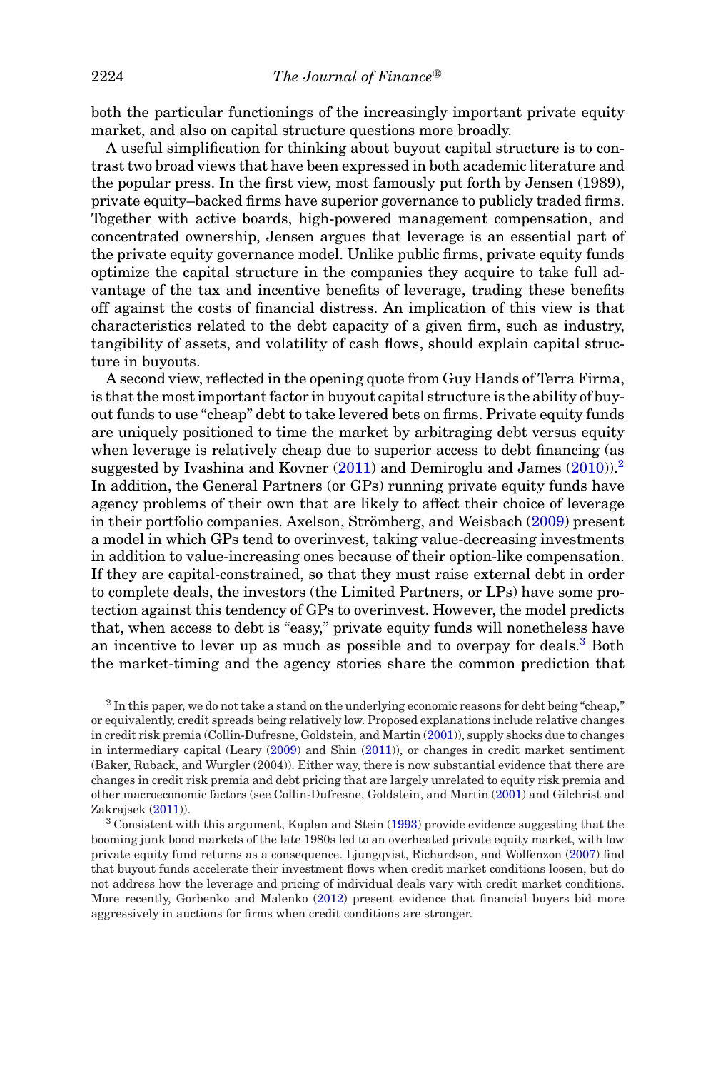both the particular functionings of the increasingly important private equity market, and also on capital structure questions more broadly.

A useful simplification for thinking about buyout capital structure is to contrast two broad views that have been expressed in both academic literature and the popular press. In the first view, most famously put forth by Jensen (1989), private equity–backed firms have superior governance to publicly traded firms. Together with active boards, high-powered management compensation, and concentrated ownership, Jensen argues that leverage is an essential part of the private equity governance model. Unlike public firms, private equity funds optimize the capital structure in the companies they acquire to take full advantage of the tax and incentive benefits of leverage, trading these benefits off against the costs of financial distress. An implication of this view is that characteristics related to the debt capacity of a given firm, such as industry, tangibility of assets, and volatility of cash flows, should explain capital structure in buyouts.

A second view, reflected in the opening quote from Guy Hands of Terra Firma, is that the most important factor in buyout capital structure is the ability of buyout funds to use "cheap" debt to take levered bets on firms. Private equity funds are uniquely positioned to time the market by arbitraging debt versus equity when leverage is relatively cheap due to superior access to debt financing (as suggested by Ivashina and Kovner (2011) and Demiroglu and James (2010)).[2] In addition, the General Partners (or GPs) running private equity funds have agency problems of their own that are likely to affect their choice of leverage in their portfolio companies. Axelson, Strömberg, and Weisbach (2009) present a model in which GPs tend to overinvest, taking value-decreasing investments in addition to value-increasing ones because of their option-like compensation. If they are capital-constrained, so that they must raise external debt in order to complete deals, the investors (the Limited Partners, or LPs) have some protection against this tendency of GPs to overinvest. However, the model predicts that, when access to debt is "easy," private equity funds will nonetheless have an incentive to lever up as much as possible and to overpay for deals.[3] Both the market-timing and the agency stories share the common prediction that

[2] In this paper, we do not take a stand on the underlying economic reasons for debt being "cheap," or equivalently, credit spreads being relatively low. Proposed explanations include relative changes in credit risk premia (Collin-Dufresne, Goldstein, and Martin (2001)), supply shocks due to changes in intermediary capital (Leary (2009) and Shin (2011)), or changes in credit market sentiment (Baker, Ruback, and Wurgler (2004)). Either way, there is now substantial evidence that there are changes in credit risk premia and debt pricing that are largely unrelated to equity risk premia and other macroeconomic factors (see Collin-Dufresne, Goldstein, and Martin (2001) and Gilchrist and Zakrajsek (2011)).

[3] Consistent with this argument, Kaplan and Stein (1993) provide evidence suggesting that the booming junk bond markets of the late 1980s led to an overheated private equity market, with low private equity fund returns as a consequence. Ljungqvist, Richardson, and Wolfenzon (2007) find that buyout funds accelerate their investment flows when credit market conditions loosen, but do not address how the leverage and pricing of individual deals vary with credit market conditions. More recently, Gorbenko and Malenko (2012) present evidence that financial buyers bid more aggressively in auctions for firms when credit conditions are stronger.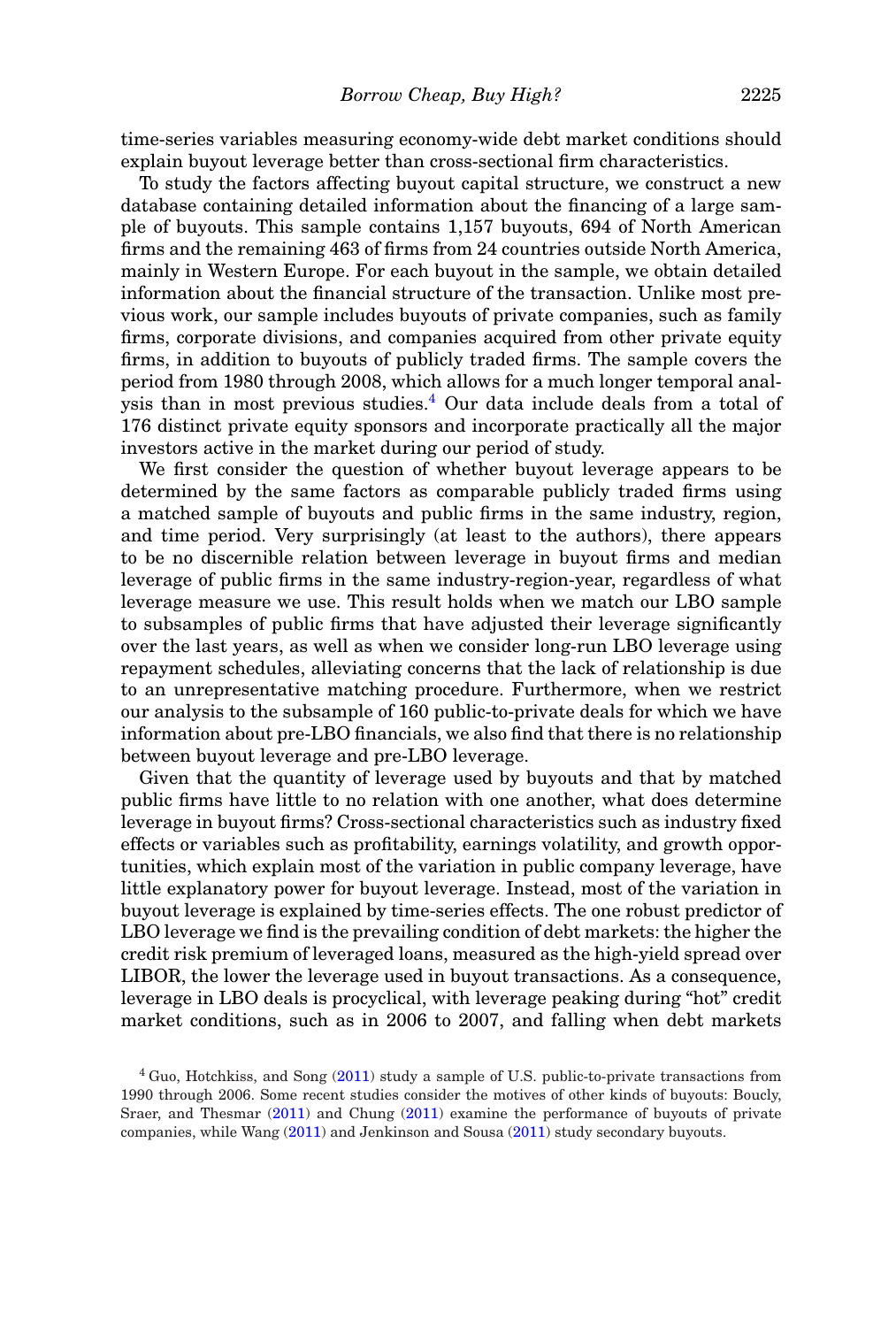time-series variables measuring economy-wide debt market conditions should explain buyout leverage better than cross-sectional firm characteristics.

To study the factors affecting buyout capital structure, we construct a new database containing detailed information about the financing of a large sample of buyouts. This sample contains 1,157 buyouts, 694 of North American firms and the remaining 463 of firms from 24 countries outside North America, mainly in Western Europe. For each buyout in the sample, we obtain detailed information about the financial structure of the transaction. Unlike most previous work, our sample includes buyouts of private companies, such as family firms, corporate divisions, and companies acquired from other private equity firms, in addition to buyouts of publicly traded firms. The sample covers the period from 1980 through 2008, which allows for a much longer temporal analysis than in most previous studies.[4] Our data include deals from a total of 176 distinct private equity sponsors and incorporate practically all the major investors active in the market during our period of study.

We first consider the question of whether buyout leverage appears to be determined by the same factors as comparable publicly traded firms using a matched sample of buyouts and public firms in the same industry, region, and time period. Very surprisingly (at least to the authors), there appears to be no discernible relation between leverage in buyout firms and median leverage of public firms in the same industry-region-year, regardless of what leverage measure we use. This result holds when we match our LBO sample to subsamples of public firms that have adjusted their leverage significantly over the last years, as well as when we consider long-run LBO leverage using repayment schedules, alleviating concerns that the lack of relationship is due to an unrepresentative matching procedure. Furthermore, when we restrict our analysis to the subsample of 160 public-to-private deals for which we have information about pre-LBO financials, we also find that there is no relationship between buyout leverage and pre-LBO leverage.

Given that the quantity of leverage used by buyouts and that by matched public firms have little to no relation with one another, what does determine leverage in buyout firms? Cross-sectional characteristics such as industry fixed effects or variables such as profitability, earnings volatility, and growth opportunities, which explain most of the variation in public company leverage, have little explanatory power for buyout leverage. Instead, most of the variation in buyout leverage is explained by time-series effects. The one robust predictor of LBO leverage we find is the prevailing condition of debt markets: the higher the credit risk premium of leveraged loans, measured as the high-yield spread over LIBOR, the lower the leverage used in buyout transactions. As a consequence, leverage in LBO deals is procyclical, with leverage peaking during "hot" credit market conditions, such as in 2006 to 2007, and falling when debt markets

[4] Guo, Hotchkiss, and Song (2011) study a sample of U.S. public-to-private transactions from 1990 through 2006. Some recent studies consider the motives of other kinds of buyouts: Boucly, Sraer, and Thesmar (2011) and Chung (2011) examine the performance of buyouts of private companies, while Wang (2011) and Jenkinson and Sousa (2011) study secondary buyouts.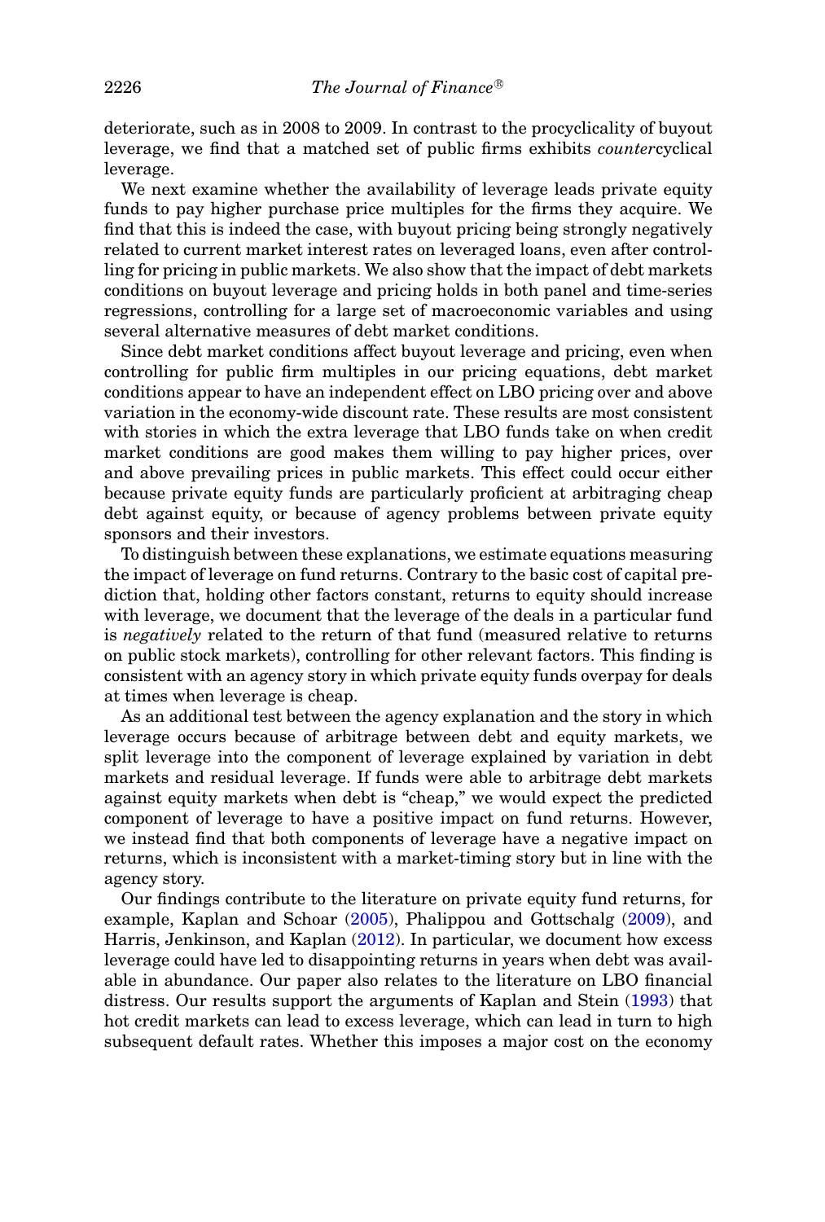deteriorate, such as in 2008 to 2009. In contrast to the procyclicality of buyout leverage, we find that a matched set of public firms exhibits *counter*cyclical leverage.

We next examine whether the availability of leverage leads private equity funds to pay higher purchase price multiples for the firms they acquire. We find that this is indeed the case, with buyout pricing being strongly negatively related to current market interest rates on leveraged loans, even after controlling for pricing in public markets. We also show that the impact of debt markets conditions on buyout leverage and pricing holds in both panel and time-series regressions, controlling for a large set of macroeconomic variables and using several alternative measures of debt market conditions.

Since debt market conditions affect buyout leverage and pricing, even when controlling for public firm multiples in our pricing equations, debt market conditions appear to have an independent effect on LBO pricing over and above variation in the economy-wide discount rate. These results are most consistent with stories in which the extra leverage that LBO funds take on when credit market conditions are good makes them willing to pay higher prices, over and above prevailing prices in public markets. This effect could occur either because private equity funds are particularly proficient at arbitraging cheap debt against equity, or because of agency problems between private equity sponsors and their investors.

To distinguish between these explanations, we estimate equations measuring the impact of leverage on fund returns. Contrary to the basic cost of capital prediction that, holding other factors constant, returns to equity should increase with leverage, we document that the leverage of the deals in a particular fund is *negatively* related to the return of that fund (measured relative to returns on public stock markets), controlling for other relevant factors. This finding is consistent with an agency story in which private equity funds overpay for deals at times when leverage is cheap.

As an additional test between the agency explanation and the story in which leverage occurs because of arbitrage between debt and equity markets, we split leverage into the component of leverage explained by variation in debt markets and residual leverage. If funds were able to arbitrage debt markets against equity markets when debt is "cheap," we would expect the predicted component of leverage to have a positive impact on fund returns. However, we instead find that both components of leverage have a negative impact on returns, which is inconsistent with a market-timing story but in line with the agency story.

Our findings contribute to the literature on private equity fund returns, for example, Kaplan and Schoar (2005), Phalippou and Gottschalg (2009), and Harris, Jenkinson, and Kaplan (2012). In particular, we document how excess leverage could have led to disappointing returns in years when debt was available in abundance. Our paper also relates to the literature on LBO financial distress. Our results support the arguments of Kaplan and Stein (1993) that hot credit markets can lead to excess leverage, which can lead in turn to high subsequent default rates. Whether this imposes a major cost on the economy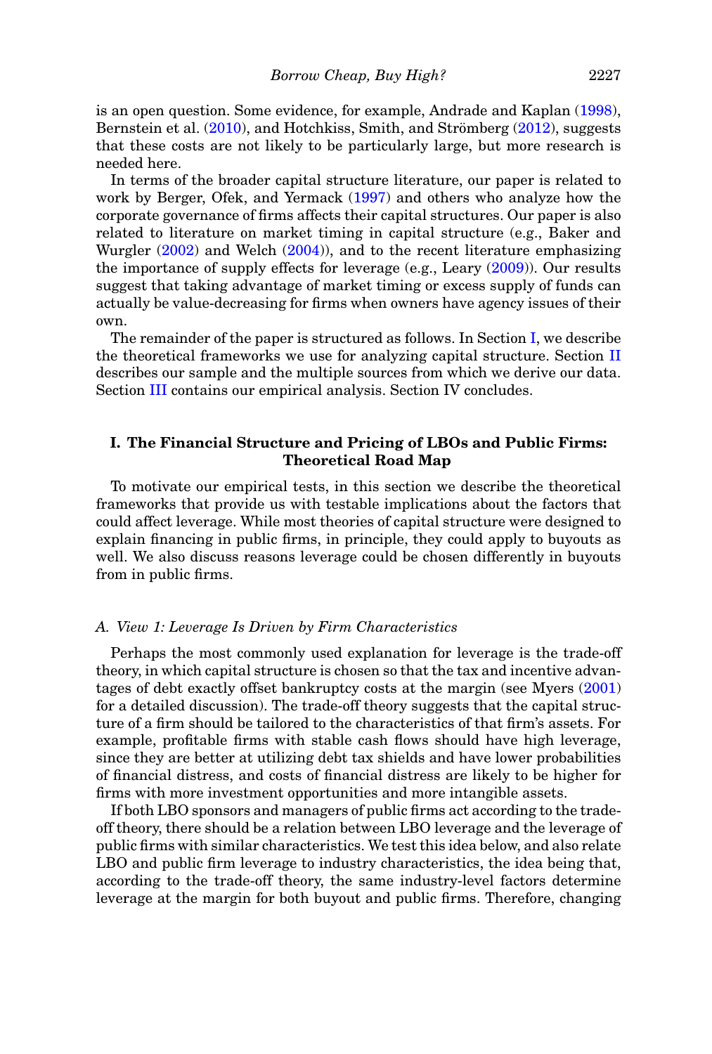is an open question. Some evidence, for example, Andrade and Kaplan (1998), Bernstein et al. (2010), and Hotchkiss, Smith, and Strömberg (2012), suggests that these costs are not likely to be particularly large, but more research is needed here.

In terms of the broader capital structure literature, our paper is related to work by Berger, Ofek, and Yermack (1997) and others who analyze how the corporate governance of firms affects their capital structures. Our paper is also related to literature on market timing in capital structure (e.g., Baker and Wurgler (2002) and Welch (2004)), and to the recent literature emphasizing the importance of supply effects for leverage (e.g., Leary (2009)). Our results suggest that taking advantage of market timing or excess supply of funds can actually be value-decreasing for firms when owners have agency issues of their own.

The remainder of the paper is structured as follows. In Section I, we describe the theoretical frameworks we use for analyzing capital structure. Section II describes our sample and the multiple sources from which we derive our data. Section III contains our empirical analysis. Section IV concludes.

## I. The Financial Structure and Pricing of LBOs and Public Firms: Theoretical Road Map

To motivate our empirical tests, in this section we describe the theoretical frameworks that provide us with testable implications about the factors that could affect leverage. While most theories of capital structure were designed to explain financing in public firms, in principle, they could apply to buyouts as well. We also discuss reasons leverage could be chosen differently in buyouts from in public firms.

### *A. View 1: Leverage Is Driven by Firm Characteristics*

Perhaps the most commonly used explanation for leverage is the trade-off theory, in which capital structure is chosen so that the tax and incentive advantages of debt exactly offset bankruptcy costs at the margin (see Myers (2001) for a detailed discussion). The trade-off theory suggests that the capital structure of a firm should be tailored to the characteristics of that firm's assets. For example, profitable firms with stable cash flows should have high leverage, since they are better at utilizing debt tax shields and have lower probabilities of financial distress, and costs of financial distress are likely to be higher for firms with more investment opportunities and more intangible assets.

If both LBO sponsors and managers of public firms act according to the trade-off theory, there should be a relation between LBO leverage and the leverage of public firms with similar characteristics. We test this idea below, and also relate LBO and public firm leverage to industry characteristics, the idea being that, according to the trade-off theory, the same industry-level factors determine leverage at the margin for both buyout and public firms. Therefore, changing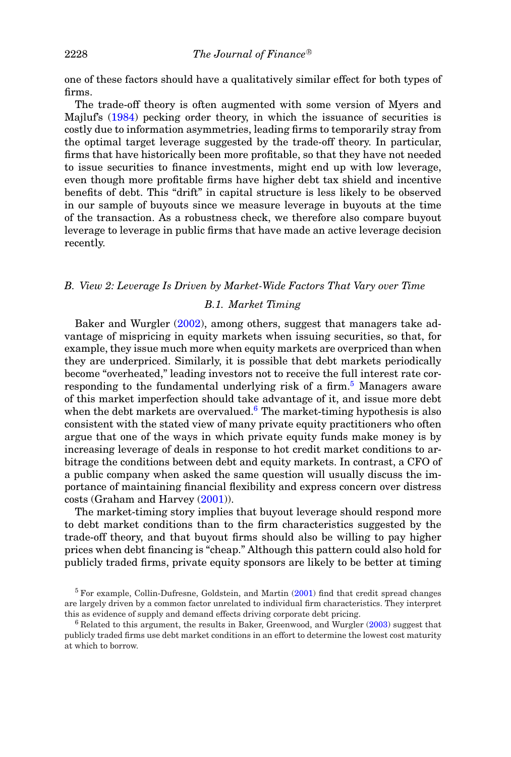one of these factors should have a qualitatively similar effect for both types of firms.

The trade-off theory is often augmented with some version of Myers and Majluf's (1984) pecking order theory, in which the issuance of securities is costly due to information asymmetries, leading firms to temporarily stray from the optimal target leverage suggested by the trade-off theory. In particular, firms that have historically been more profitable, so that they have not needed to issue securities to finance investments, might end up with low leverage, even though more profitable firms have higher debt tax shield and incentive benefits of debt. This "drift" in capital structure is less likely to be observed in our sample of buyouts since we measure leverage in buyouts at the time of the transaction. As a robustness check, we therefore also compare buyout leverage to leverage in public firms that have made an active leverage decision recently.

### *B. View 2: Leverage Is Driven by Market-Wide Factors That Vary over Time*

#### *B.1. Market Timing*

Baker and Wurgler (2002), among others, suggest that managers take advantage of mispricing in equity markets when issuing securities, so that, for example, they issue much more when equity markets are overpriced than when they are underpriced. Similarly, it is possible that debt markets periodically become "overheated," leading investors not to receive the full interest rate corresponding to the fundamental underlying risk of a firm.[5] Managers aware of this market imperfection should take advantage of it, and issue more debt when the debt markets are overvalued.[6] The market-timing hypothesis is also consistent with the stated view of many private equity practitioners who often argue that one of the ways in which private equity funds make money is by increasing leverage of deals in response to hot credit market conditions to arbitrage the conditions between debt and equity markets. In contrast, a CFO of a public company when asked the same question will usually discuss the importance of maintaining financial flexibility and express concern over distress costs (Graham and Harvey (2001)).

The market-timing story implies that buyout leverage should respond more to debt market conditions than to the firm characteristics suggested by the trade-off theory, and that buyout firms should also be willing to pay higher prices when debt financing is "cheap." Although this pattern could also hold for publicly traded firms, private equity sponsors are likely to be better at timing

[5] For example, Collin-Dufresne, Goldstein, and Martin (2001) find that credit spread changes are largely driven by a common factor unrelated to individual firm characteristics. They interpret this as evidence of supply and demand effects driving corporate debt pricing.

[6] Related to this argument, the results in Baker, Greenwood, and Wurgler (2003) suggest that publicly traded firms use debt market conditions in an effort to determine the lowest cost maturity at which to borrow.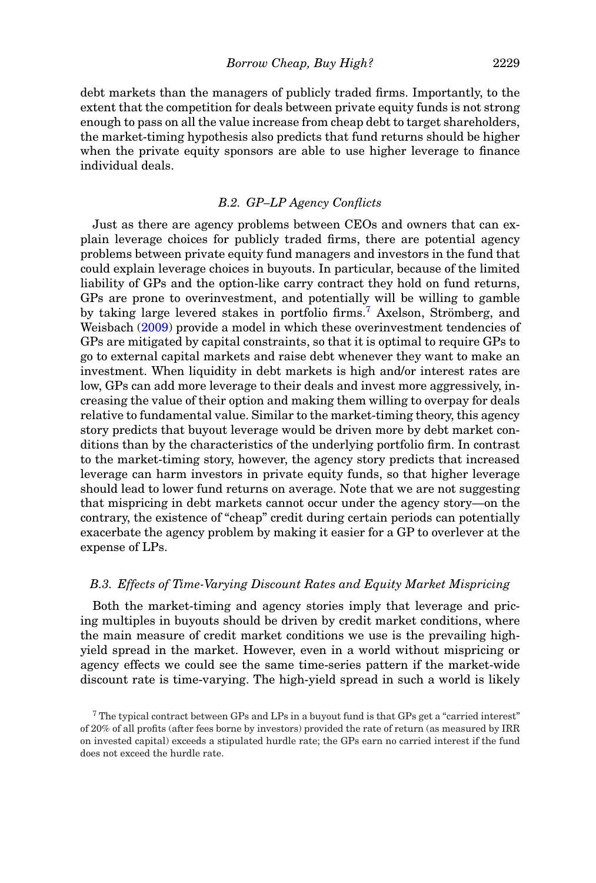debt markets than the managers of publicly traded firms. Importantly, to the extent that the competition for deals between private equity funds is not strong enough to pass on all the value increase from cheap debt to target shareholders, the market-timing hypothesis also predicts that fund returns should be higher when the private equity sponsors are able to use higher leverage to finance individual deals.

### *B.2. GP–LP Agency Conflicts*

Just as there are agency problems between CEOs and owners that can explain leverage choices for publicly traded firms, there are potential agency problems between private equity fund managers and investors in the fund that could explain leverage choices in buyouts. In particular, because of the limited liability of GPs and the option-like carry contract they hold on fund returns, GPs are prone to overinvestment, and potentially will be willing to gamble by taking large levered stakes in portfolio firms.[7] Axelson, Strömberg, and Weisbach (2009) provide a model in which these overinvestment tendencies of GPs are mitigated by capital constraints, so that it is optimal to require GPs to go to external capital markets and raise debt whenever they want to make an investment. When liquidity in debt markets is high and/or interest rates are low, GPs can add more leverage to their deals and invest more aggressively, increasing the value of their option and making them willing to overpay for deals relative to fundamental value. Similar to the market-timing theory, this agency story predicts that buyout leverage would be driven more by debt market conditions than by the characteristics of the underlying portfolio firm. In contrast to the market-timing story, however, the agency story predicts that increased leverage can harm investors in private equity funds, so that higher leverage should lead to lower fund returns on average. Note that we are not suggesting that mispricing in debt markets cannot occur under the agency story—on the contrary, the existence of "cheap" credit during certain periods can potentially exacerbate the agency problem by making it easier for a GP to overlever at the expense of LPs.

### *B.3. Effects of Time-Varying Discount Rates and Equity Market Mispricing*

Both the market-timing and agency stories imply that leverage and pricing multiples in buyouts should be driven by credit market conditions, where the main measure of credit market conditions we use is the prevailing high-yield spread in the market. However, even in a world without mispricing or agency effects we could see the same time-series pattern if the market-wide discount rate is time-varying. The high-yield spread in such a world is likely

[7] The typical contract between GPs and LPs in a buyout fund is that GPs get a "carried interest" of 20% of all profits (after fees borne by investors) provided the rate of return (as measured by IRR on invested capital) exceeds a stipulated hurdle rate; the GPs earn no carried interest if the fund does not exceed the hurdle rate.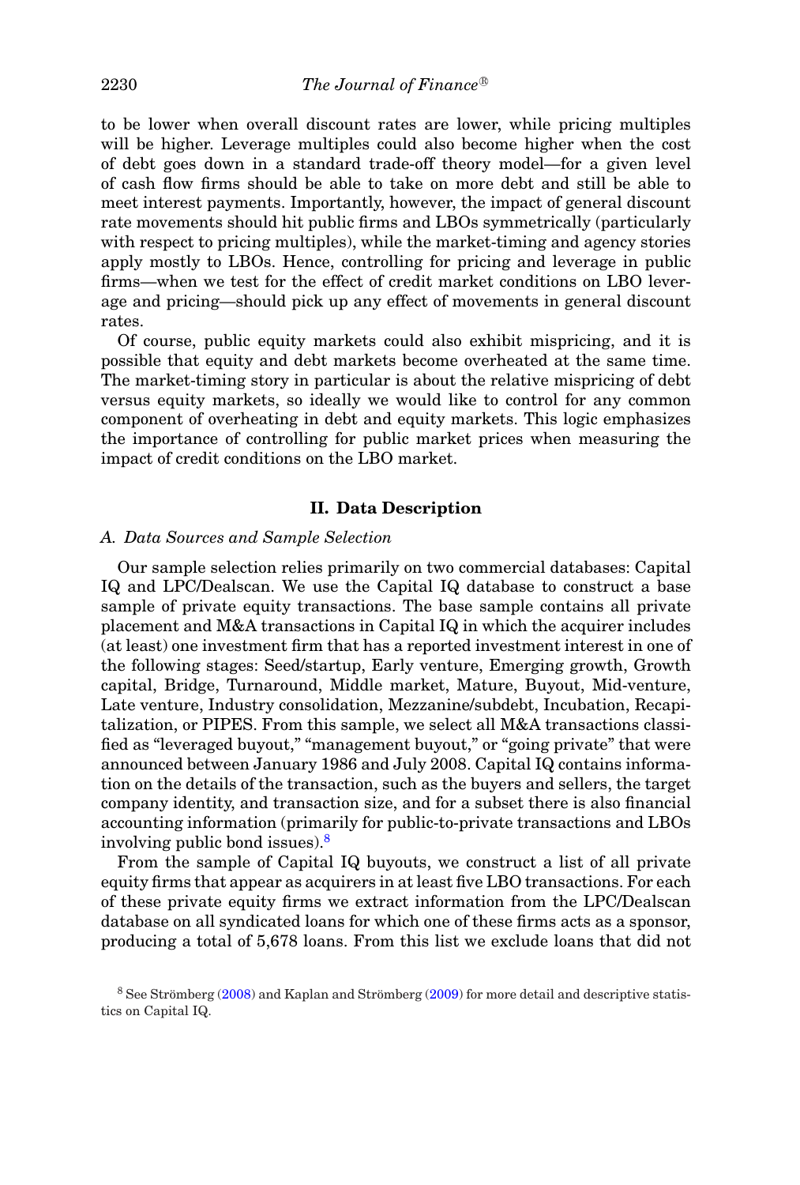to be lower when overall discount rates are lower, while pricing multiples will be higher. Leverage multiples could also become higher when the cost of debt goes down in a standard trade-off theory model—for a given level of cash flow firms should be able to take on more debt and still be able to meet interest payments. Importantly, however, the impact of general discount rate movements should hit public firms and LBOs symmetrically (particularly with respect to pricing multiples), while the market-timing and agency stories apply mostly to LBOs. Hence, controlling for pricing and leverage in public firms—when we test for the effect of credit market conditions on LBO leverage and pricing—should pick up any effect of movements in general discount rates.

Of course, public equity markets could also exhibit mispricing, and it is possible that equity and debt markets become overheated at the same time. The market-timing story in particular is about the relative mispricing of debt versus equity markets, so ideally we would like to control for any common component of overheating in debt and equity markets. This logic emphasizes the importance of controlling for public market prices when measuring the impact of credit conditions on the LBO market.

## II. Data Description

### A. Data Sources and Sample Selection

Our sample selection relies primarily on two commercial databases: Capital IQ and LPC/Dealscan. We use the Capital IQ database to construct a base sample of private equity transactions. The base sample contains all private placement and M&A transactions in Capital IQ in which the acquirer includes (at least) one investment firm that has a reported investment interest in one of the following stages: Seed/startup, Early venture, Emerging growth, Growth capital, Bridge, Turnaround, Middle market, Mature, Buyout, Mid-venture, Late venture, Industry consolidation, Mezzanine/subdebt, Incubation, Recapitalization, or PIPES. From this sample, we select all M&A transactions classified as "leveraged buyout," "management buyout," or "going private" that were announced between January 1986 and July 2008. Capital IQ contains information on the details of the transaction, such as the buyers and sellers, the target company identity, and transaction size, and for a subset there is also financial accounting information (primarily for public-to-private transactions and LBOs involving public bond issues).[8]

From the sample of Capital IQ buyouts, we construct a list of all private equity firms that appear as acquirers in at least five LBO transactions. For each of these private equity firms we extract information from the LPC/Dealscan database on all syndicated loans for which one of these firms acts as a sponsor, producing a total of 5,678 loans. From this list we exclude loans that did not

[8] See Strömberg (2008) and Kaplan and Strömberg (2009) for more detail and descriptive statistics on Capital IQ.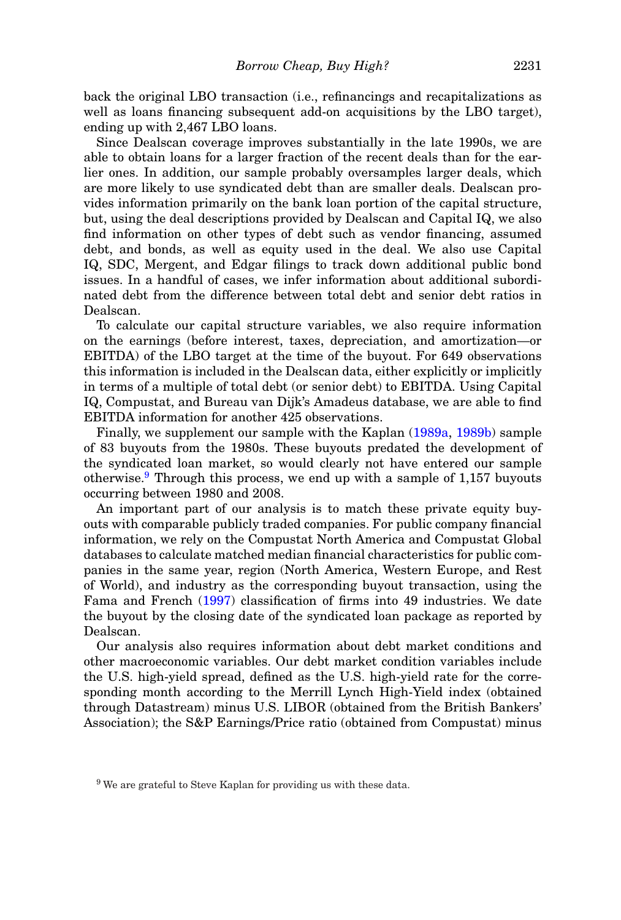back the original LBO transaction (i.e., refinancings and recapitalizations as well as loans financing subsequent add-on acquisitions by the LBO target), ending up with 2,467 LBO loans.

Since Dealscan coverage improves substantially in the late 1990s, we are able to obtain loans for a larger fraction of the recent deals than for the earlier ones. In addition, our sample probably oversamples larger deals, which are more likely to use syndicated debt than are smaller deals. Dealscan provides information primarily on the bank loan portion of the capital structure, but, using the deal descriptions provided by Dealscan and Capital IQ, we also find information on other types of debt such as vendor financing, assumed debt, and bonds, as well as equity used in the deal. We also use Capital IQ, SDC, Mergent, and Edgar filings to track down additional public bond issues. In a handful of cases, we infer information about additional subordinated debt from the difference between total debt and senior debt ratios in Dealscan.

To calculate our capital structure variables, we also require information on the earnings (before interest, taxes, depreciation, and amortization—or EBITDA) of the LBO target at the time of the buyout. For 649 observations this information is included in the Dealscan data, either explicitly or implicitly in terms of a multiple of total debt (or senior debt) to EBITDA. Using Capital IQ, Compustat, and Bureau van Dijk's Amadeus database, we are able to find EBITDA information for another 425 observations.

Finally, we supplement our sample with the Kaplan (1989a, 1989b) sample of 83 buyouts from the 1980s. These buyouts predated the development of the syndicated loan market, so would clearly not have entered our sample otherwise.[9] Through this process, we end up with a sample of 1,157 buyouts occurring between 1980 and 2008.

An important part of our analysis is to match these private equity buyouts with comparable publicly traded companies. For public company financial information, we rely on the Compustat North America and Compustat Global databases to calculate matched median financial characteristics for public companies in the same year, region (North America, Western Europe, and Rest of World), and industry as the corresponding buyout transaction, using the Fama and French (1997) classification of firms into 49 industries. We date the buyout by the closing date of the syndicated loan package as reported by Dealscan.

Our analysis also requires information about debt market conditions and other macroeconomic variables. Our debt market condition variables include the U.S. high-yield spread, defined as the U.S. high-yield rate for the corresponding month according to the Merrill Lynch High-Yield index (obtained through Datastream) minus U.S. LIBOR (obtained from the British Bankers' Association); the S&P Earnings/Price ratio (obtained from Compustat) minus

[9] We are grateful to Steve Kaplan for providing us with these data.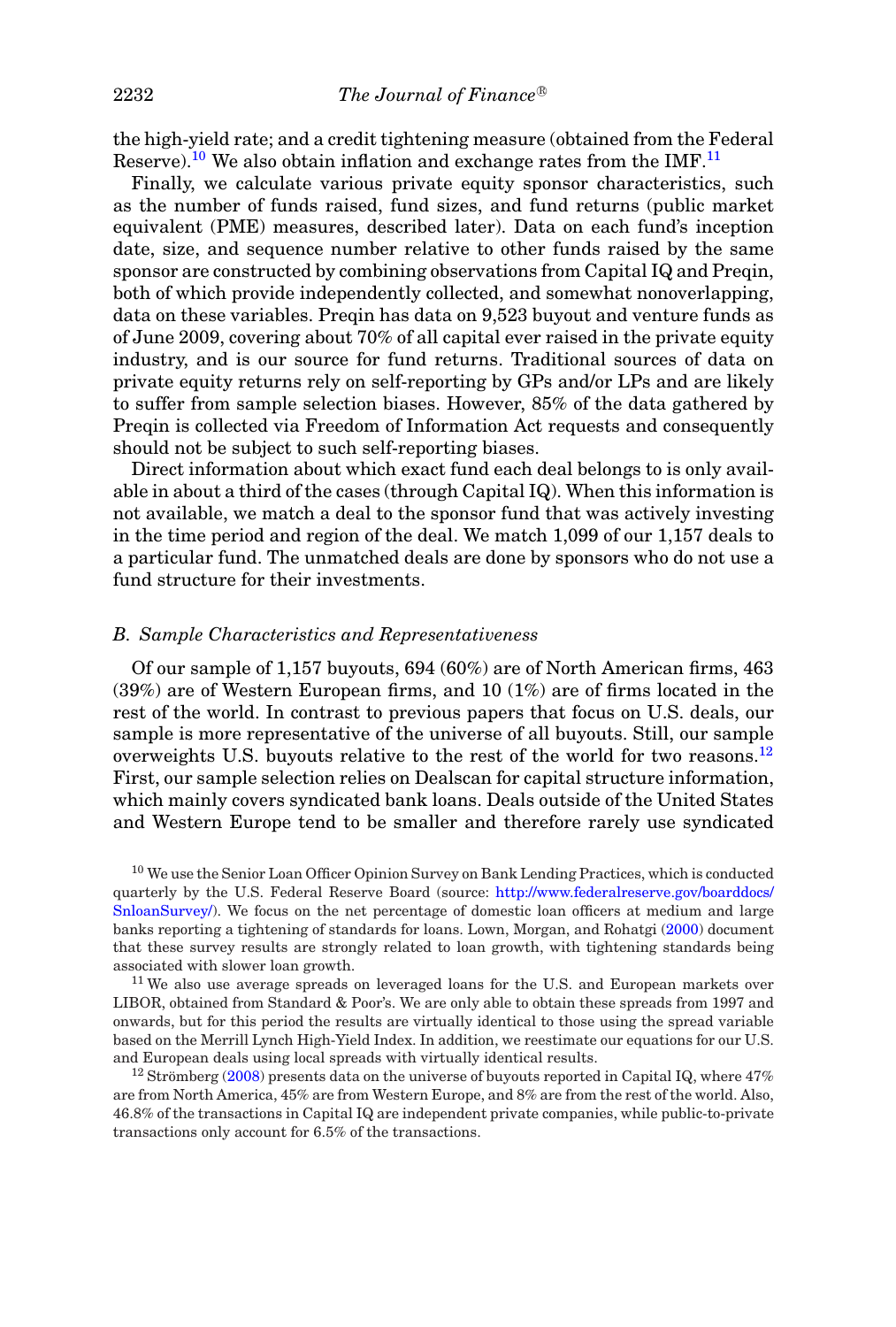the high-yield rate; and a credit tightening measure (obtained from the Federal Reserve).[10] We also obtain inflation and exchange rates from the IMF.[11]

Finally, we calculate various private equity sponsor characteristics, such as the number of funds raised, fund sizes, and fund returns (public market equivalent (PME) measures, described later). Data on each fund's inception date, size, and sequence number relative to other funds raised by the same sponsor are constructed by combining observations from Capital IQ and Preqin, both of which provide independently collected, and somewhat nonoverlapping, data on these variables. Preqin has data on 9,523 buyout and venture funds as of June 2009, covering about 70% of all capital ever raised in the private equity industry, and is our source for fund returns. Traditional sources of data on private equity returns rely on self-reporting by GPs and/or LPs and are likely to suffer from sample selection biases. However, 85% of the data gathered by Preqin is collected via Freedom of Information Act requests and consequently should not be subject to such self-reporting biases.

Direct information about which exact fund each deal belongs to is only available in about a third of the cases (through Capital IQ). When this information is not available, we match a deal to the sponsor fund that was actively investing in the time period and region of the deal. We match 1,099 of our 1,157 deals to a particular fund. The unmatched deals are done by sponsors who do not use a fund structure for their investments.

### *B. Sample Characteristics and Representativeness*

Of our sample of 1,157 buyouts, 694 (60%) are of North American firms, 463 (39%) are of Western European firms, and 10 (1%) are of firms located in the rest of the world. In contrast to previous papers that focus on U.S. deals, our sample is more representative of the universe of all buyouts. Still, our sample overweights U.S. buyouts relative to the rest of the world for two reasons.[12] First, our sample selection relies on Dealscan for capital structure information, which mainly covers syndicated bank loans. Deals outside of the United States and Western Europe tend to be smaller and therefore rarely use syndicated

---

[10] We use the Senior Loan Officer Opinion Survey on Bank Lending Practices, which is conducted quarterly by the U.S. Federal Reserve Board (source: http://www.federalreserve.gov/boarddocs/SnloanSurvey/). We focus on the net percentage of domestic loan officers at medium and large banks reporting a tightening of standards for loans. Lown, Morgan, and Rohatgi (2000) document that these survey results are strongly related to loan growth, with tightening standards being associated with slower loan growth.

[11] We also use average spreads on leveraged loans for the U.S. and European markets over LIBOR, obtained from Standard & Poor's. We are only able to obtain these spreads from 1997 and onwards, but for this period the results are virtually identical to those using the spread variable based on the Merrill Lynch High-Yield Index. In addition, we reestimate our equations for our U.S. and European deals using local spreads with virtually identical results.

[12] Strömberg (2008) presents data on the universe of buyouts reported in Capital IQ, where 47% are from North America, 45% are from Western Europe, and 8% are from the rest of the world. Also, 46.8% of the transactions in Capital IQ are independent private companies, while public-to-private transactions only account for 6.5% of the transactions.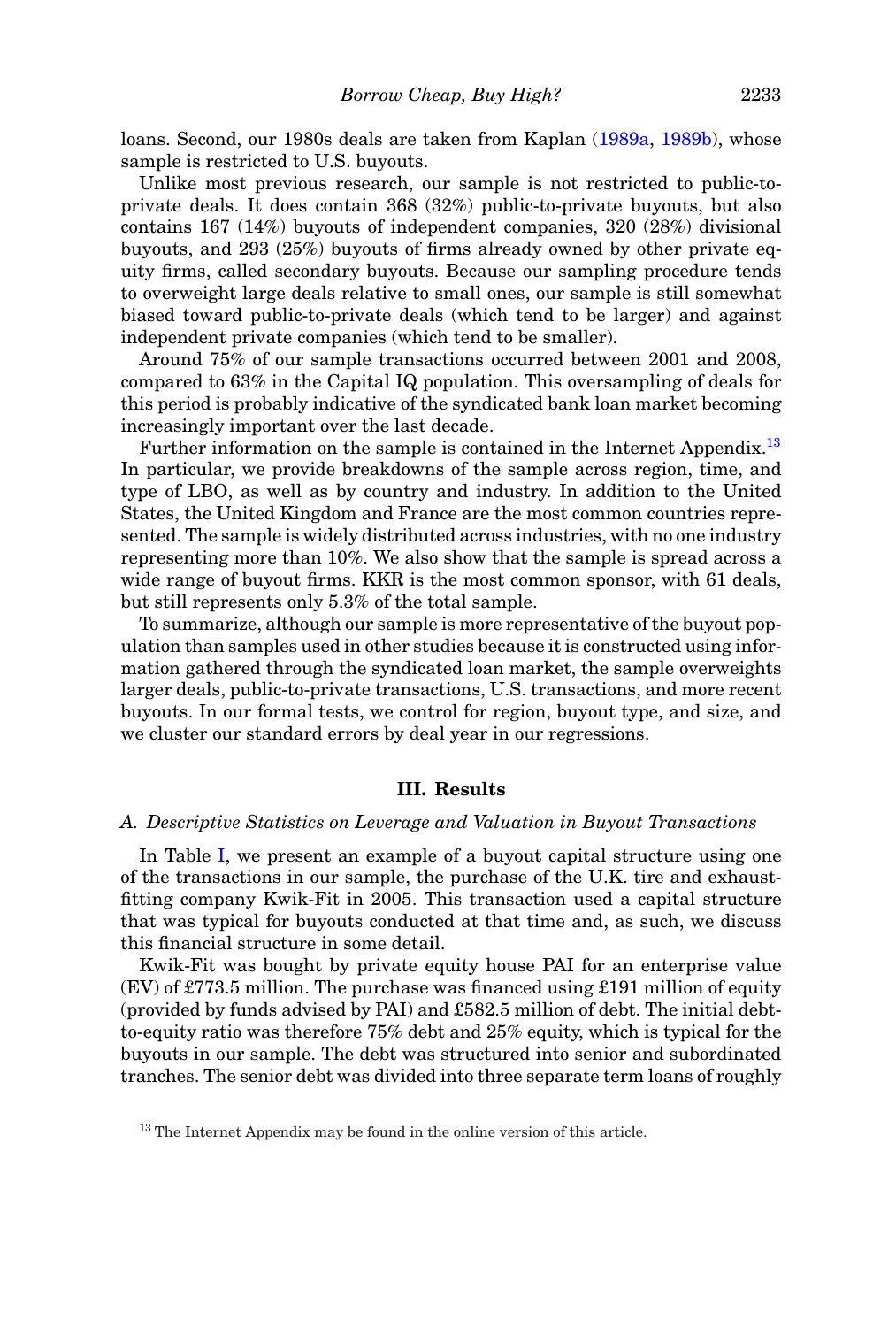loans. Second, our 1980s deals are taken from Kaplan (1989a, 1989b), whose sample is restricted to U.S. buyouts.

Unlike most previous research, our sample is not restricted to public-to-private deals. It does contain 368 (32%) public-to-private buyouts, but also contains 167 (14%) buyouts of independent companies, 320 (28%) divisional buyouts, and 293 (25%) buyouts of firms already owned by other private equity firms, called secondary buyouts. Because our sampling procedure tends to overweight large deals relative to small ones, our sample is still somewhat biased toward public-to-private deals (which tend to be larger) and against independent private companies (which tend to be smaller).

Around 75% of our sample transactions occurred between 2001 and 2008, compared to 63% in the Capital IQ population. This oversampling of deals for this period is probably indicative of the syndicated bank loan market becoming increasingly important over the last decade.

Further information on the sample is contained in the Internet Appendix.[13] In particular, we provide breakdowns of the sample across region, time, and type of LBO, as well as by country and industry. In addition to the United States, the United Kingdom and France are the most common countries represented. The sample is widely distributed across industries, with no one industry representing more than 10%. We also show that the sample is spread across a wide range of buyout firms. KKR is the most common sponsor, with 61 deals, but still represents only 5.3% of the total sample.

To summarize, although our sample is more representative of the buyout population than samples used in other studies because it is constructed using information gathered through the syndicated loan market, the sample overweights larger deals, public-to-private transactions, U.S. transactions, and more recent buyouts. In our formal tests, we control for region, buyout type, and size, and we cluster our standard errors by deal year in our regressions.

## III. Results

### A. Descriptive Statistics on Leverage and Valuation in Buyout Transactions

In Table I, we present an example of a buyout capital structure using one of the transactions in our sample, the purchase of the U.K. tire and exhaust-fitting company Kwik-Fit in 2005. This transaction used a capital structure that was typical for buyouts conducted at that time and, as such, we discuss this financial structure in some detail.

Kwik-Fit was bought by private equity house PAI for an enterprise value (EV) of £773.5 million. The purchase was financed using £191 million of equity (provided by funds advised by PAI) and £582.5 million of debt. The initial debt-to-equity ratio was therefore 75% debt and 25% equity, which is typical for the buyouts in our sample. The debt was structured into senior and subordinated tranches. The senior debt was divided into three separate term loans of roughly

[13] The Internet Appendix may be found in the online version of this article.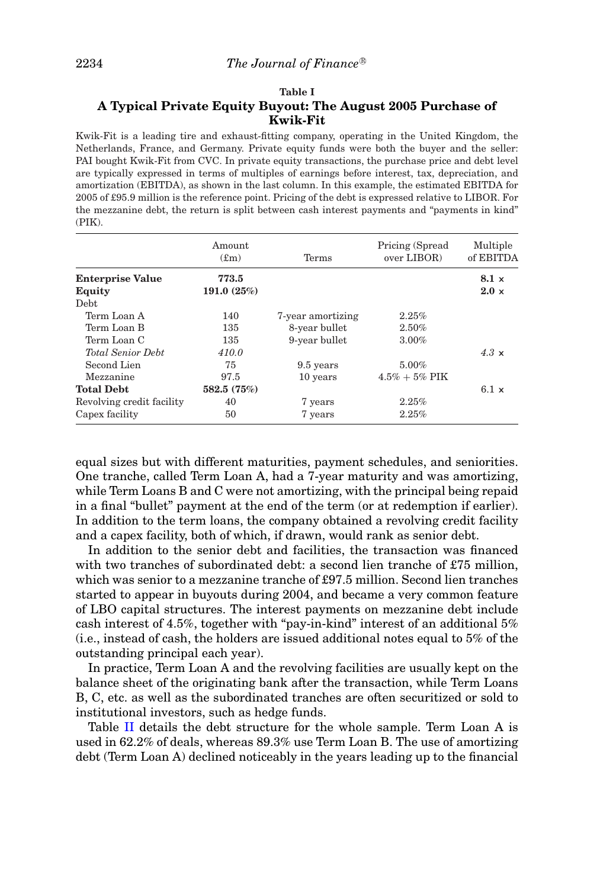**Table I**

**A Typical Private Equity Buyout: The August 2005 Purchase of Kwik-Fit**

Kwik-Fit is a leading tire and exhaust-fitting company, operating in the United Kingdom, the Netherlands, France, and Germany. Private equity funds were both the buyer and the seller: PAI bought Kwik-Fit from CVC. In private equity transactions, the purchase price and debt level are typically expressed in terms of multiples of earnings before interest, tax, depreciation, and amortization (EBITDA), as shown in the last column. In this example, the estimated EBITDA for 2005 of £95.9 million is the reference point. Pricing of the debt is expressed relative to LIBOR. For the mezzanine debt, the return is split between cash interest payments and "payments in kind" (PIK).

| | Amount (£m) | Terms | Pricing (Spread over LIBOR) | Multiple of EBITDA |
|---|---|---|---|---|
| **Enterprise Value** | **773.5** | | | **8.1 ×** |
| **Equity** | **191.0 (25%)** | | | **2.0 ×** |
| Debt | | | | |
| Term Loan A | 140 | 7-year amortizing | 2.25% | |
| Term Loan B | 135 | 8-year bullet | 2.50% | |
| Term Loan C | 135 | 9-year bullet | 3.00% | |
| *Total Senior Debt* | *410.0* | | | *4.3 ×* |
| Second Lien | 75 | 9.5 years | 5.00% | |
| Mezzanine | 97.5 | 10 years | 4.5% + 5% PIK | |
| **Total Debt** | **582.5 (75%)** | | | 6.1 × |
| Revolving credit facility | 40 | 7 years | 2.25% | |
| Capex facility | 50 | 7 years | 2.25% | |

equal sizes but with different maturities, payment schedules, and seniorities. One tranche, called Term Loan A, had a 7-year maturity and was amortizing, while Term Loans B and C were not amortizing, with the principal being repaid in a final "bullet" payment at the end of the term (or at redemption if earlier). In addition to the term loans, the company obtained a revolving credit facility and a capex facility, both of which, if drawn, would rank as senior debt.

In addition to the senior debt and facilities, the transaction was financed with two tranches of subordinated debt: a second lien tranche of £75 million, which was senior to a mezzanine tranche of £97.5 million. Second lien tranches started to appear in buyouts during 2004, and became a very common feature of LBO capital structures. The interest payments on mezzanine debt include cash interest of 4.5%, together with "pay-in-kind" interest of an additional 5% (i.e., instead of cash, the holders are issued additional notes equal to 5% of the outstanding principal each year).

In practice, Term Loan A and the revolving facilities are usually kept on the balance sheet of the originating bank after the transaction, while Term Loans B, C, etc. as well as the subordinated tranches are often securitized or sold to institutional investors, such as hedge funds.

Table II details the debt structure for the whole sample. Term Loan A is used in 62.2% of deals, whereas 89.3% use Term Loan B. The use of amortizing debt (Term Loan A) declined noticeably in the years leading up to the financial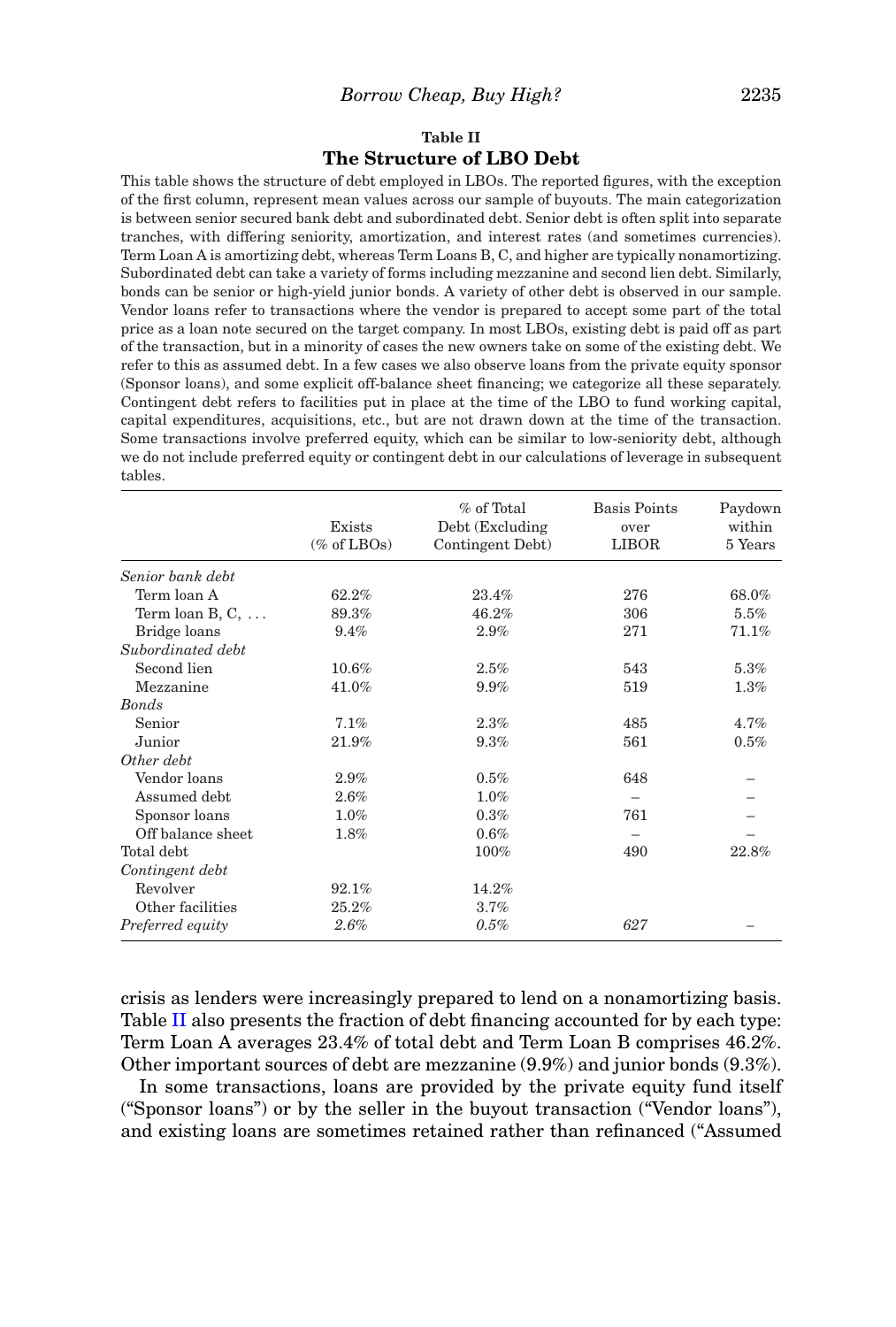**Table II**

**The Structure of LBO Debt**

This table shows the structure of debt employed in LBOs. The reported figures, with the exception of the first column, represent mean values across our sample of buyouts. The main categorization is between senior secured bank debt and subordinated debt. Senior debt is often split into separate tranches, with differing seniority, amortization, and interest rates (and sometimes currencies). Term Loan A is amortizing debt, whereas Term Loans B, C, and higher are typically nonamortizing. Subordinated debt can take a variety of forms including mezzanine and second lien debt. Similarly, bonds can be senior or high-yield junior bonds. A variety of other debt is observed in our sample. Vendor loans refer to transactions where the vendor is prepared to accept some part of the total price as a loan note secured on the target company. In most LBOs, existing debt is paid off as part of the transaction, but in a minority of cases the new owners take on some of the existing debt. We refer to this as assumed debt. In a few cases we also observe loans from the private equity sponsor (Sponsor loans), and some explicit off-balance sheet financing; we categorize all these separately. Contingent debt refers to facilities put in place at the time of the LBO to fund working capital, capital expenditures, acquisitions, etc., but are not drawn down at the time of the transaction. Some transactions involve preferred equity, which can be similar to low-seniority debt, although we do not include preferred equity or contingent debt in our calculations of leverage in subsequent tables.

| | Exists (% of LBOs) | % of Total Debt (Excluding Contingent Debt) | Basis Points over LIBOR | Paydown within 5 Years |
|---|---|---|---|---|
| *Senior bank debt* | | | | |
| Term loan A | 62.2% | 23.4% | 276 | 68.0% |
| Term loan B, C, ... | 89.3% | 46.2% | 306 | 5.5% |
| Bridge loans | 9.4% | 2.9% | 271 | 71.1% |
| *Subordinated debt* | | | | |
| Second lien | 10.6% | 2.5% | 543 | 5.3% |
| Mezzanine | 41.0% | 9.9% | 519 | 1.3% |
| *Bonds* | | | | |
| Senior | 7.1% | 2.3% | 485 | 4.7% |
| Junior | 21.9% | 9.3% | 561 | 0.5% |
| *Other debt* | | | | |
| Vendor loans | 2.9% | 0.5% | 648 | – |
| Assumed debt | 2.6% | 1.0% | – | – |
| Sponsor loans | 1.0% | 0.3% | 761 | – |
| Off balance sheet | 1.8% | 0.6% | – | – |
| Total debt | | 100% | 490 | 22.8% |
| *Contingent debt* | | | | |
| Revolver | 92.1% | 14.2% | | |
| Other facilities | 25.2% | 3.7% | | |
| *Preferred equity* | *2.6%* | *0.5%* | *627* | – |

crisis as lenders were increasingly prepared to lend on a nonamortizing basis. Table II also presents the fraction of debt financing accounted for by each type: Term Loan A averages 23.4% of total debt and Term Loan B comprises 46.2%. Other important sources of debt are mezzanine (9.9%) and junior bonds (9.3%).

In some transactions, loans are provided by the private equity fund itself ("Sponsor loans") or by the seller in the buyout transaction ("Vendor loans"), and existing loans are sometimes retained rather than refinanced ("Assumed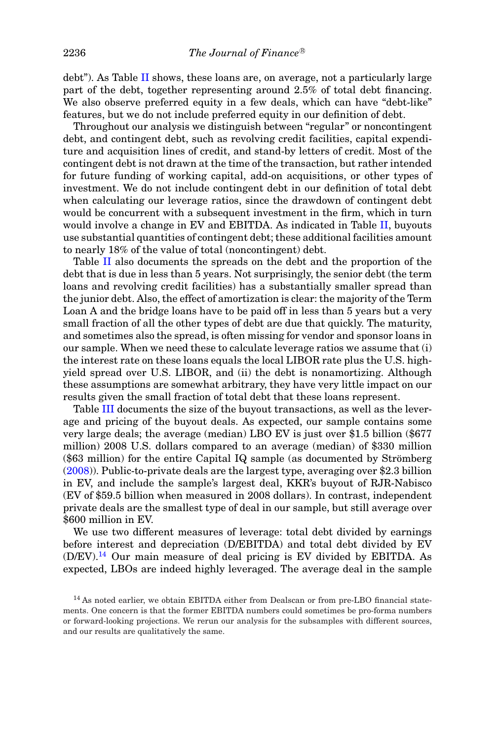debt"). As Table II shows, these loans are, on average, not a particularly large part of the debt, together representing around 2.5% of total debt financing. We also observe preferred equity in a few deals, which can have "debt-like" features, but we do not include preferred equity in our definition of debt.

Throughout our analysis we distinguish between "regular" or noncontingent debt, and contingent debt, such as revolving credit facilities, capital expenditure and acquisition lines of credit, and stand-by letters of credit. Most of the contingent debt is not drawn at the time of the transaction, but rather intended for future funding of working capital, add-on acquisitions, or other types of investment. We do not include contingent debt in our definition of total debt when calculating our leverage ratios, since the drawdown of contingent debt would be concurrent with a subsequent investment in the firm, which in turn would involve a change in EV and EBITDA. As indicated in Table II, buyouts use substantial quantities of contingent debt; these additional facilities amount to nearly 18% of the value of total (noncontingent) debt.

Table II also documents the spreads on the debt and the proportion of the debt that is due in less than 5 years. Not surprisingly, the senior debt (the term loans and revolving credit facilities) has a substantially smaller spread than the junior debt. Also, the effect of amortization is clear: the majority of the Term Loan A and the bridge loans have to be paid off in less than 5 years but a very small fraction of all the other types of debt are due that quickly. The maturity, and sometimes also the spread, is often missing for vendor and sponsor loans in our sample. When we need these to calculate leverage ratios we assume that (i) the interest rate on these loans equals the local LIBOR rate plus the U.S. high-yield spread over U.S. LIBOR, and (ii) the debt is nonamortizing. Although these assumptions are somewhat arbitrary, they have very little impact on our results given the small fraction of total debt that these loans represent.

Table III documents the size of the buyout transactions, as well as the leverage and pricing of the buyout deals. As expected, our sample contains some very large deals; the average (median) LBO EV is just over $1.5 billion ($677 million) 2008 U.S. dollars compared to an average (median) of $330 million ($63 million) for the entire Capital IQ sample (as documented by Strömberg (2008)). Public-to-private deals are the largest type, averaging over $2.3 billion in EV, and include the sample's largest deal, KKR's buyout of RJR-Nabisco (EV of $59.5 billion when measured in 2008 dollars). In contrast, independent private deals are the smallest type of deal in our sample, but still average over $600 million in EV.

We use two different measures of leverage: total debt divided by earnings before interest and depreciation (D/EBITDA) and total debt divided by EV (D/EV).[14] Our main measure of deal pricing is EV divided by EBITDA. As expected, LBOs are indeed highly leveraged. The average deal in the sample

[14] As noted earlier, we obtain EBITDA either from Dealscan or from pre-LBO financial statements. One concern is that the former EBITDA numbers could sometimes be pro-forma numbers or forward-looking projections. We rerun our analysis for the subsamples with different sources, and our results are qualitatively the same.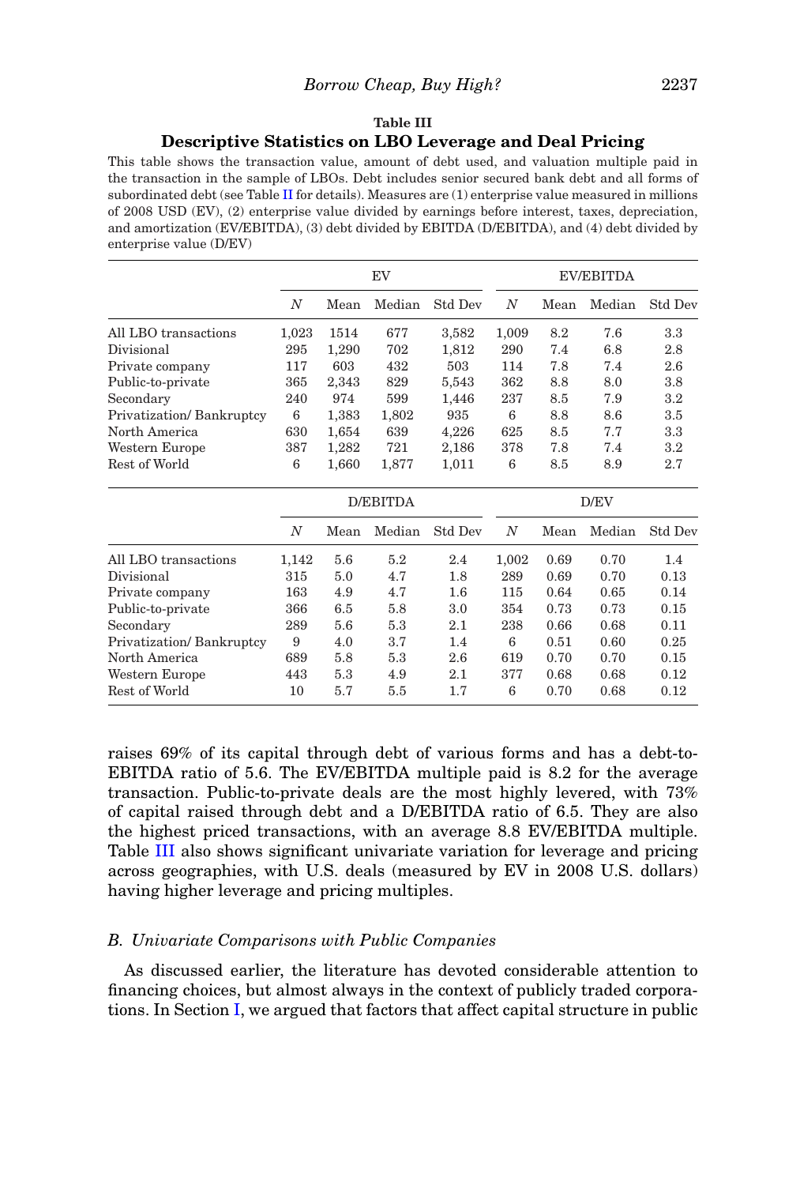**Table III**

**Descriptive Statistics on LBO Leverage and Deal Pricing**

This table shows the transaction value, amount of debt used, and valuation multiple paid in the transaction in the sample of LBOs. Debt includes senior secured bank debt and all forms of subordinated debt (see Table II for details). Measures are (1) enterprise value measured in millions of 2008 USD (EV), (2) enterprise value divided by earnings before interest, taxes, depreciation, and amortization (EV/EBITDA), (3) debt divided by EBITDA (D/EBITDA), and (4) debt divided by enterprise value (D/EV)

| | EV | | | | EV/EBITDA | | | |
|---|---|---|---|---|---|---|---|---|
| | *N* | Mean | Median | Std Dev | *N* | Mean | Median | Std Dev |
| All LBO transactions | 1,023 | 1514 | 677 | 3,582 | 1,009 | 8.2 | 7.6 | 3.3 |
| Divisional | 295 | 1,290 | 702 | 1,812 | 290 | 7.4 | 6.8 | 2.8 |
| Private company | 117 | 603 | 432 | 503 | 114 | 7.8 | 7.4 | 2.6 |
| Public-to-private | 365 | 2,343 | 829 | 5,543 | 362 | 8.8 | 8.0 | 3.8 |
| Secondary | 240 | 974 | 599 | 1,446 | 237 | 8.5 | 7.9 | 3.2 |
| Privatization/ Bankruptcy | 6 | 1,383 | 1,802 | 935 | 6 | 8.8 | 8.6 | 3.5 |
| North America | 630 | 1,654 | 639 | 4,226 | 625 | 8.5 | 7.7 | 3.3 |
| Western Europe | 387 | 1,282 | 721 | 2,186 | 378 | 7.8 | 7.4 | 3.2 |
| Rest of World | 6 | 1,660 | 1,877 | 1,011 | 6 | 8.5 | 8.9 | 2.7 |

| | D/EBITDA | | | | D/EV | | | |
|---|---|---|---|---|---|---|---|---|
| | *N* | Mean | Median | Std Dev | *N* | Mean | Median | Std Dev |
| All LBO transactions | 1,142 | 5.6 | 5.2 | 2.4 | 1,002 | 0.69 | 0.70 | 1.4 |
| Divisional | 315 | 5.0 | 4.7 | 1.8 | 289 | 0.69 | 0.70 | 0.13 |
| Private company | 163 | 4.9 | 4.7 | 1.6 | 115 | 0.64 | 0.65 | 0.14 |
| Public-to-private | 366 | 6.5 | 5.8 | 3.0 | 354 | 0.73 | 0.73 | 0.15 |
| Secondary | 289 | 5.6 | 5.3 | 2.1 | 238 | 0.66 | 0.68 | 0.11 |
| Privatization/ Bankruptcy | 9 | 4.0 | 3.7 | 1.4 | 6 | 0.51 | 0.60 | 0.25 |
| North America | 689 | 5.8 | 5.3 | 2.6 | 619 | 0.70 | 0.70 | 0.15 |
| Western Europe | 443 | 5.3 | 4.9 | 2.1 | 377 | 0.68 | 0.68 | 0.12 |
| Rest of World | 10 | 5.7 | 5.5 | 1.7 | 6 | 0.70 | 0.68 | 0.12 |

raises 69% of its capital through debt of various forms and has a debt-to-EBITDA ratio of 5.6. The EV/EBITDA multiple paid is 8.2 for the average transaction. Public-to-private deals are the most highly levered, with 73% of capital raised through debt and a D/EBITDA ratio of 6.5. They are also the highest priced transactions, with an average 8.8 EV/EBITDA multiple. Table III also shows significant univariate variation for leverage and pricing across geographies, with U.S. deals (measured by EV in 2008 U.S. dollars) having higher leverage and pricing multiples.

### *B. Univariate Comparisons with Public Companies*

As discussed earlier, the literature has devoted considerable attention to financing choices, but almost always in the context of publicly traded corporations. In Section I, we argued that factors that affect capital structure in public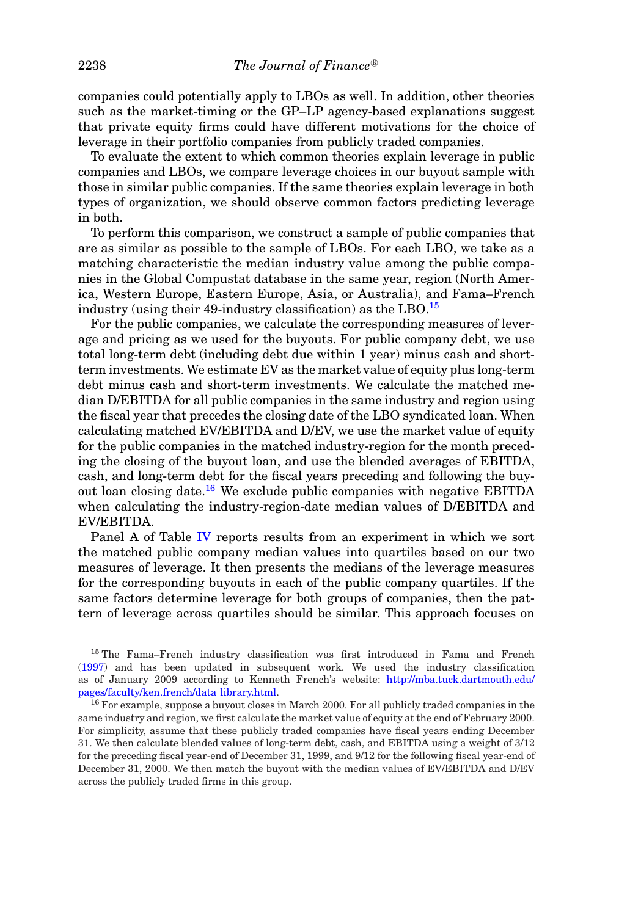companies could potentially apply to LBOs as well. In addition, other theories such as the market-timing or the GP–LP agency-based explanations suggest that private equity firms could have different motivations for the choice of leverage in their portfolio companies from publicly traded companies.

To evaluate the extent to which common theories explain leverage in public companies and LBOs, we compare leverage choices in our buyout sample with those in similar public companies. If the same theories explain leverage in both types of organization, we should observe common factors predicting leverage in both.

To perform this comparison, we construct a sample of public companies that are as similar as possible to the sample of LBOs. For each LBO, we take as a matching characteristic the median industry value among the public companies in the Global Compustat database in the same year, region (North America, Western Europe, Eastern Europe, Asia, or Australia), and Fama–French industry (using their 49-industry classification) as the LBO.[15]

For the public companies, we calculate the corresponding measures of leverage and pricing as we used for the buyouts. For public company debt, we use total long-term debt (including debt due within 1 year) minus cash and short-term investments. We estimate EV as the market value of equity plus long-term debt minus cash and short-term investments. We calculate the matched median D/EBITDA for all public companies in the same industry and region using the fiscal year that precedes the closing date of the LBO syndicated loan. When calculating matched EV/EBITDA and D/EV, we use the market value of equity for the public companies in the matched industry-region for the month preceding the closing of the buyout loan, and use the blended averages of EBITDA, cash, and long-term debt for the fiscal years preceding and following the buyout loan closing date.[16] We exclude public companies with negative EBITDA when calculating the industry-region-date median values of D/EBITDA and EV/EBITDA.

Panel A of Table IV reports results from an experiment in which we sort the matched public company median values into quartiles based on our two measures of leverage. It then presents the medians of the leverage measures for the corresponding buyouts in each of the public company quartiles. If the same factors determine leverage for both groups of companies, then the pattern of leverage across quartiles should be similar. This approach focuses on

---

[15] The Fama–French industry classification was first introduced in Fama and French (1997) and has been updated in subsequent work. We used the industry classification as of January 2009 according to Kenneth French's website: http://mba.tuck.dartmouth.edu/pages/faculty/ken.french/data_library.html.

[16] For example, suppose a buyout closes in March 2000. For all publicly traded companies in the same industry and region, we first calculate the market value of equity at the end of February 2000. For simplicity, assume that these publicly traded companies have fiscal years ending December 31. We then calculate blended values of long-term debt, cash, and EBITDA using a weight of 3/12 for the preceding fiscal year-end of December 31, 1999, and 9/12 for the following fiscal year-end of December 31, 2000. We then match the buyout with the median values of EV/EBITDA and D/EV across the publicly traded firms in this group.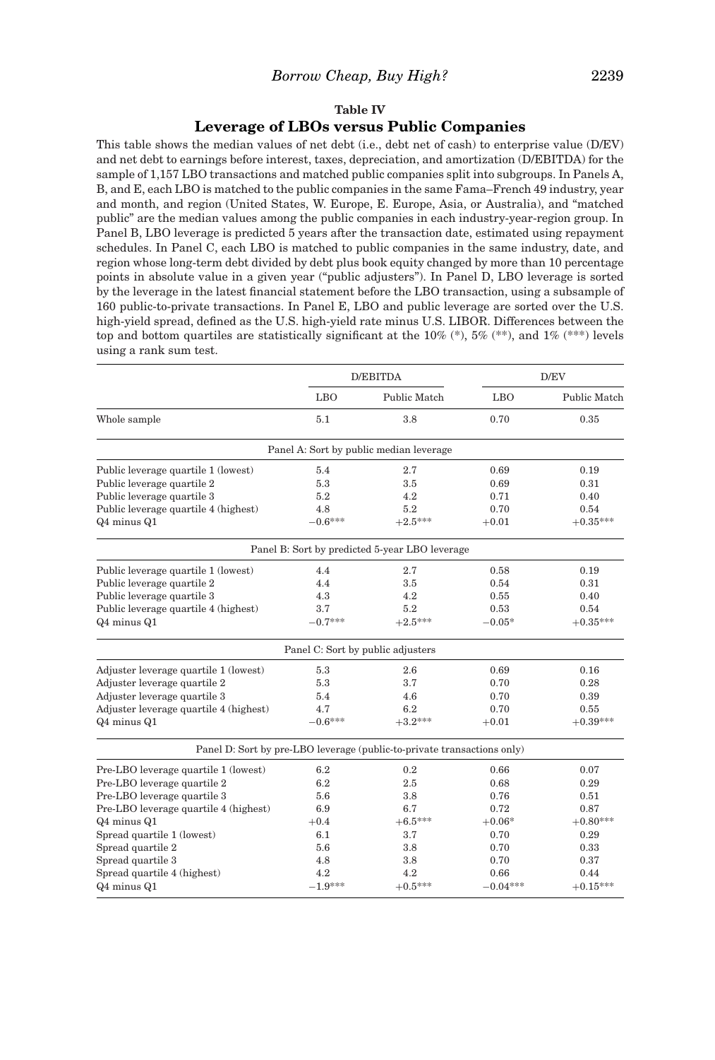**Table IV**

**Leverage of LBOs versus Public Companies**

This table shows the median values of net debt (i.e., debt net of cash) to enterprise value (D/EV) and net debt to earnings before interest, taxes, depreciation, and amortization (D/EBITDA) for the sample of 1,157 LBO transactions and matched public companies split into subgroups. In Panels A, B, and E, each LBO is matched to the public companies in the same Fama–French 49 industry, year and month, and region (United States, W. Europe, E. Europe, Asia, or Australia), and "matched public" are the median values among the public companies in each industry-year-region group. In Panel B, LBO leverage is predicted 5 years after the transaction date, estimated using repayment schedules. In Panel C, each LBO is matched to public companies in the same industry, date, and region whose long-term debt divided by debt plus book equity changed by more than 10 percentage points in absolute value in a given year ("public adjusters"). In Panel D, LBO leverage is sorted by the leverage in the latest financial statement before the LBO transaction, using a subsample of 160 public-to-private transactions. In Panel E, LBO and public leverage are sorted over the U.S. high-yield spread, defined as the U.S. high-yield rate minus U.S. LIBOR. Differences between the top and bottom quartiles are statistically significant at the 10% (*), 5% (**), and 1% (***) levels using a rank sum test.

| | D/EBITDA | | D/EV | |
|---|---|---|---|---|
| | LBO | Public Match | LBO | Public Match |
| Whole sample | 5.1 | 3.8 | 0.70 | 0.35 |
| **Panel A: Sort by public median leverage** | | | | |
| Public leverage quartile 1 (lowest) | 5.4 | 2.7 | 0.69 | 0.19 |
| Public leverage quartile 2 | 5.3 | 3.5 | 0.69 | 0.31 |
| Public leverage quartile 3 | 5.2 | 4.2 | 0.71 | 0.40 |
| Public leverage quartile 4 (highest) | 4.8 | 5.2 | 0.70 | 0.54 |
| Q4 minus Q1 | −0.6*** | +2.5*** | +0.01 | +0.35*** |
| **Panel B: Sort by predicted 5-year LBO leverage** | | | | |
| Public leverage quartile 1 (lowest) | 4.4 | 2.7 | 0.58 | 0.19 |
| Public leverage quartile 2 | 4.4 | 3.5 | 0.54 | 0.31 |
| Public leverage quartile 3 | 4.3 | 4.2 | 0.55 | 0.40 |
| Public leverage quartile 4 (highest) | 3.7 | 5.2 | 0.53 | 0.54 |
| Q4 minus Q1 | −0.7*** | +2.5*** | −0.05* | +0.35*** |
| **Panel C: Sort by public adjusters** | | | | |
| Adjuster leverage quartile 1 (lowest) | 5.3 | 2.6 | 0.69 | 0.16 |
| Adjuster leverage quartile 2 | 5.3 | 3.7 | 0.70 | 0.28 |
| Adjuster leverage quartile 3 | 5.4 | 4.6 | 0.70 | 0.39 |
| Adjuster leverage quartile 4 (highest) | 4.7 | 6.2 | 0.70 | 0.55 |
| Q4 minus Q1 | −0.6*** | +3.2*** | +0.01 | +0.39*** |
| **Panel D: Sort by pre-LBO leverage (public-to-private transactions only)** | | | | |
| Pre-LBO leverage quartile 1 (lowest) | 6.2 | 0.2 | 0.66 | 0.07 |
| Pre-LBO leverage quartile 2 | 6.2 | 2.5 | 0.68 | 0.29 |
| Pre-LBO leverage quartile 3 | 5.6 | 3.8 | 0.76 | 0.51 |
| Pre-LBO leverage quartile 4 (highest) | 6.9 | 6.7 | 0.72 | 0.87 |
| Q4 minus Q1 | +0.4 | +6.5*** | +0.06* | +0.80*** |
| Spread quartile 1 (lowest) | 6.1 | 3.7 | 0.70 | 0.29 |
| Spread quartile 2 | 5.6 | 3.8 | 0.70 | 0.33 |
| Spread quartile 3 | 4.8 | 3.8 | 0.70 | 0.37 |
| Spread quartile 4 (highest) | 4.2 | 4.2 | 0.66 | 0.44 |
| Q4 minus Q1 | −1.9*** | +0.5*** | −0.04*** | +0.15*** |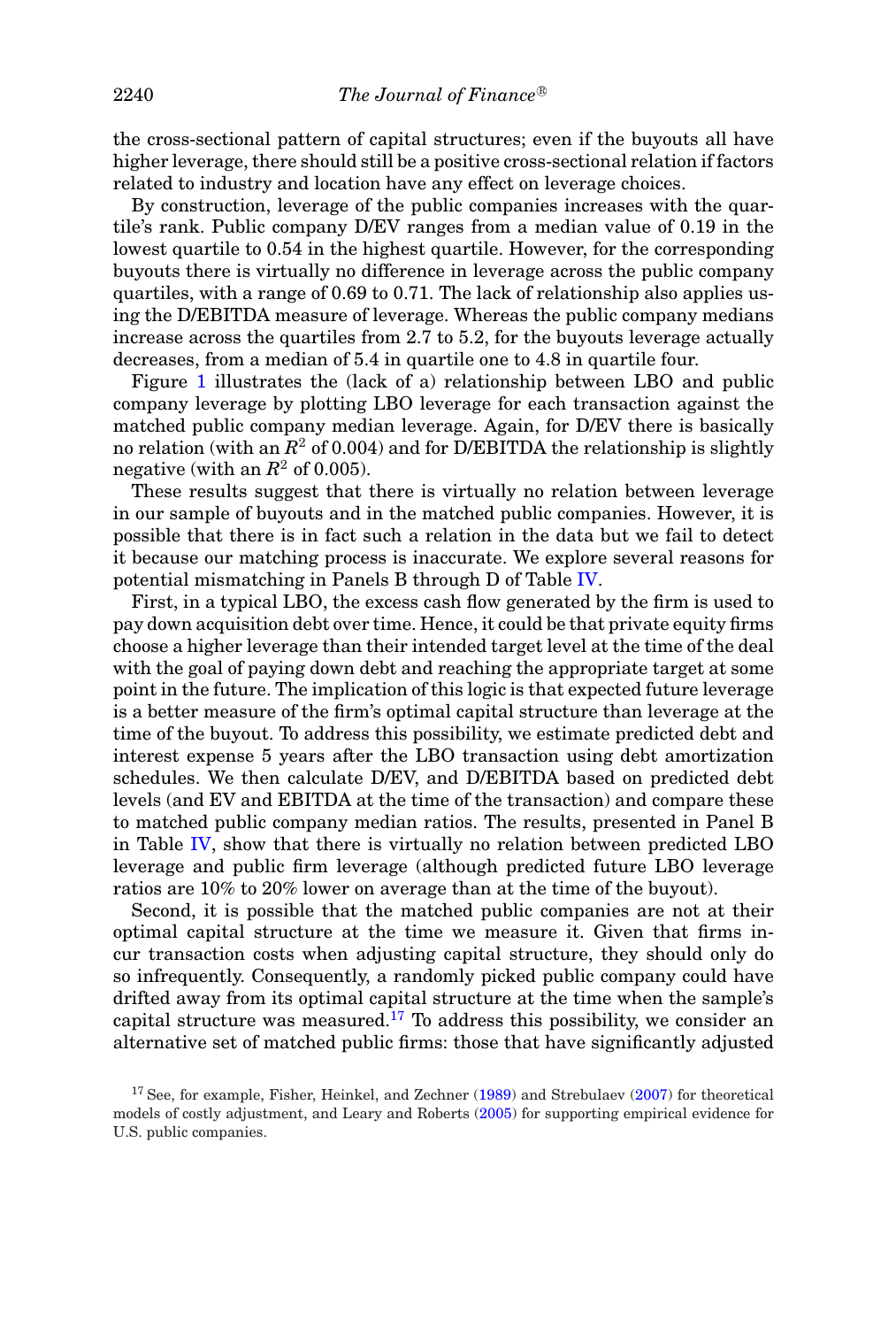the cross-sectional pattern of capital structures; even if the buyouts all have higher leverage, there should still be a positive cross-sectional relation if factors related to industry and location have any effect on leverage choices.

By construction, leverage of the public companies increases with the quartile's rank. Public company D/EV ranges from a median value of 0.19 in the lowest quartile to 0.54 in the highest quartile. However, for the corresponding buyouts there is virtually no difference in leverage across the public company quartiles, with a range of 0.69 to 0.71. The lack of relationship also applies using the D/EBITDA measure of leverage. Whereas the public company medians increase across the quartiles from 2.7 to 5.2, for the buyouts leverage actually decreases, from a median of 5.4 in quartile one to 4.8 in quartile four.

Figure 1 illustrates the (lack of a) relationship between LBO and public company leverage by plotting LBO leverage for each transaction against the matched public company median leverage. Again, for D/EV there is basically no relation (with an $R^2$ of 0.004) and for D/EBITDA the relationship is slightly negative (with an $R^2$ of 0.005).

These results suggest that there is virtually no relation between leverage in our sample of buyouts and in the matched public companies. However, it is possible that there is in fact such a relation in the data but we fail to detect it because our matching process is inaccurate. We explore several reasons for potential mismatching in Panels B through D of Table IV.

First, in a typical LBO, the excess cash flow generated by the firm is used to pay down acquisition debt over time. Hence, it could be that private equity firms choose a higher leverage than their intended target level at the time of the deal with the goal of paying down debt and reaching the appropriate target at some point in the future. The implication of this logic is that expected future leverage is a better measure of the firm's optimal capital structure than leverage at the time of the buyout. To address this possibility, we estimate predicted debt and interest expense 5 years after the LBO transaction using debt amortization schedules. We then calculate D/EV, and D/EBITDA based on predicted debt levels (and EV and EBITDA at the time of the transaction) and compare these to matched public company median ratios. The results, presented in Panel B in Table IV, show that there is virtually no relation between predicted LBO leverage and public firm leverage (although predicted future LBO leverage ratios are 10% to 20% lower on average than at the time of the buyout).

Second, it is possible that the matched public companies are not at their optimal capital structure at the time we measure it. Given that firms incur transaction costs when adjusting capital structure, they should only do so infrequently. Consequently, a randomly picked public company could have drifted away from its optimal capital structure at the time when the sample's capital structure was measured.[17] To address this possibility, we consider an alternative set of matched public firms: those that have significantly adjusted

[17] See, for example, Fisher, Heinkel, and Zechner (1989) and Strebulaev (2007) for theoretical models of costly adjustment, and Leary and Roberts (2005) for supporting empirical evidence for U.S. public companies.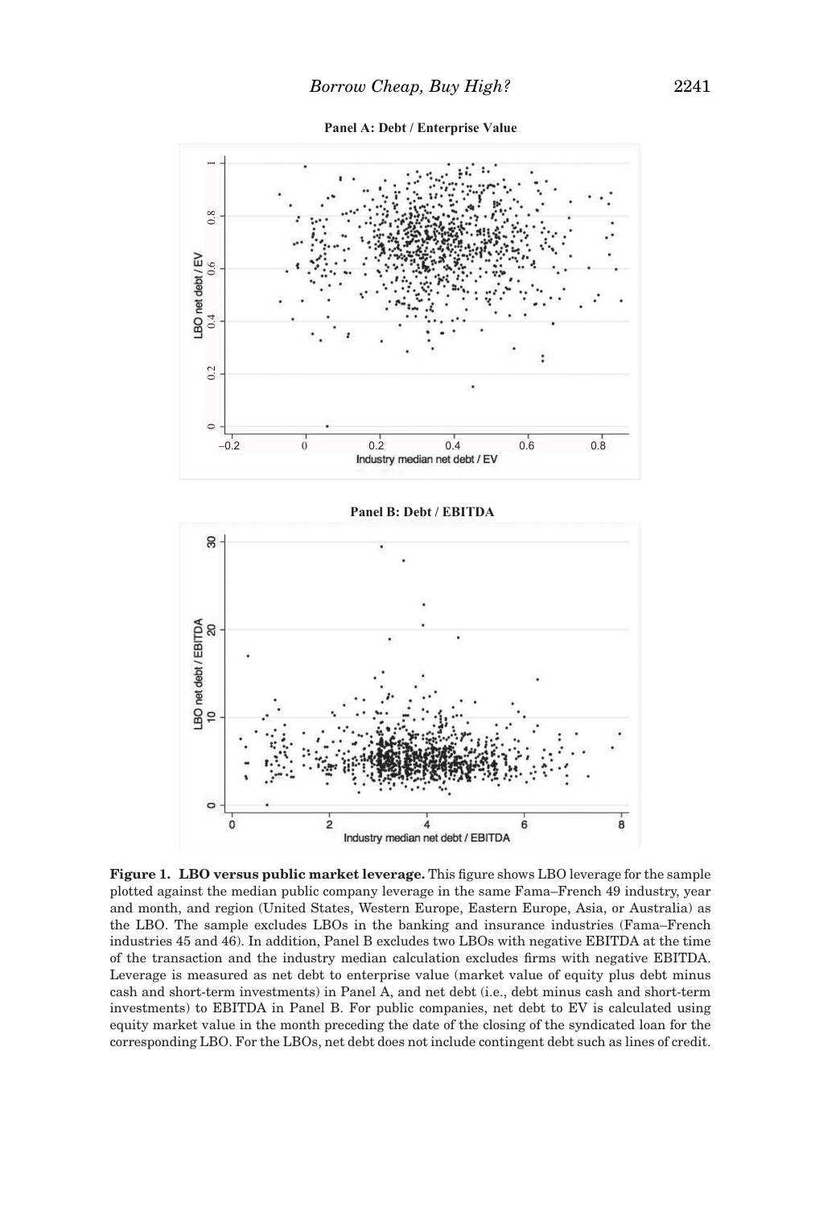**Panel A: Debt / Enterprise Value**

**Panel B: Debt / EBITDA**

**Figure 1. LBO versus public market leverage.** This figure shows LBO leverage for the sample plotted against the median public company leverage in the same Fama–French 49 industry, year and month, and region (United States, Western Europe, Eastern Europe, Asia, or Australia) as the LBO. The sample excludes LBOs in the banking and insurance industries (Fama–French industries 45 and 46). In addition, Panel B excludes two LBOs with negative EBITDA at the time of the transaction and the industry median calculation excludes firms with negative EBITDA. Leverage is measured as net debt to enterprise value (market value of equity plus debt minus cash and short-term investments) in Panel A, and net debt (i.e., debt minus cash and short-term investments) to EBITDA in Panel B. For public companies, net debt to EV is calculated using equity market value in the month preceding the date of the closing of the syndicated loan for the corresponding LBO. For the LBOs, net debt does not include contingent debt such as lines of credit.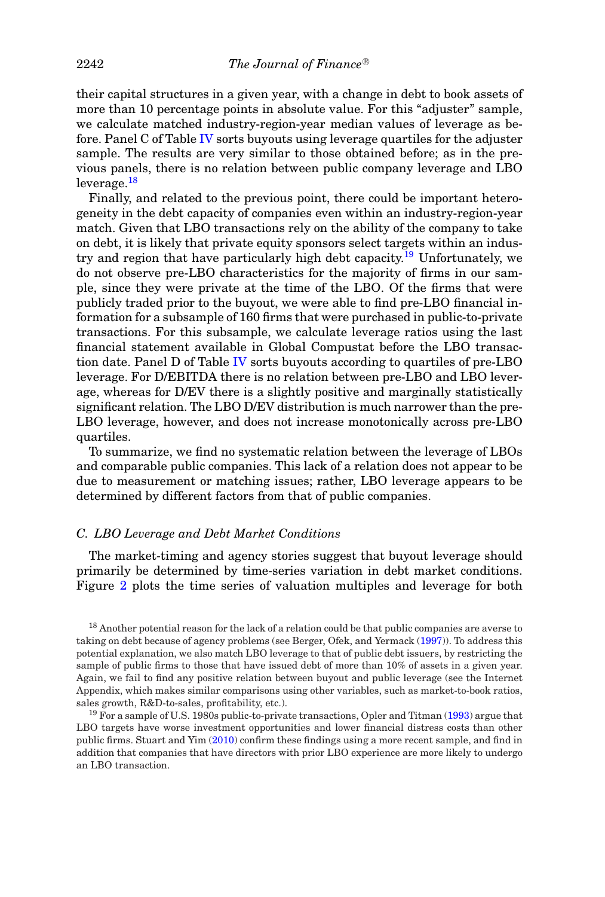their capital structures in a given year, with a change in debt to book assets of more than 10 percentage points in absolute value. For this "adjuster" sample, we calculate matched industry-region-year median values of leverage as before. Panel C of Table IV sorts buyouts using leverage quartiles for the adjuster sample. The results are very similar to those obtained before; as in the previous panels, there is no relation between public company leverage and LBO leverage.[18]

Finally, and related to the previous point, there could be important heterogeneity in the debt capacity of companies even within an industry-region-year match. Given that LBO transactions rely on the ability of the company to take on debt, it is likely that private equity sponsors select targets within an industry and region that have particularly high debt capacity.[19] Unfortunately, we do not observe pre-LBO characteristics for the majority of firms in our sample, since they were private at the time of the LBO. Of the firms that were publicly traded prior to the buyout, we were able to find pre-LBO financial information for a subsample of 160 firms that were purchased in public-to-private transactions. For this subsample, we calculate leverage ratios using the last financial statement available in Global Compustat before the LBO transaction date. Panel D of Table IV sorts buyouts according to quartiles of pre-LBO leverage. For D/EBITDA there is no relation between pre-LBO and LBO leverage, whereas for D/EV there is a slightly positive and marginally statistically significant relation. The LBO D/EV distribution is much narrower than the pre-LBO leverage, however, and does not increase monotonically across pre-LBO quartiles.

To summarize, we find no systematic relation between the leverage of LBOs and comparable public companies. This lack of a relation does not appear to be due to measurement or matching issues; rather, LBO leverage appears to be determined by different factors from that of public companies.

### *C. LBO Leverage and Debt Market Conditions*

The market-timing and agency stories suggest that buyout leverage should primarily be determined by time-series variation in debt market conditions. Figure 2 plots the time series of valuation multiples and leverage for both

[18] Another potential reason for the lack of a relation could be that public companies are averse to taking on debt because of agency problems (see Berger, Ofek, and Yermack (1997)). To address this potential explanation, we also match LBO leverage to that of public debt issuers, by restricting the sample of public firms to those that have issued debt of more than 10% of assets in a given year. Again, we fail to find any positive relation between buyout and public leverage (see the Internet Appendix, which makes similar comparisons using other variables, such as market-to-book ratios, sales growth, R&D-to-sales, profitability, etc.).

[19] For a sample of U.S. 1980s public-to-private transactions, Opler and Titman (1993) argue that LBO targets have worse investment opportunities and lower financial distress costs than other public firms. Stuart and Yim (2010) confirm these findings using a more recent sample, and find in addition that companies that have directors with prior LBO experience are more likely to undergo an LBO transaction.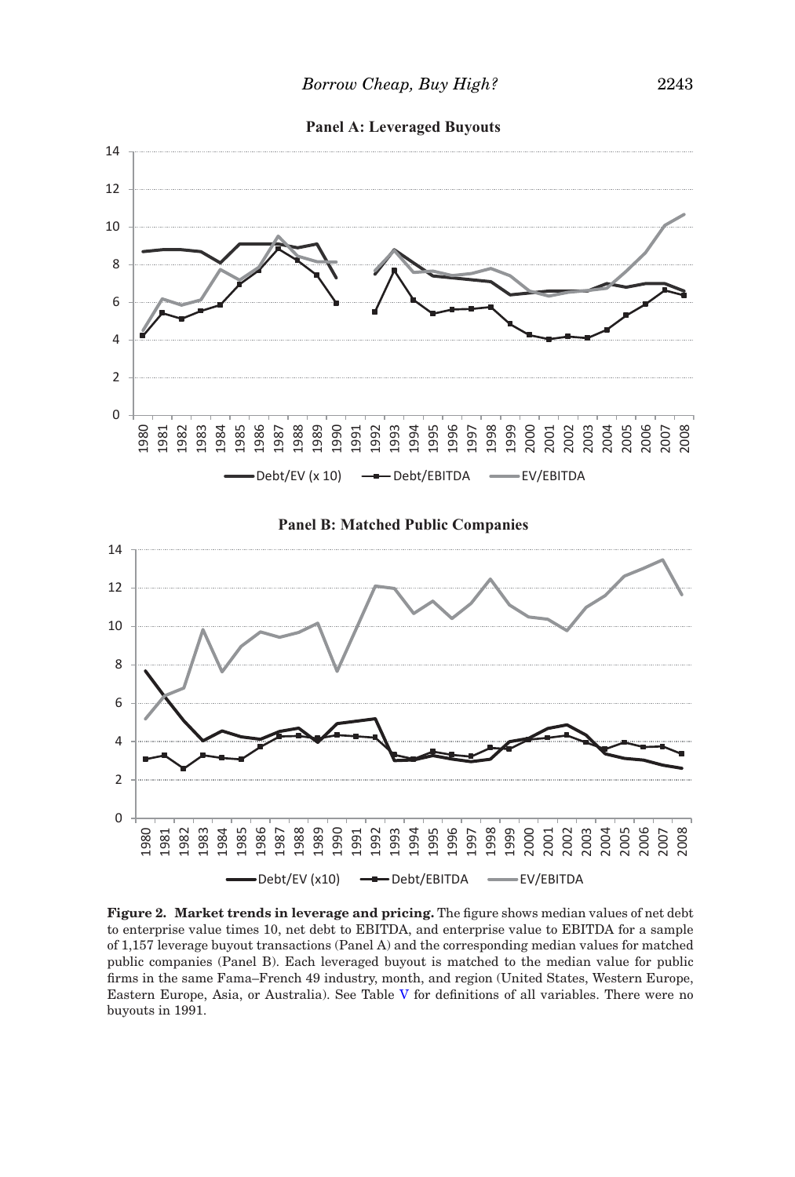**Panel A: Leveraged Buyouts**

**Panel B: Matched Public Companies**

**Figure 2. Market trends in leverage and pricing.** The figure shows median values of net debt to enterprise value times 10, net debt to EBITDA, and enterprise value to EBITDA for a sample of 1,157 leverage buyout transactions (Panel A) and the corresponding median values for matched public companies (Panel B). Each leveraged buyout is matched to the median value for public firms in the same Fama–French 49 industry, month, and region (United States, Western Europe, Eastern Europe, Asia, or Australia). See Table V for definitions of all variables. There were no buyouts in 1991.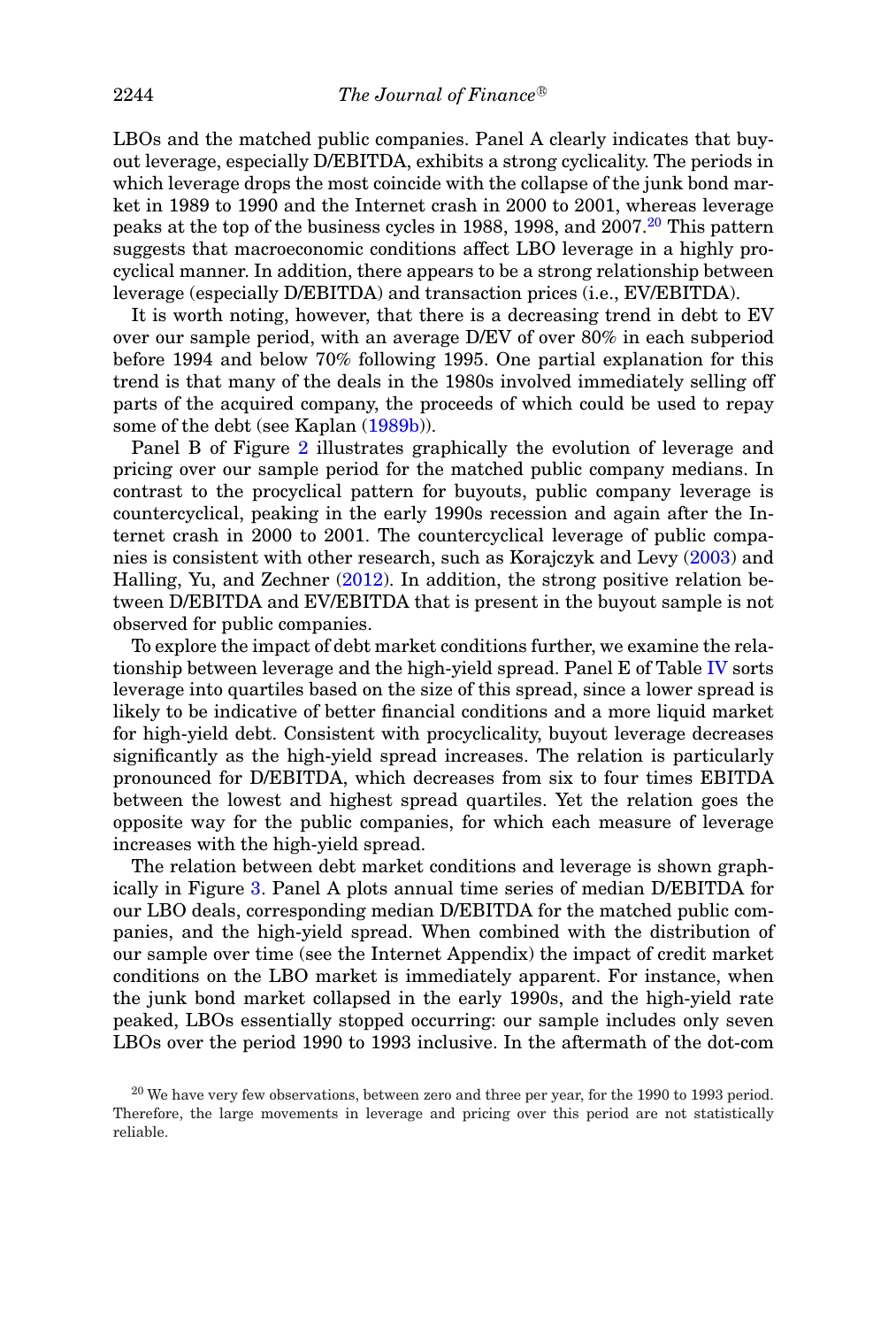LBOs and the matched public companies. Panel A clearly indicates that buyout leverage, especially D/EBITDA, exhibits a strong cyclicality. The periods in which leverage drops the most coincide with the collapse of the junk bond market in 1989 to 1990 and the Internet crash in 2000 to 2001, whereas leverage peaks at the top of the business cycles in 1988, 1998, and 2007.[20] This pattern suggests that macroeconomic conditions affect LBO leverage in a highly procyclical manner. In addition, there appears to be a strong relationship between leverage (especially D/EBITDA) and transaction prices (i.e., EV/EBITDA).

It is worth noting, however, that there is a decreasing trend in debt to EV over our sample period, with an average D/EV of over 80% in each subperiod before 1994 and below 70% following 1995. One partial explanation for this trend is that many of the deals in the 1980s involved immediately selling off parts of the acquired company, the proceeds of which could be used to repay some of the debt (see Kaplan (1989b)).

Panel B of Figure 2 illustrates graphically the evolution of leverage and pricing over our sample period for the matched public company medians. In contrast to the procyclical pattern for buyouts, public company leverage is countercyclical, peaking in the early 1990s recession and again after the Internet crash in 2000 to 2001. The countercyclical leverage of public companies is consistent with other research, such as Korajczyk and Levy (2003) and Halling, Yu, and Zechner (2012). In addition, the strong positive relation between D/EBITDA and EV/EBITDA that is present in the buyout sample is not observed for public companies.

To explore the impact of debt market conditions further, we examine the relationship between leverage and the high-yield spread. Panel E of Table IV sorts leverage into quartiles based on the size of this spread, since a lower spread is likely to be indicative of better financial conditions and a more liquid market for high-yield debt. Consistent with procyclicality, buyout leverage decreases significantly as the high-yield spread increases. The relation is particularly pronounced for D/EBITDA, which decreases from six to four times EBITDA between the lowest and highest spread quartiles. Yet the relation goes the opposite way for the public companies, for which each measure of leverage increases with the high-yield spread.

The relation between debt market conditions and leverage is shown graphically in Figure 3. Panel A plots annual time series of median D/EBITDA for our LBO deals, corresponding median D/EBITDA for the matched public companies, and the high-yield spread. When combined with the distribution of our sample over time (see the Internet Appendix) the impact of credit market conditions on the LBO market is immediately apparent. For instance, when the junk bond market collapsed in the early 1990s, and the high-yield rate peaked, LBOs essentially stopped occurring: our sample includes only seven LBOs over the period 1990 to 1993 inclusive. In the aftermath of the dot-com

[20] We have very few observations, between zero and three per year, for the 1990 to 1993 period. Therefore, the large movements in leverage and pricing over this period are not statistically reliable.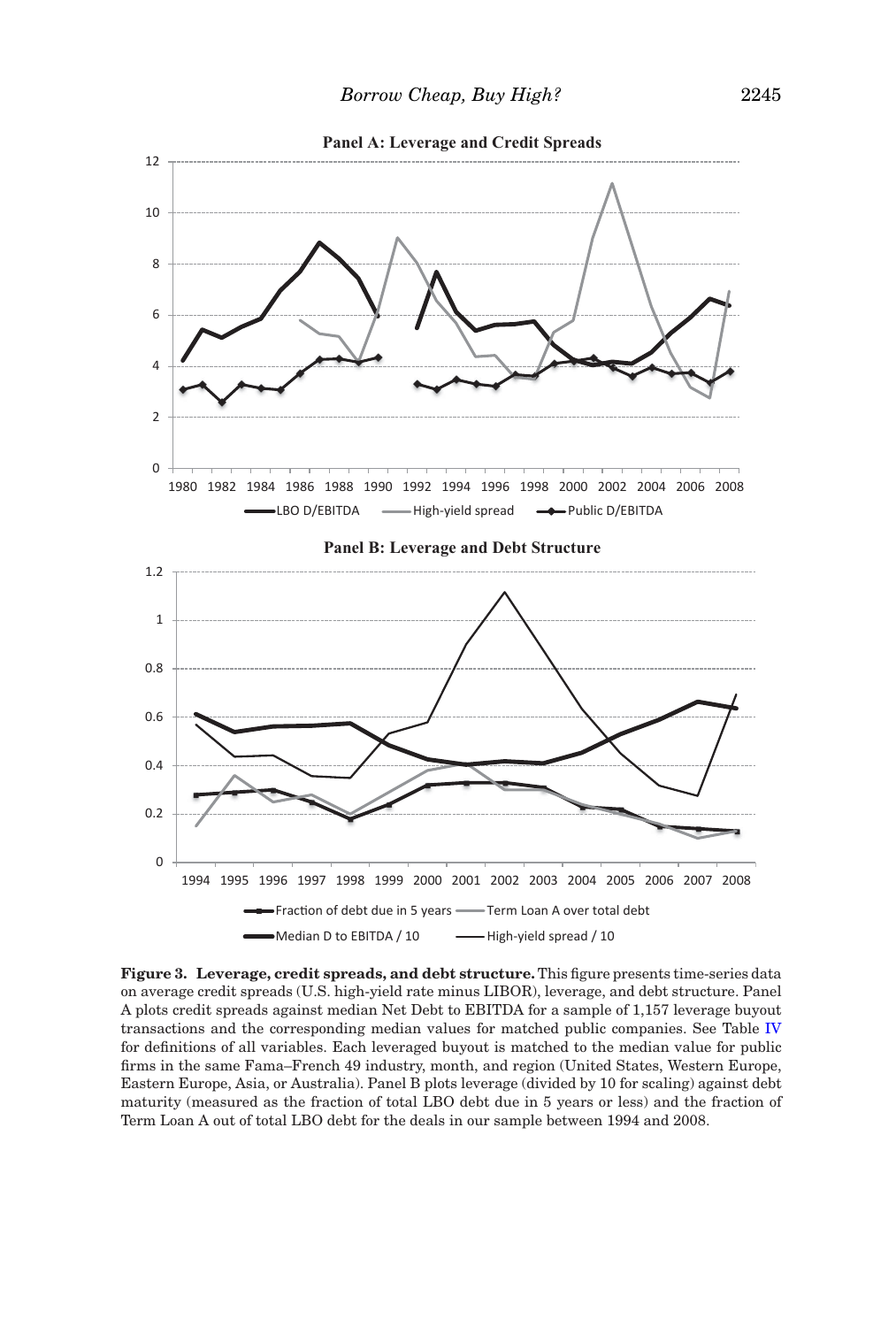**Panel A: Leverage and Credit Spreads**

**Panel B: Leverage and Debt Structure**

**Figure 3. Leverage, credit spreads, and debt structure.** This figure presents time-series data on average credit spreads (U.S. high-yield rate minus LIBOR), leverage, and debt structure. Panel A plots credit spreads against median Net Debt to EBITDA for a sample of 1,157 leverage buyout transactions and the corresponding median values for matched public companies. See Table IV for definitions of all variables. Each leveraged buyout is matched to the median value for public firms in the same Fama–French 49 industry, month, and region (United States, Western Europe, Eastern Europe, Asia, or Australia). Panel B plots leverage (divided by 10 for scaling) against debt maturity (measured as the fraction of total LBO debt due in 5 years or less) and the fraction of Term Loan A out of total LBO debt for the deals in our sample between 1994 and 2008.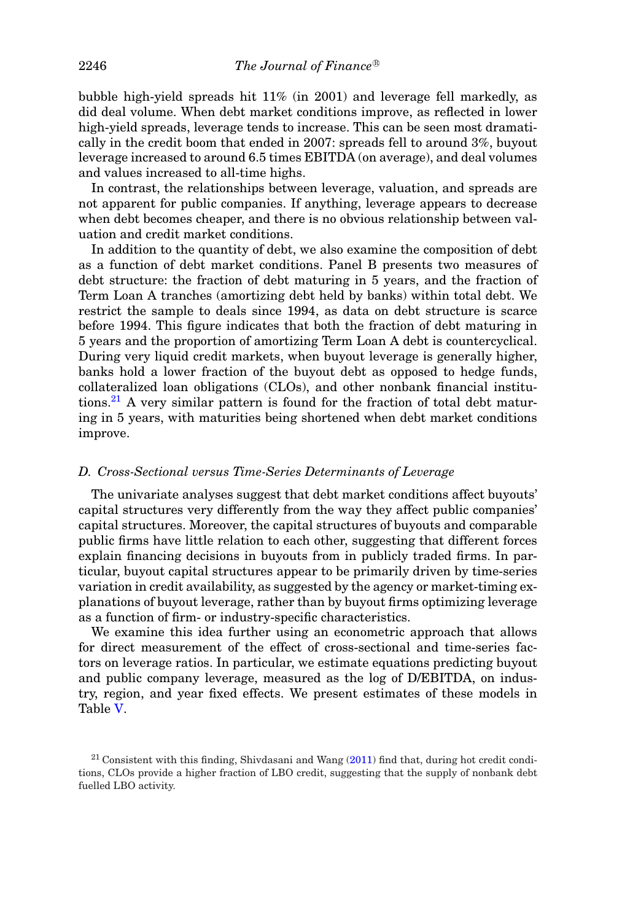bubble high-yield spreads hit 11% (in 2001) and leverage fell markedly, as did deal volume. When debt market conditions improve, as reflected in lower high-yield spreads, leverage tends to increase. This can be seen most dramatically in the credit boom that ended in 2007: spreads fell to around 3%, buyout leverage increased to around 6.5 times EBITDA (on average), and deal volumes and values increased to all-time highs.

In contrast, the relationships between leverage, valuation, and spreads are not apparent for public companies. If anything, leverage appears to decrease when debt becomes cheaper, and there is no obvious relationship between valuation and credit market conditions.

In addition to the quantity of debt, we also examine the composition of debt as a function of debt market conditions. Panel B presents two measures of debt structure: the fraction of debt maturing in 5 years, and the fraction of Term Loan A tranches (amortizing debt held by banks) within total debt. We restrict the sample to deals since 1994, as data on debt structure is scarce before 1994. This figure indicates that both the fraction of debt maturing in 5 years and the proportion of amortizing Term Loan A debt is countercyclical. During very liquid credit markets, when buyout leverage is generally higher, banks hold a lower fraction of the buyout debt as opposed to hedge funds, collateralized loan obligations (CLOs), and other nonbank financial institutions.[21] A very similar pattern is found for the fraction of total debt maturing in 5 years, with maturities being shortened when debt market conditions improve.

### *D. Cross-Sectional versus Time-Series Determinants of Leverage*

The univariate analyses suggest that debt market conditions affect buyouts' capital structures very differently from the way they affect public companies' capital structures. Moreover, the capital structures of buyouts and comparable public firms have little relation to each other, suggesting that different forces explain financing decisions in buyouts from in publicly traded firms. In particular, buyout capital structures appear to be primarily driven by time-series variation in credit availability, as suggested by the agency or market-timing explanations of buyout leverage, rather than by buyout firms optimizing leverage as a function of firm- or industry-specific characteristics.

We examine this idea further using an econometric approach that allows for direct measurement of the effect of cross-sectional and time-series factors on leverage ratios. In particular, we estimate equations predicting buyout and public company leverage, measured as the log of D/EBITDA, on industry, region, and year fixed effects. We present estimates of these models in Table V.

[21] Consistent with this finding, Shivdasani and Wang (2011) find that, during hot credit conditions, CLOs provide a higher fraction of LBO credit, suggesting that the supply of nonbank debt fuelled LBO activity.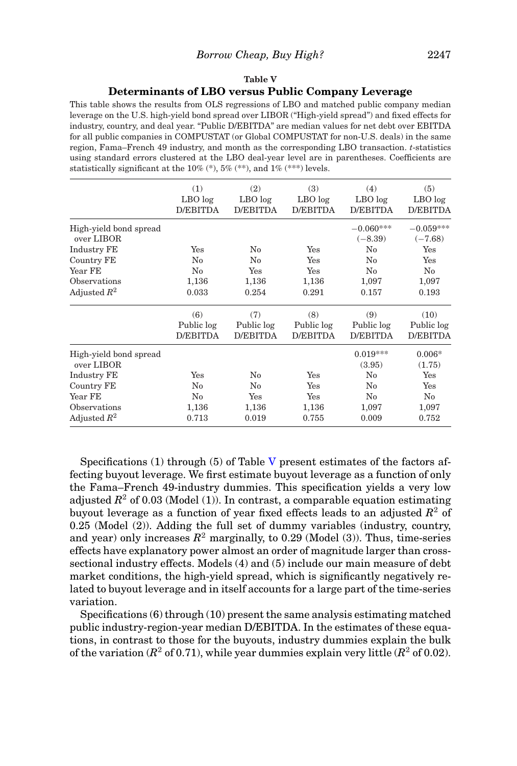**Table V**

**Determinants of LBO versus Public Company Leverage**

This table shows the results from OLS regressions of LBO and matched public company median leverage on the U.S. high-yield bond spread over LIBOR ("High-yield spread") and fixed effects for industry, country, and deal year. "Public D/EBITDA" are median values for net debt over EBITDA for all public companies in COMPUSTAT (or Global COMPUSTAT for non-U.S. deals) in the same region, Fama–French 49 industry, and month as the corresponding LBO transaction. *t*-statistics using standard errors clustered at the LBO deal-year level are in parentheses. Coefficients are statistically significant at the 10% (*), 5% (**), and 1% (***) levels.

| | (1) LBO log D/EBITDA | (2) LBO log D/EBITDA | (3) LBO log D/EBITDA | (4) LBO log D/EBITDA | (5) LBO log D/EBITDA |
|---|---|---|---|---|---|
| High-yield bond spread over LIBOR | | | | −0.060*** | −0.059*** |
| | | | | (−8.39) | (−7.68) |
| Industry FE | Yes | No | Yes | No | Yes |
| Country FE | No | No | Yes | No | Yes |
| Year FE | No | Yes | Yes | No | No |
| Observations | 1,136 | 1,136 | 1,136 | 1,097 | 1,097 |
| Adjusted $R^2$ | 0.033 | 0.254 | 0.291 | 0.157 | 0.193 |
| | **(6) Public log D/EBITDA** | **(7) Public log D/EBITDA** | **(8) Public log D/EBITDA** | **(9) Public log D/EBITDA** | **(10) Public log D/EBITDA** |
| High-yield bond spread over LIBOR | | | | 0.019*** | 0.006* |
| | | | | (3.95) | (1.75) |
| Industry FE | Yes | No | Yes | No | Yes |
| Country FE | No | No | Yes | No | Yes |
| Year FE | No | Yes | Yes | No | No |
| Observations | 1,136 | 1,136 | 1,136 | 1,097 | 1,097 |
| Adjusted $R^2$ | 0.713 | 0.019 | 0.755 | 0.009 | 0.752 |

Specifications (1) through (5) of Table V present estimates of the factors affecting buyout leverage. We first estimate buyout leverage as a function of only the Fama–French 49-industry dummies. This specification yields a very low adjusted $R^2$ of 0.03 (Model (1)). In contrast, a comparable equation estimating buyout leverage as a function of year fixed effects leads to an adjusted $R^2$ of 0.25 (Model (2)). Adding the full set of dummy variables (industry, country, and year) only increases $R^2$ marginally, to 0.29 (Model (3)). Thus, time-series effects have explanatory power almost an order of magnitude larger than cross-sectional industry effects. Models (4) and (5) include our main measure of debt market conditions, the high-yield spread, which is significantly negatively related to buyout leverage and in itself accounts for a large part of the time-series variation.

Specifications (6) through (10) present the same analysis estimating matched public industry-region-year median D/EBITDA. In the estimates of these equations, in contrast to those for the buyouts, industry dummies explain the bulk of the variation ($R^2$ of 0.71), while year dummies explain very little ($R^2$ of 0.02).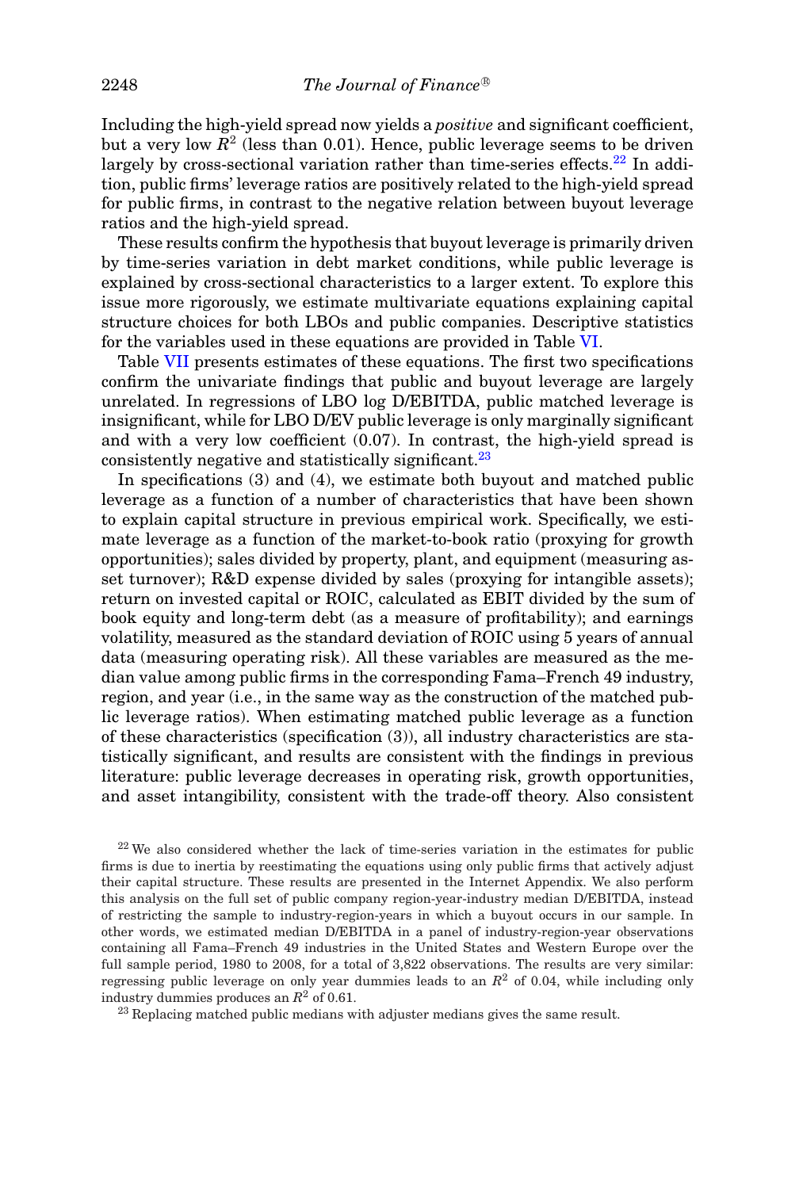Including the high-yield spread now yields a *positive* and significant coefficient, but a very low $R^2$ (less than 0.01). Hence, public leverage seems to be driven largely by cross-sectional variation rather than time-series effects.[22] In addition, public firms' leverage ratios are positively related to the high-yield spread for public firms, in contrast to the negative relation between buyout leverage ratios and the high-yield spread.

These results confirm the hypothesis that buyout leverage is primarily driven by time-series variation in debt market conditions, while public leverage is explained by cross-sectional characteristics to a larger extent. To explore this issue more rigorously, we estimate multivariate equations explaining capital structure choices for both LBOs and public companies. Descriptive statistics for the variables used in these equations are provided in Table VI.

Table VII presents estimates of these equations. The first two specifications confirm the univariate findings that public and buyout leverage are largely unrelated. In regressions of LBO log D/EBITDA, public matched leverage is insignificant, while for LBO D/EV public leverage is only marginally significant and with a very low coefficient (0.07). In contrast, the high-yield spread is consistently negative and statistically significant.[23]

In specifications (3) and (4), we estimate both buyout and matched public leverage as a function of a number of characteristics that have been shown to explain capital structure in previous empirical work. Specifically, we estimate leverage as a function of the market-to-book ratio (proxying for growth opportunities); sales divided by property, plant, and equipment (measuring asset turnover); R&D expense divided by sales (proxying for intangible assets); return on invested capital or ROIC, calculated as EBIT divided by the sum of book equity and long-term debt (as a measure of profitability); and earnings volatility, measured as the standard deviation of ROIC using 5 years of annual data (measuring operating risk). All these variables are measured as the median value among public firms in the corresponding Fama–French 49 industry, region, and year (i.e., in the same way as the construction of the matched public leverage ratios). When estimating matched public leverage as a function of these characteristics (specification (3)), all industry characteristics are statistically significant, and results are consistent with the findings in previous literature: public leverage decreases in operating risk, growth opportunities, and asset intangibility, consistent with the trade-off theory. Also consistent

[22] We also considered whether the lack of time-series variation in the estimates for public firms is due to inertia by reestimating the equations using only public firms that actively adjust their capital structure. These results are presented in the Internet Appendix. We also perform this analysis on the full set of public company region-year-industry median D/EBITDA, instead of restricting the sample to industry-region-years in which a buyout occurs in our sample. In other words, we estimated median D/EBITDA in a panel of industry-region-year observations containing all Fama–French 49 industries in the United States and Western Europe over the full sample period, 1980 to 2008, for a total of 3,822 observations. The results are very similar: regressing public leverage on only year dummies leads to an $R^2$ of 0.04, while including only industry dummies produces an $R^2$ of 0.61.

[23] Replacing matched public medians with adjuster medians gives the same result.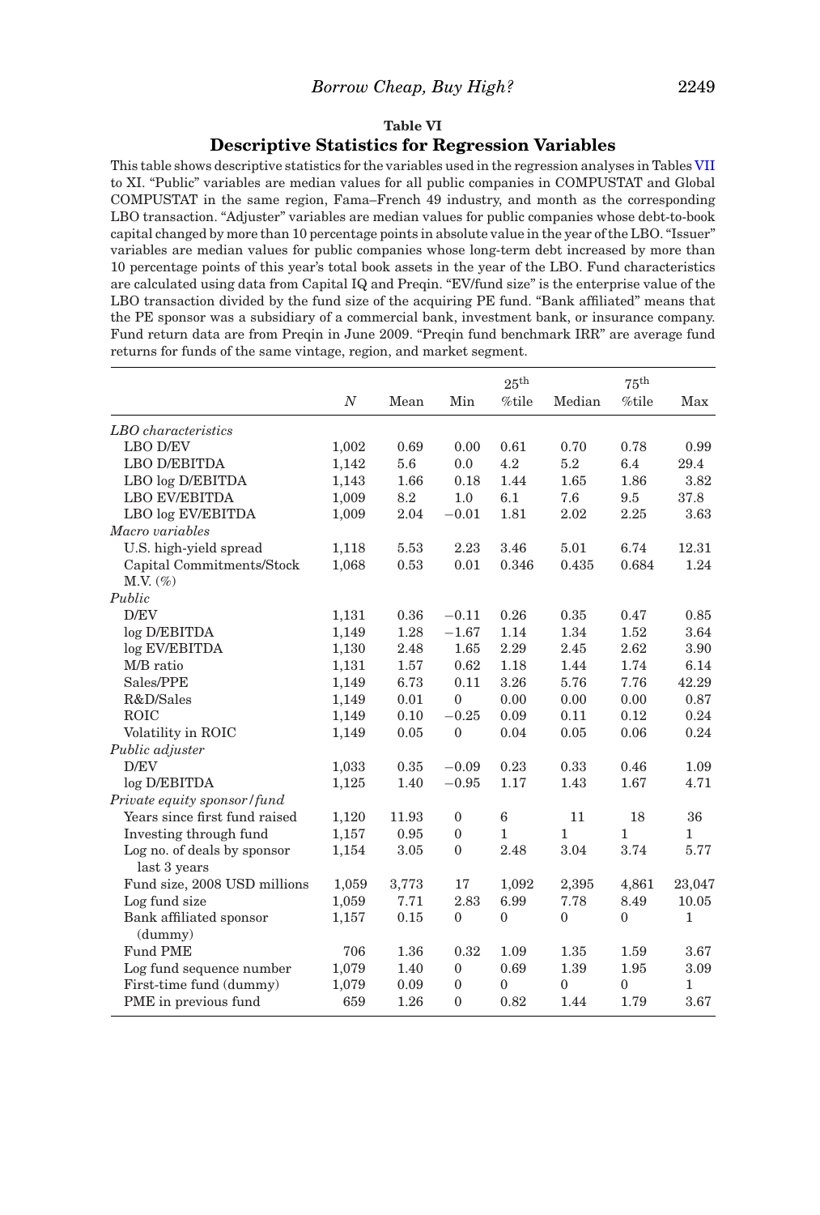**Table VI**

**Descriptive Statistics for Regression Variables**

This table shows descriptive statistics for the variables used in the regression analyses in Tables VII to XI. "Public" variables are median values for all public companies in COMPUSTAT and Global COMPUSTAT in the same region, Fama–French 49 industry, and month as the corresponding LBO transaction. "Adjuster" variables are median values for public companies whose debt-to-book capital changed by more than 10 percentage points in absolute value in the year of the LBO. "Issuer" variables are median values for public companies whose long-term debt increased by more than 10 percentage points of this year's total book assets in the year of the LBO. Fund characteristics are calculated using data from Capital IQ and Preqin. "EV/fund size" is the enterprise value of the LBO transaction divided by the fund size of the acquiring PE fund. "Bank affiliated" means that the PE sponsor was a subsidiary of a commercial bank, investment bank, or insurance company. Fund return data are from Preqin in June 2009. "Preqin fund benchmark IRR" are average fund returns for funds of the same vintage, region, and market segment.

| | $N$ | Mean | Min | 25th %tile | Median | 75th %tile | Max |
|---|---|---|---|---|---|---|---|
| *LBO characteristics* | | | | | | | |
| LBO D/EV | 1,002 | 0.69 | 0.00 | 0.61 | 0.70 | 0.78 | 0.99 |
| LBO D/EBITDA | 1,142 | 5.6 | 0.0 | 4.2 | 5.2 | 6.4 | 29.4 |
| LBO log D/EBITDA | 1,143 | 1.66 | 0.18 | 1.44 | 1.65 | 1.86 | 3.82 |
| LBO EV/EBITDA | 1,009 | 8.2 | 1.0 | 6.1 | 7.6 | 9.5 | 37.8 |
| LBO log EV/EBITDA | 1,009 | 2.04 | −0.01 | 1.81 | 2.02 | 2.25 | 3.63 |
| *Macro variables* | | | | | | | |
| U.S. high-yield spread | 1,118 | 5.53 | 2.23 | 3.46 | 5.01 | 6.74 | 12.31 |
| Capital Commitments/Stock M.V. (%) | 1,068 | 0.53 | 0.01 | 0.346 | 0.435 | 0.684 | 1.24 |
| *Public* | | | | | | | |
| D/EV | 1,131 | 0.36 | −0.11 | 0.26 | 0.35 | 0.47 | 0.85 |
| log D/EBITDA | 1,149 | 1.28 | −1.67 | 1.14 | 1.34 | 1.52 | 3.64 |
| log EV/EBITDA | 1,130 | 2.48 | 1.65 | 2.29 | 2.45 | 2.62 | 3.90 |
| M/B ratio | 1,131 | 1.57 | 0.62 | 1.18 | 1.44 | 1.74 | 6.14 |
| Sales/PPE | 1,149 | 6.73 | 0.11 | 3.26 | 5.76 | 7.76 | 42.29 |
| R&D/Sales | 1,149 | 0.01 | 0 | 0.00 | 0.00 | 0.00 | 0.87 |
| ROIC | 1,149 | 0.10 | −0.25 | 0.09 | 0.11 | 0.12 | 0.24 |
| Volatility in ROIC | 1,149 | 0.05 | 0 | 0.04 | 0.05 | 0.06 | 0.24 |
| *Public adjuster* | | | | | | | |
| D/EV | 1,033 | 0.35 | −0.09 | 0.23 | 0.33 | 0.46 | 1.09 |
| log D/EBITDA | 1,125 | 1.40 | −0.95 | 1.17 | 1.43 | 1.67 | 4.71 |
| *Private equity sponsor/fund* | | | | | | | |
| Years since first fund raised | 1,120 | 11.93 | 0 | 6 | 11 | 18 | 36 |
| Investing through fund | 1,157 | 0.95 | 0 | 1 | 1 | 1 | 1 |
| Log no. of deals by sponsor last 3 years | 1,154 | 3.05 | 0 | 2.48 | 3.04 | 3.74 | 5.77 |
| Fund size, 2008 USD millions | 1,059 | 3,773 | 17 | 1,092 | 2,395 | 4,861 | 23,047 |
| Log fund size | 1,059 | 7.71 | 2.83 | 6.99 | 7.78 | 8.49 | 10.05 |
| Bank affiliated sponsor (dummy) | 1,157 | 0.15 | 0 | 0 | 0 | 0 | 1 |
| Fund PME | 706 | 1.36 | 0.32 | 1.09 | 1.35 | 1.59 | 3.67 |
| Log fund sequence number | 1,079 | 1.40 | 0 | 0.69 | 1.39 | 1.95 | 3.09 |
| First-time fund (dummy) | 1,079 | 0.09 | 0 | 0 | 0 | 0 | 1 |
| PME in previous fund | 659 | 1.26 | 0 | 0.82 | 1.44 | 1.79 | 3.67 |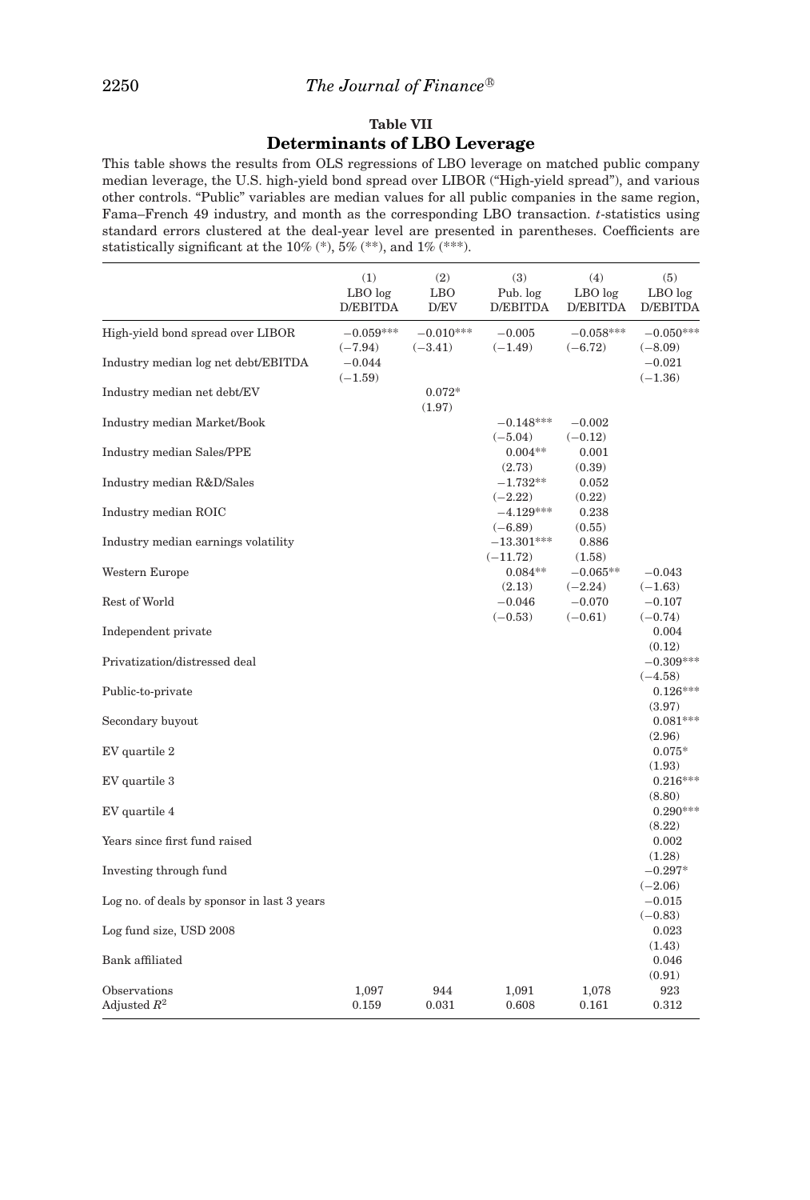## Table VII

### Determinants of LBO Leverage

This table shows the results from OLS regressions of LBO leverage on matched public company median leverage, the U.S. high-yield bond spread over LIBOR ("High-yield spread"), and various other controls. "Public" variables are median values for all public companies in the same region, Fama–French 49 industry, and month as the corresponding LBO transaction. *t*-statistics using standard errors clustered at the deal-year level are presented in parentheses. Coefficients are statistically significant at the 10% (*), 5% (**), and 1% (***).

| | (1) LBO log D/EBITDA | (2) LBO D/EV | (3) Pub. log D/EBITDA | (4) LBO log D/EBITDA | (5) LBO log D/EBITDA |
|---|---|---|---|---|---|
| High-yield bond spread over LIBOR | −0.059*** | −0.010*** | −0.005 | −0.058*** | −0.050*** |
| | (−7.94) | (−3.41) | (−1.49) | (−6.72) | (−8.09) |
| Industry median log net debt/EBITDA | −0.044 | | | | −0.021 |
| | (−1.59) | | | | (−1.36) |
| Industry median net debt/EV | | 0.072* | | | |
| | | (1.97) | | | |
| Industry median Market/Book | | | −0.148*** | −0.002 | |
| | | | (−5.04) | (−0.12) | |
| Industry median Sales/PPE | | | 0.004** | 0.001 | |
| | | | (2.73) | (0.39) | |
| Industry median R&D/Sales | | | −1.732** | 0.052 | |
| | | | (−2.22) | (0.22) | |
| Industry median ROIC | | | −4.129*** | 0.238 | |
| | | | (−6.89) | (0.55) | |
| Industry median earnings volatility | | | −13.301*** | 0.886 | |
| | | | (−11.72) | (1.58) | |
| Western Europe | | | 0.084** | −0.065** | −0.043 |
| | | | (2.13) | (−2.24) | (−1.63) |
| Rest of World | | | −0.046 | −0.070 | −0.107 |
| | | | (−0.53) | (−0.61) | (−0.74) |
| Independent private | | | | | 0.004 |
| | | | | | (0.12) |
| Privatization/distressed deal | | | | | −0.309*** |
| | | | | | (−4.58) |
| Public-to-private | | | | | 0.126*** |
| | | | | | (3.97) |
| Secondary buyout | | | | | 0.081*** |
| | | | | | (2.96) |
| EV quartile 2 | | | | | 0.075* |
| | | | | | (1.93) |
| EV quartile 3 | | | | | 0.216*** |
| | | | | | (8.80) |
| EV quartile 4 | | | | | 0.290*** |
| | | | | | (8.22) |
| Years since first fund raised | | | | | 0.002 |
| | | | | | (1.28) |
| Investing through fund | | | | | −0.297* |
| | | | | | (−2.06) |
| Log no. of deals by sponsor in last 3 years | | | | | −0.015 |
| | | | | | (−0.83) |
| Log fund size, USD 2008 | | | | | 0.023 |
| | | | | | (1.43) |
| Bank affiliated | | | | | 0.046 |
| | | | | | (0.91) |
| Observations | 1,097 | 944 | 1,091 | 1,078 | 923 |
| Adjusted $R^2$ | 0.159 | 0.031 | 0.608 | 0.161 | 0.312 |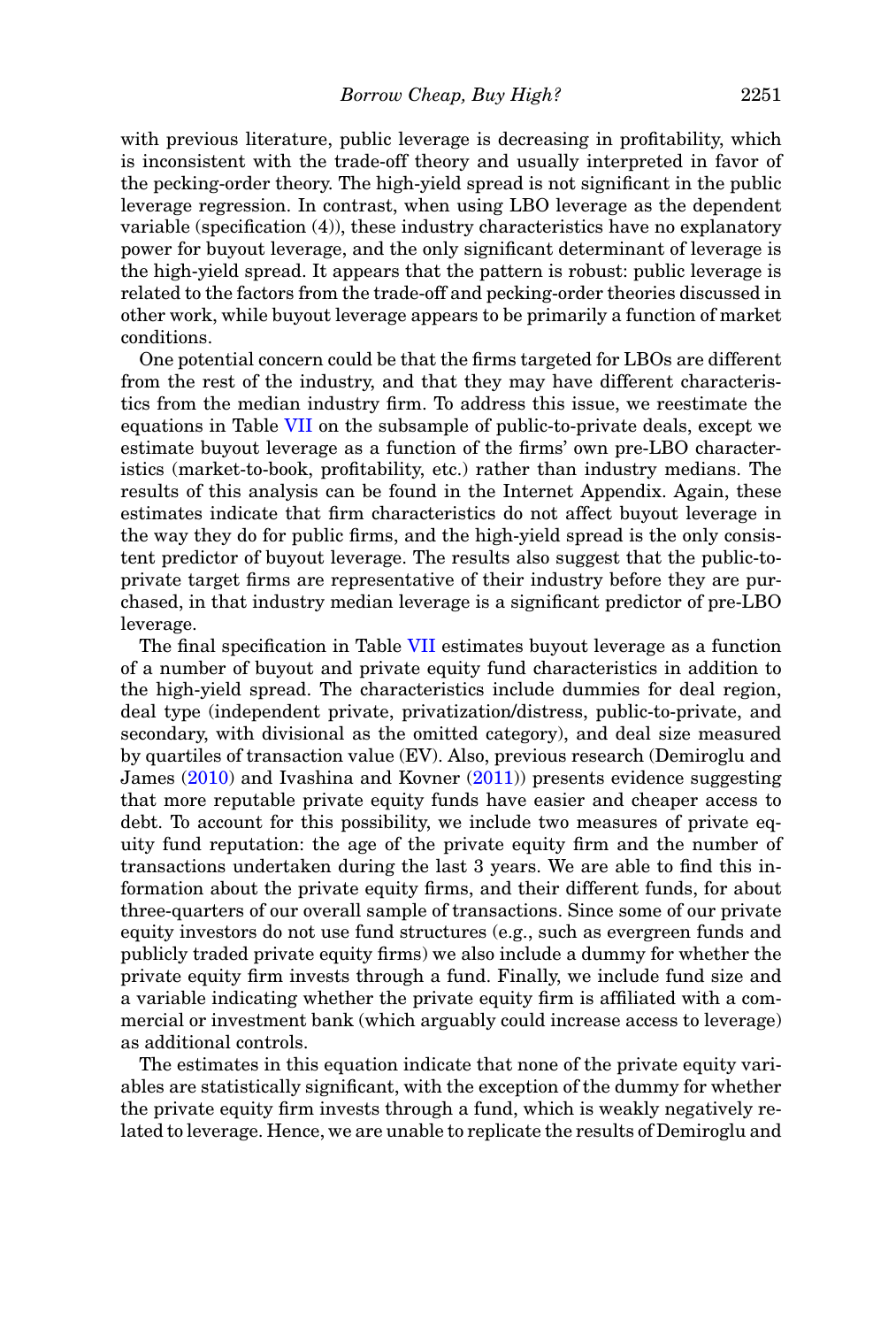with previous literature, public leverage is decreasing in profitability, which is inconsistent with the trade-off theory and usually interpreted in favor of the pecking-order theory. The high-yield spread is not significant in the public leverage regression. In contrast, when using LBO leverage as the dependent variable (specification (4)), these industry characteristics have no explanatory power for buyout leverage, and the only significant determinant of leverage is the high-yield spread. It appears that the pattern is robust: public leverage is related to the factors from the trade-off and pecking-order theories discussed in other work, while buyout leverage appears to be primarily a function of market conditions.

One potential concern could be that the firms targeted for LBOs are different from the rest of the industry, and that they may have different characteristics from the median industry firm. To address this issue, we reestimate the equations in Table VII on the subsample of public-to-private deals, except we estimate buyout leverage as a function of the firms' own pre-LBO characteristics (market-to-book, profitability, etc.) rather than industry medians. The results of this analysis can be found in the Internet Appendix. Again, these estimates indicate that firm characteristics do not affect buyout leverage in the way they do for public firms, and the high-yield spread is the only consistent predictor of buyout leverage. The results also suggest that the public-to-private target firms are representative of their industry before they are purchased, in that industry median leverage is a significant predictor of pre-LBO leverage.

The final specification in Table VII estimates buyout leverage as a function of a number of buyout and private equity fund characteristics in addition to the high-yield spread. The characteristics include dummies for deal region, deal type (independent private, privatization/distress, public-to-private, and secondary, with divisional as the omitted category), and deal size measured by quartiles of transaction value (EV). Also, previous research (Demiroglu and James (2010) and Ivashina and Kovner (2011)) presents evidence suggesting that more reputable private equity funds have easier and cheaper access to debt. To account for this possibility, we include two measures of private equity fund reputation: the age of the private equity firm and the number of transactions undertaken during the last 3 years. We are able to find this information about the private equity firms, and their different funds, for about three-quarters of our overall sample of transactions. Since some of our private equity investors do not use fund structures (e.g., such as evergreen funds and publicly traded private equity firms) we also include a dummy for whether the private equity firm invests through a fund. Finally, we include fund size and a variable indicating whether the private equity firm is affiliated with a commercial or investment bank (which arguably could increase access to leverage) as additional controls.

The estimates in this equation indicate that none of the private equity variables are statistically significant, with the exception of the dummy for whether the private equity firm invests through a fund, which is weakly negatively related to leverage. Hence, we are unable to replicate the results of Demiroglu and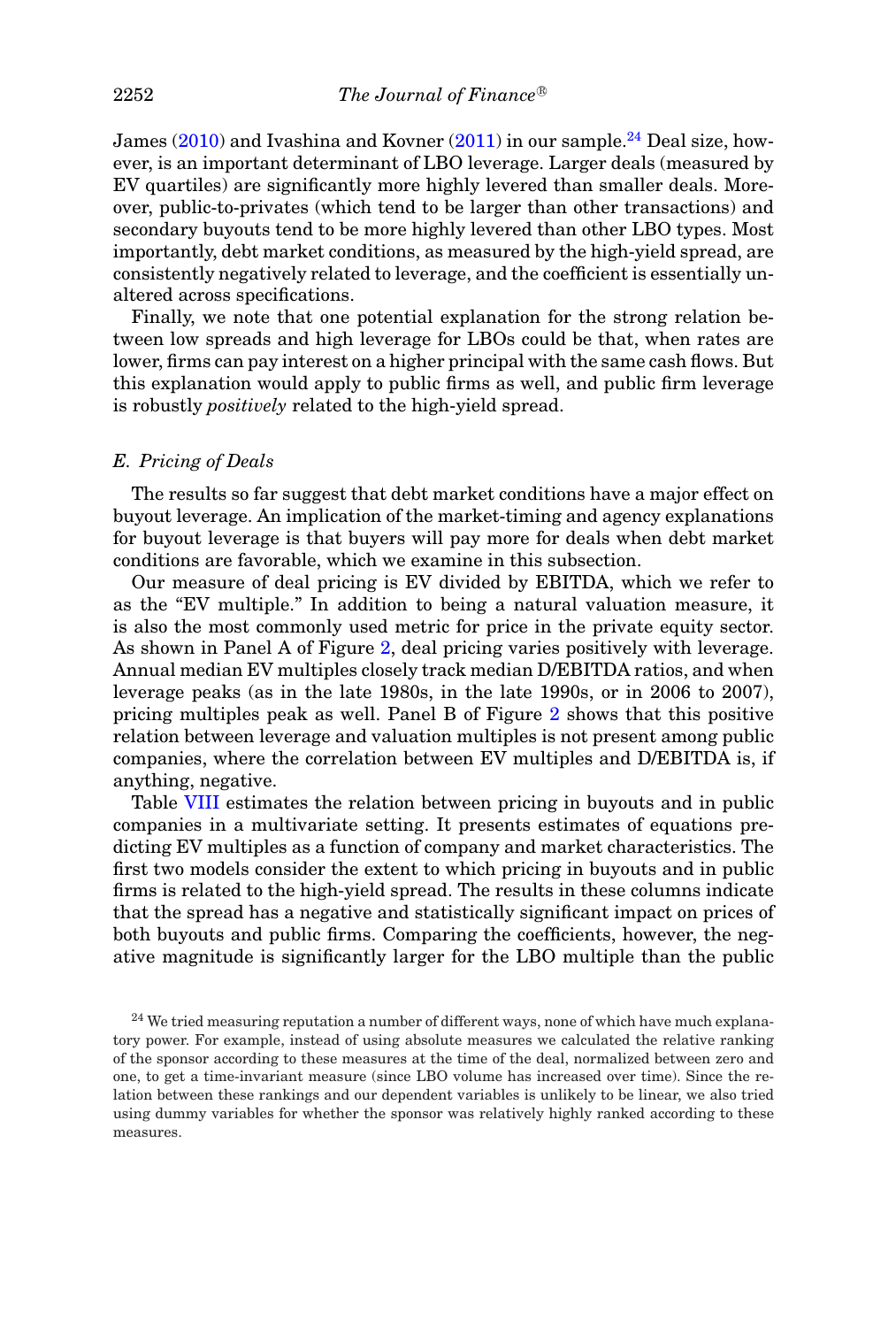James (2010) and Ivashina and Kovner (2011) in our sample.[24] Deal size, however, is an important determinant of LBO leverage. Larger deals (measured by EV quartiles) are significantly more highly levered than smaller deals. Moreover, public-to-privates (which tend to be larger than other transactions) and secondary buyouts tend to be more highly levered than other LBO types. Most importantly, debt market conditions, as measured by the high-yield spread, are consistently negatively related to leverage, and the coefficient is essentially unaltered across specifications.

Finally, we note that one potential explanation for the strong relation between low spreads and high leverage for LBOs could be that, when rates are lower, firms can pay interest on a higher principal with the same cash flows. But this explanation would apply to public firms as well, and public firm leverage is robustly *positively* related to the high-yield spread.

### *E. Pricing of Deals*

The results so far suggest that debt market conditions have a major effect on buyout leverage. An implication of the market-timing and agency explanations for buyout leverage is that buyers will pay more for deals when debt market conditions are favorable, which we examine in this subsection.

Our measure of deal pricing is EV divided by EBITDA, which we refer to as the "EV multiple." In addition to being a natural valuation measure, it is also the most commonly used metric for price in the private equity sector. As shown in Panel A of Figure 2, deal pricing varies positively with leverage. Annual median EV multiples closely track median D/EBITDA ratios, and when leverage peaks (as in the late 1980s, in the late 1990s, or in 2006 to 2007), pricing multiples peak as well. Panel B of Figure 2 shows that this positive relation between leverage and valuation multiples is not present among public companies, where the correlation between EV multiples and D/EBITDA is, if anything, negative.

Table VIII estimates the relation between pricing in buyouts and in public companies in a multivariate setting. It presents estimates of equations predicting EV multiples as a function of company and market characteristics. The first two models consider the extent to which pricing in buyouts and in public firms is related to the high-yield spread. The results in these columns indicate that the spread has a negative and statistically significant impact on prices of both buyouts and public firms. Comparing the coefficients, however, the negative magnitude is significantly larger for the LBO multiple than the public

[24] We tried measuring reputation a number of different ways, none of which have much explanatory power. For example, instead of using absolute measures we calculated the relative ranking of the sponsor according to these measures at the time of the deal, normalized between zero and one, to get a time-invariant measure (since LBO volume has increased over time). Since the relation between these rankings and our dependent variables is unlikely to be linear, we also tried using dummy variables for whether the sponsor was relatively highly ranked according to these measures.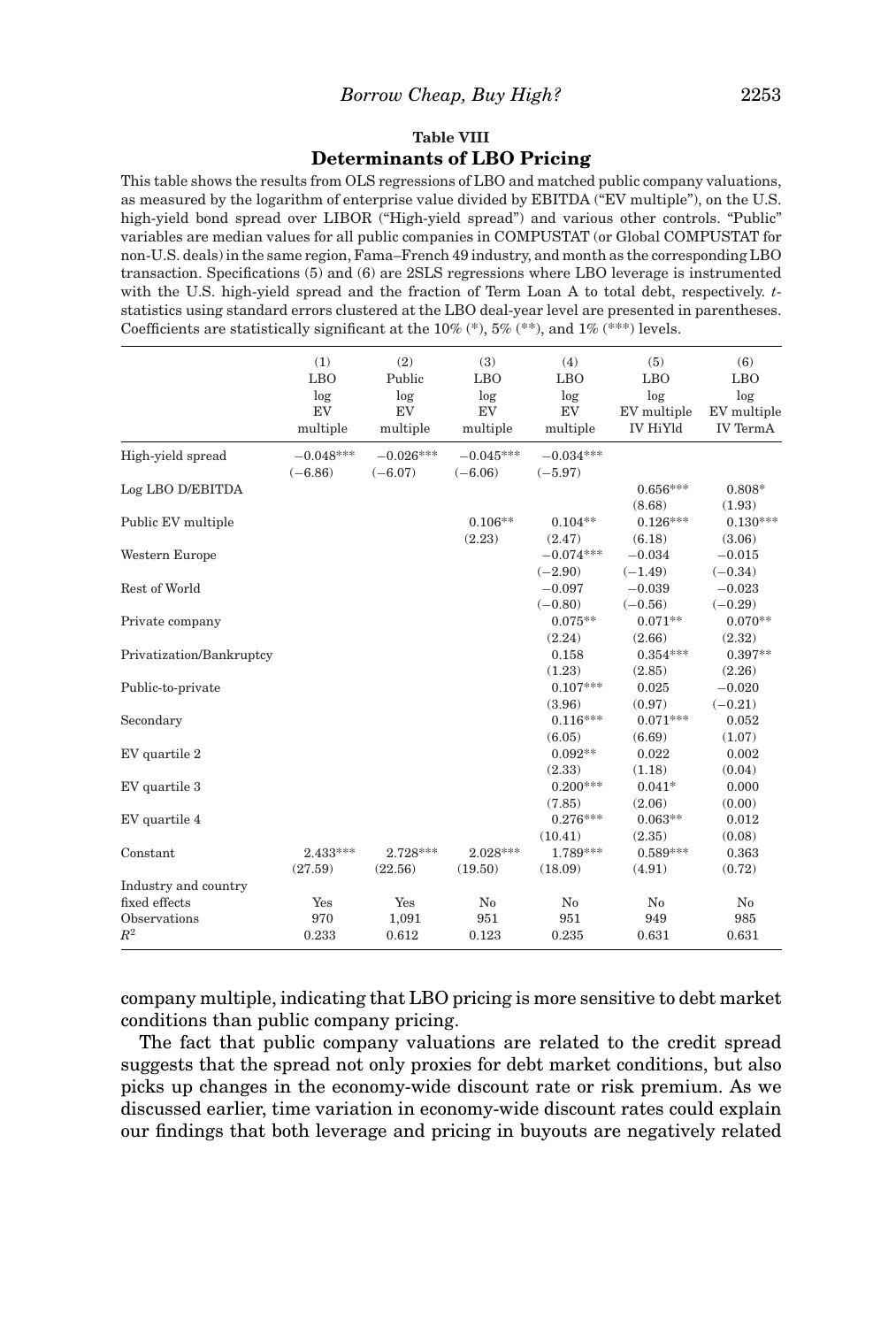**Table VIII**

**Determinants of LBO Pricing**

This table shows the results from OLS regressions of LBO and matched public company valuations, as measured by the logarithm of enterprise value divided by EBITDA ("EV multiple"), on the U.S. high-yield bond spread over LIBOR ("High-yield spread") and various other controls. "Public" variables are median values for all public companies in COMPUSTAT (or Global COMPUSTAT for non-U.S. deals) in the same region, Fama–French 49 industry, and month as the corresponding LBO transaction. Specifications (5) and (6) are 2SLS regressions where LBO leverage is instrumented with the U.S. high-yield spread and the fraction of Term Loan A to total debt, respectively. *t*-statistics using standard errors clustered at the LBO deal-year level are presented in parentheses. Coefficients are statistically significant at the 10% (*), 5% (**), and 1% (***) levels.

| | (1) LBO log EV multiple | (2) Public log EV multiple | (3) LBO log EV multiple | (4) LBO log EV multiple | (5) LBO log EV multiple IV HiYld | (6) LBO log EV multiple IV TermA |
|---|---|---|---|---|---|---|
| High-yield spread | −0.048*** | −0.026*** | −0.045*** | −0.034*** | | |
| | (−6.86) | (−6.07) | (−6.06) | (−5.97) | | |
| Log LBO D/EBITDA | | | | | 0.656*** | 0.808* |
| | | | | | (8.68) | (1.93) |
| Public EV multiple | | | 0.106** | 0.104** | 0.126*** | 0.130*** |
| | | | (2.23) | (2.47) | (6.18) | (3.06) |
| Western Europe | | | | −0.074*** | −0.034 | −0.015 |
| | | | | (−2.90) | (−1.49) | (−0.34) |
| Rest of World | | | | −0.097 | −0.039 | −0.023 |
| | | | | (−0.80) | (−0.56) | (−0.29) |
| Private company | | | | 0.075** | 0.071** | 0.070** |
| | | | | (2.24) | (2.66) | (2.32) |
| Privatization/Bankruptcy | | | | 0.158 | 0.354*** | 0.397** |
| | | | | (1.23) | (2.85) | (2.26) |
| Public-to-private | | | | 0.107*** | 0.025 | −0.020 |
| | | | | (3.96) | (0.97) | (−0.21) |
| Secondary | | | | 0.116*** | 0.071*** | 0.052 |
| | | | | (6.05) | (6.69) | (1.07) |
| EV quartile 2 | | | | 0.092** | 0.022 | 0.002 |
| | | | | (2.33) | (1.18) | (0.04) |
| EV quartile 3 | | | | 0.200*** | 0.041* | 0.000 |
| | | | | (7.85) | (2.06) | (0.00) |
| EV quartile 4 | | | | 0.276*** | 0.063** | 0.012 |
| | | | | (10.41) | (2.35) | (0.08) |
| Constant | 2.433*** | 2.728*** | 2.028*** | 1.789*** | 0.589*** | 0.363 |
| | (27.59) | (22.56) | (19.50) | (18.09) | (4.91) | (0.72) |
| Industry and country fixed effects | Yes | Yes | No | No | No | No |
| Observations | 970 | 1,091 | 951 | 951 | 949 | 985 |
| $R^2$ | 0.233 | 0.612 | 0.123 | 0.235 | 0.631 | 0.631 |

company multiple, indicating that LBO pricing is more sensitive to debt market conditions than public company pricing.

The fact that public company valuations are related to the credit spread suggests that the spread not only proxies for debt market conditions, but also picks up changes in the economy-wide discount rate or risk premium. As we discussed earlier, time variation in economy-wide discount rates could explain our findings that both leverage and pricing in buyouts are negatively related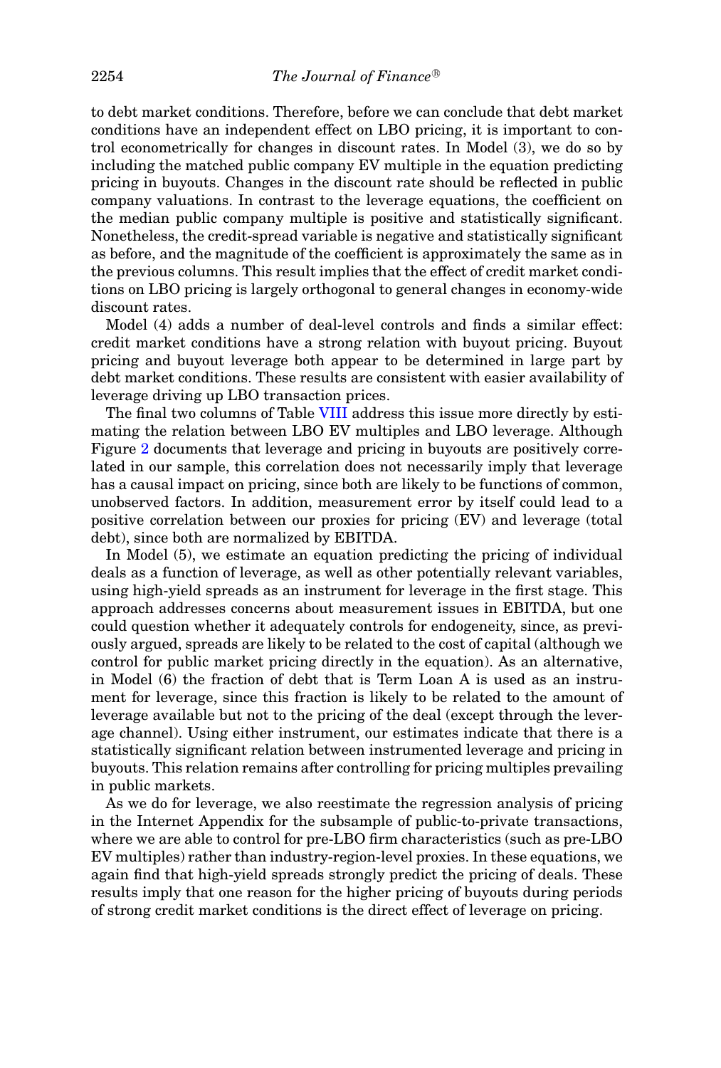to debt market conditions. Therefore, before we can conclude that debt market conditions have an independent effect on LBO pricing, it is important to control econometrically for changes in discount rates. In Model (3), we do so by including the matched public company EV multiple in the equation predicting pricing in buyouts. Changes in the discount rate should be reflected in public company valuations. In contrast to the leverage equations, the coefficient on the median public company multiple is positive and statistically significant. Nonetheless, the credit-spread variable is negative and statistically significant as before, and the magnitude of the coefficient is approximately the same as in the previous columns. This result implies that the effect of credit market conditions on LBO pricing is largely orthogonal to general changes in economy-wide discount rates.

Model (4) adds a number of deal-level controls and finds a similar effect: credit market conditions have a strong relation with buyout pricing. Buyout pricing and buyout leverage both appear to be determined in large part by debt market conditions. These results are consistent with easier availability of leverage driving up LBO transaction prices.

The final two columns of Table VIII address this issue more directly by estimating the relation between LBO EV multiples and LBO leverage. Although Figure 2 documents that leverage and pricing in buyouts are positively correlated in our sample, this correlation does not necessarily imply that leverage has a causal impact on pricing, since both are likely to be functions of common, unobserved factors. In addition, measurement error by itself could lead to a positive correlation between our proxies for pricing (EV) and leverage (total debt), since both are normalized by EBITDA.

In Model (5), we estimate an equation predicting the pricing of individual deals as a function of leverage, as well as other potentially relevant variables, using high-yield spreads as an instrument for leverage in the first stage. This approach addresses concerns about measurement issues in EBITDA, but one could question whether it adequately controls for endogeneity, since, as previously argued, spreads are likely to be related to the cost of capital (although we control for public market pricing directly in the equation). As an alternative, in Model (6) the fraction of debt that is Term Loan A is used as an instrument for leverage, since this fraction is likely to be related to the amount of leverage available but not to the pricing of the deal (except through the leverage channel). Using either instrument, our estimates indicate that there is a statistically significant relation between instrumented leverage and pricing in buyouts. This relation remains after controlling for pricing multiples prevailing in public markets.

As we do for leverage, we also reestimate the regression analysis of pricing in the Internet Appendix for the subsample of public-to-private transactions, where we are able to control for pre-LBO firm characteristics (such as pre-LBO EV multiples) rather than industry-region-level proxies. In these equations, we again find that high-yield spreads strongly predict the pricing of deals. These results imply that one reason for the higher pricing of buyouts during periods of strong credit market conditions is the direct effect of leverage on pricing.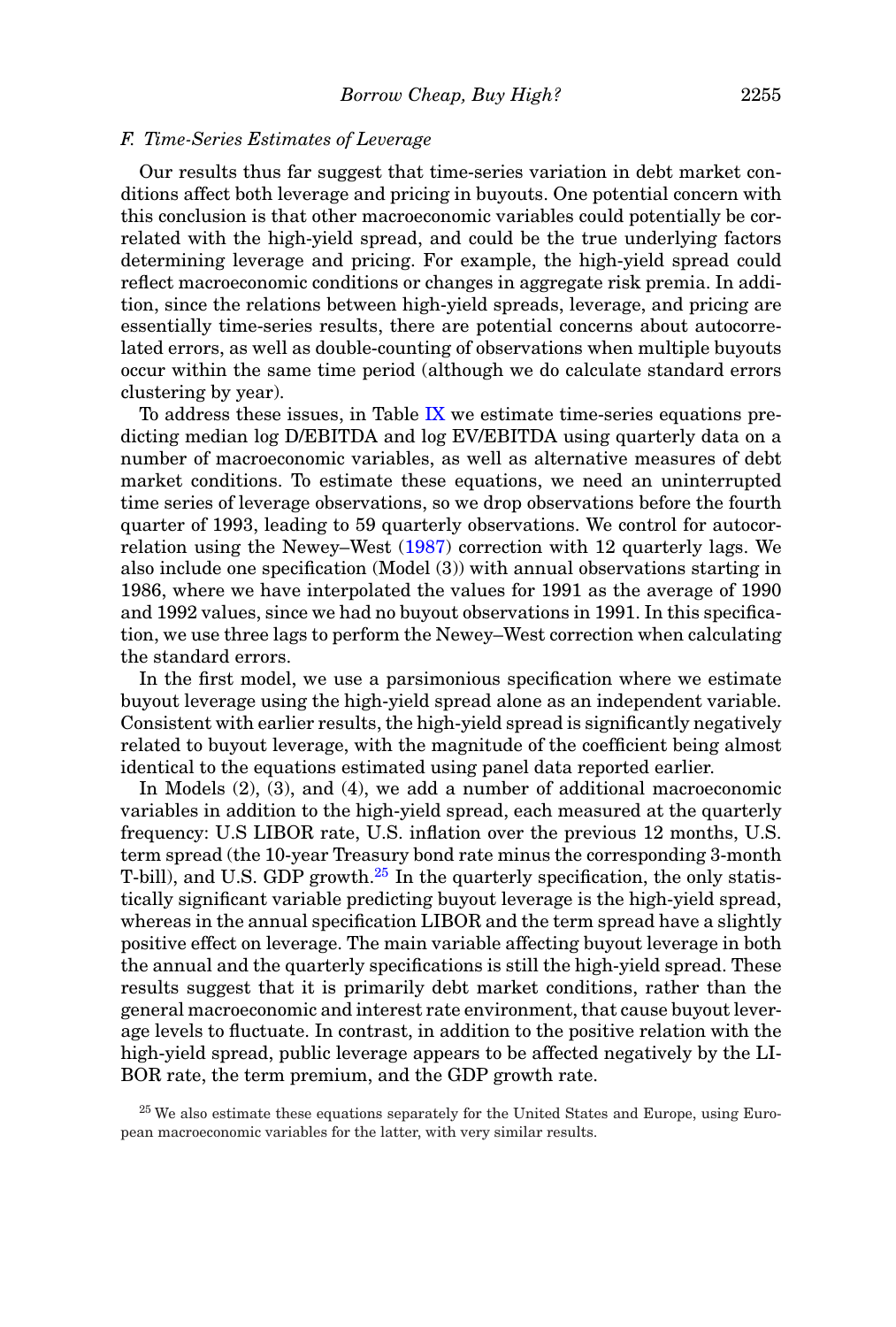### F. Time-Series Estimates of Leverage

Our results thus far suggest that time-series variation in debt market conditions affect both leverage and pricing in buyouts. One potential concern with this conclusion is that other macroeconomic variables could potentially be correlated with the high-yield spread, and could be the true underlying factors determining leverage and pricing. For example, the high-yield spread could reflect macroeconomic conditions or changes in aggregate risk premia. In addition, since the relations between high-yield spreads, leverage, and pricing are essentially time-series results, there are potential concerns about autocorrelated errors, as well as double-counting of observations when multiple buyouts occur within the same time period (although we do calculate standard errors clustering by year).

To address these issues, in Table IX we estimate time-series equations predicting median log D/EBITDA and log EV/EBITDA using quarterly data on a number of macroeconomic variables, as well as alternative measures of debt market conditions. To estimate these equations, we need an uninterrupted time series of leverage observations, so we drop observations before the fourth quarter of 1993, leading to 59 quarterly observations. We control for autocorrelation using the Newey–West (1987) correction with 12 quarterly lags. We also include one specification (Model (3)) with annual observations starting in 1986, where we have interpolated the values for 1991 as the average of 1990 and 1992 values, since we had no buyout observations in 1991. In this specification, we use three lags to perform the Newey–West correction when calculating the standard errors.

In the first model, we use a parsimonious specification where we estimate buyout leverage using the high-yield spread alone as an independent variable. Consistent with earlier results, the high-yield spread is significantly negatively related to buyout leverage, with the magnitude of the coefficient being almost identical to the equations estimated using panel data reported earlier.

In Models (2), (3), and (4), we add a number of additional macroeconomic variables in addition to the high-yield spread, each measured at the quarterly frequency: U.S LIBOR rate, U.S. inflation over the previous 12 months, U.S. term spread (the 10-year Treasury bond rate minus the corresponding 3-month T-bill), and U.S. GDP growth.[25] In the quarterly specification, the only statistically significant variable predicting buyout leverage is the high-yield spread, whereas in the annual specification LIBOR and the term spread have a slightly positive effect on leverage. The main variable affecting buyout leverage in both the annual and the quarterly specifications is still the high-yield spread. These results suggest that it is primarily debt market conditions, rather than the general macroeconomic and interest rate environment, that cause buyout leverage levels to fluctuate. In contrast, in addition to the positive relation with the high-yield spread, public leverage appears to be affected negatively by the LIBOR rate, the term premium, and the GDP growth rate.

[25] We also estimate these equations separately for the United States and Europe, using European macroeconomic variables for the latter, with very similar results.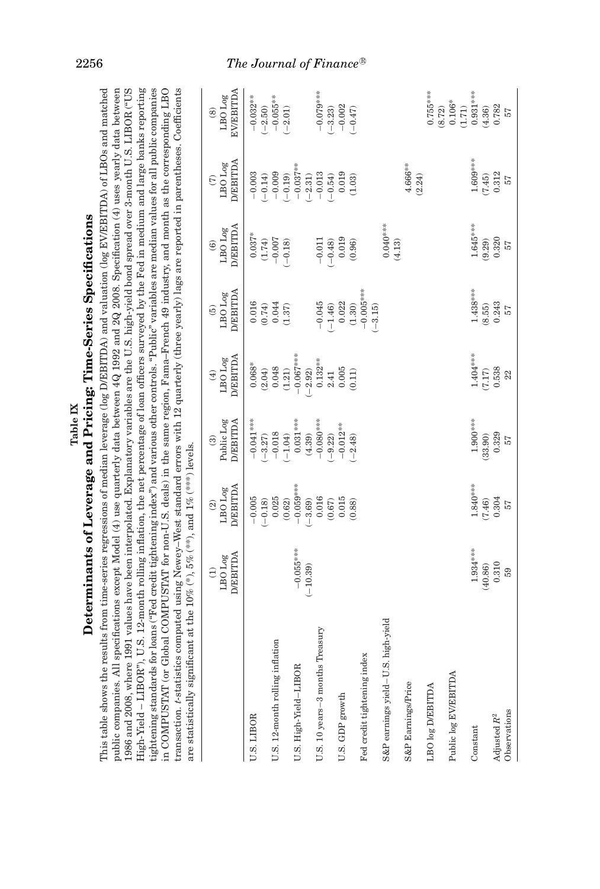**Table IX**

**Determinants of Leverage and Pricing: Time-Series Specifications**

This table shows the results from time-series regressions of median leverage (log D/EBITDA) and valuation (log EV/EBITDA) of LBOs and matched public companies. All specifications except Model (4) use quarterly data between 4Q 1992 and 2Q 2008. Specification (4) uses yearly data between 1986 and 2008, where 1991 values have been interpolated. Explanatory variables are the U.S. high-yield bond spread over 3-month U.S. LIBOR ("US High-Yield – LIBOR"), U.S. 12-month rolling inflation, the net percentage of loan officers surveyed by the Fed in medium and large banks reporting tightening standards for loans ("Fed credit tightening index") and various other controls. "Public" variables are median values for all public companies in COMPUSTAT (or Global COMPUSTAT for non-U.S. deals) in the same region, Fama–French 49 industry, and month as the corresponding LBO transaction. $t$-statistics computed using Newey–West standard errors with 12 quarterly (three yearly) lags are reported in parentheses. Coefficients are statistically significant at the 10% (*), 5% (**), and 1% (***) levels.

| | (1) LBO Log D/EBITDA | (2) LBO Log D/EBITDA | (3) Public Log D/EBITDA | (4) LBO Log D/EBITDA | (5) LBO Log D/EBITDA | (6) LBO Log D/EBITDA | (7) LBO Log D/EBITDA | (8) LBO Log EV/EBITDA |
|---|---|---|---|---|---|---|---|---|
| U.S. LIBOR | | −0.005 | −0.041*** | 0.068* | 0.016 | 0.037* | −0.003 | −0.032** |
| | | (−0.18) | (−3.27) | (2.04) | (0.74) | (1.74) | (−0.14) | (−2.50) |
| U.S. 12-month rolling inflation | | 0.025 | −0.018 | 0.048 | 0.044 | −0.007 | −0.009 | −0.055** |
| | | (0.62) | (−1.04) | (1.21) | (1.37) | (−0.18) | (−0.19) | (−2.01) |
| U.S. High-Yield–LIBOR | −0.055*** | −0.059*** | 0.031*** | −0.067*** | | | −0.037** | |
| | (−10.39) | (−3.69) | (4.39) | (−2.92) | | | (−2.31) | |
| U.S. 10 years–3 months Treasury | | 0.016 | −0.080*** | 0.132** | −0.045 | −0.011 | −0.013 | −0.079*** |
| | | (0.67) | (−9.22) | 2.41 | (−1.46) | (−0.48) | (−0.54) | (−3.23) |
| U.S. GDP growth | | 0.015 | −0.012** | 0.005 | 0.022 | 0.019 | 0.019 | −0.002 |
| | | (0.88) | (−2.48) | (0.11) | (1.30) | (0.96) | (1.03) | (−0.47) |
| Fed credit tightening index | | | | | −0.005*** | | | |
| | | | | | (−3.15) | | | |
| S&P earnings yield–U.S. high-yield | | | | | | 0.040*** | | |
| | | | | | | (4.13) | | |
| S&P Earnings/Price | | | | | | | 4.666** | |
| | | | | | | | (2.24) | |
| LBO log D/EBITDA | | | | | | | | 0.755*** |
| | | | | | | | | (8.72) |
| Public log EV/EBITDA | | | | | | | | 0.106* |
| | | | | | | | | (1.71) |
| Constant | 1.934*** | 1.840*** | 1.900*** | 1.404*** | 1.438*** | 1.645*** | 1.609*** | 0.931*** |
| | (40.86) | (7.46) | (33.90) | (7.17) | (8.55) | (9.29) | (7.45) | (4.36) |
| Adjusted $R^2$ | 0.310 | 0.304 | 0.329 | 0.538 | 0.243 | 0.320 | 0.312 | 0.782 |
| Observations | 59 | 57 | 57 | 22 | 57 | 57 | 57 | 57 |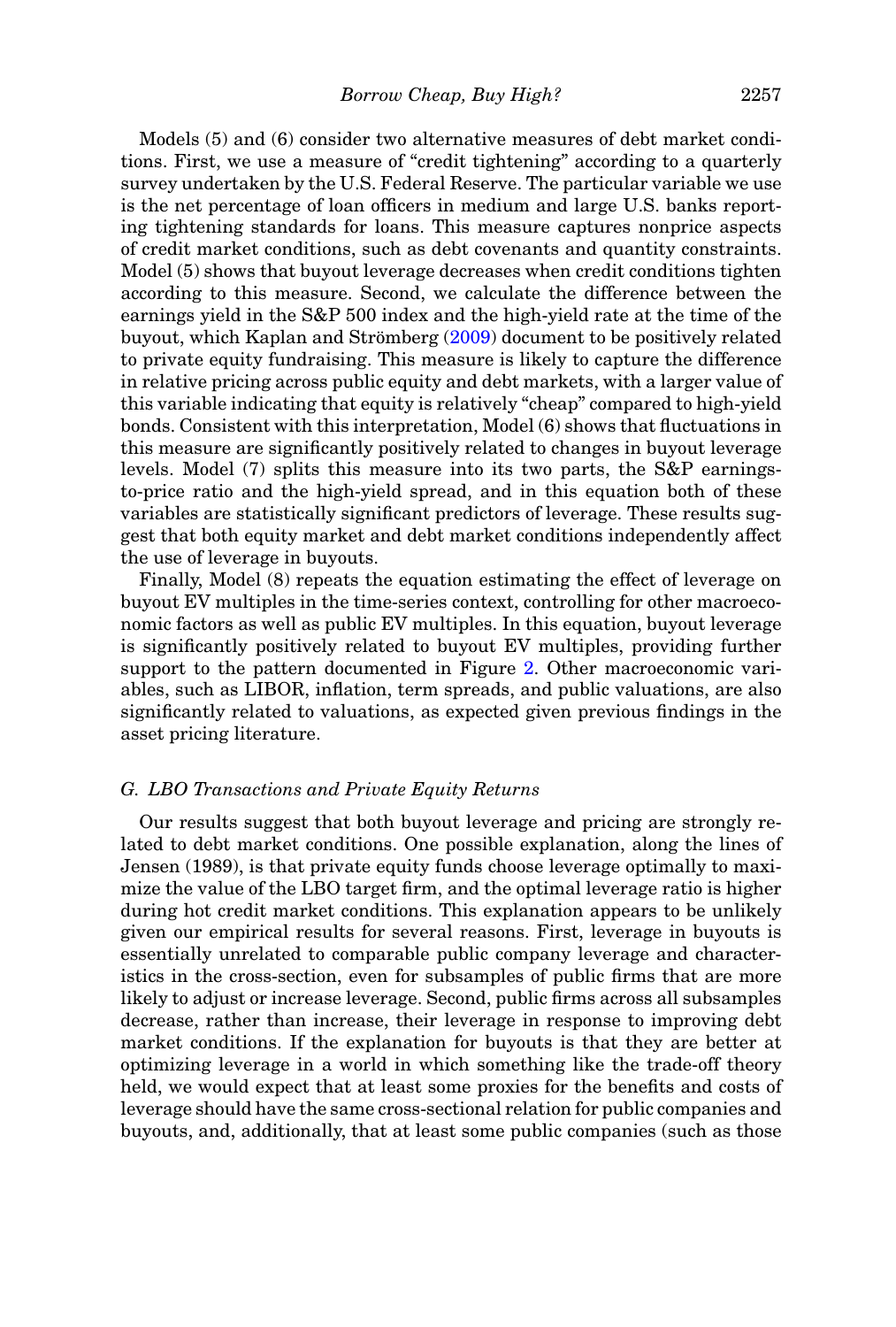Models (5) and (6) consider two alternative measures of debt market conditions. First, we use a measure of "credit tightening" according to a quarterly survey undertaken by the U.S. Federal Reserve. The particular variable we use is the net percentage of loan officers in medium and large U.S. banks reporting tightening standards for loans. This measure captures nonprice aspects of credit market conditions, such as debt covenants and quantity constraints. Model (5) shows that buyout leverage decreases when credit conditions tighten according to this measure. Second, we calculate the difference between the earnings yield in the S&P 500 index and the high-yield rate at the time of the buyout, which Kaplan and Strömberg (2009) document to be positively related to private equity fundraising. This measure is likely to capture the difference in relative pricing across public equity and debt markets, with a larger value of this variable indicating that equity is relatively "cheap" compared to high-yield bonds. Consistent with this interpretation, Model (6) shows that fluctuations in this measure are significantly positively related to changes in buyout leverage levels. Model (7) splits this measure into its two parts, the S&P earnings-to-price ratio and the high-yield spread, and in this equation both of these variables are statistically significant predictors of leverage. These results suggest that both equity market and debt market conditions independently affect the use of leverage in buyouts.

Finally, Model (8) repeats the equation estimating the effect of leverage on buyout EV multiples in the time-series context, controlling for other macroeconomic factors as well as public EV multiples. In this equation, buyout leverage is significantly positively related to buyout EV multiples, providing further support to the pattern documented in Figure 2. Other macroeconomic variables, such as LIBOR, inflation, term spreads, and public valuations, are also significantly related to valuations, as expected given previous findings in the asset pricing literature.

### *G. LBO Transactions and Private Equity Returns*

Our results suggest that both buyout leverage and pricing are strongly related to debt market conditions. One possible explanation, along the lines of Jensen (1989), is that private equity funds choose leverage optimally to maximize the value of the LBO target firm, and the optimal leverage ratio is higher during hot credit market conditions. This explanation appears to be unlikely given our empirical results for several reasons. First, leverage in buyouts is essentially unrelated to comparable public company leverage and characteristics in the cross-section, even for subsamples of public firms that are more likely to adjust or increase leverage. Second, public firms across all subsamples decrease, rather than increase, their leverage in response to improving debt market conditions. If the explanation for buyouts is that they are better at optimizing leverage in a world in which something like the trade-off theory held, we would expect that at least some proxies for the benefits and costs of leverage should have the same cross-sectional relation for public companies and buyouts, and, additionally, that at least some public companies (such as those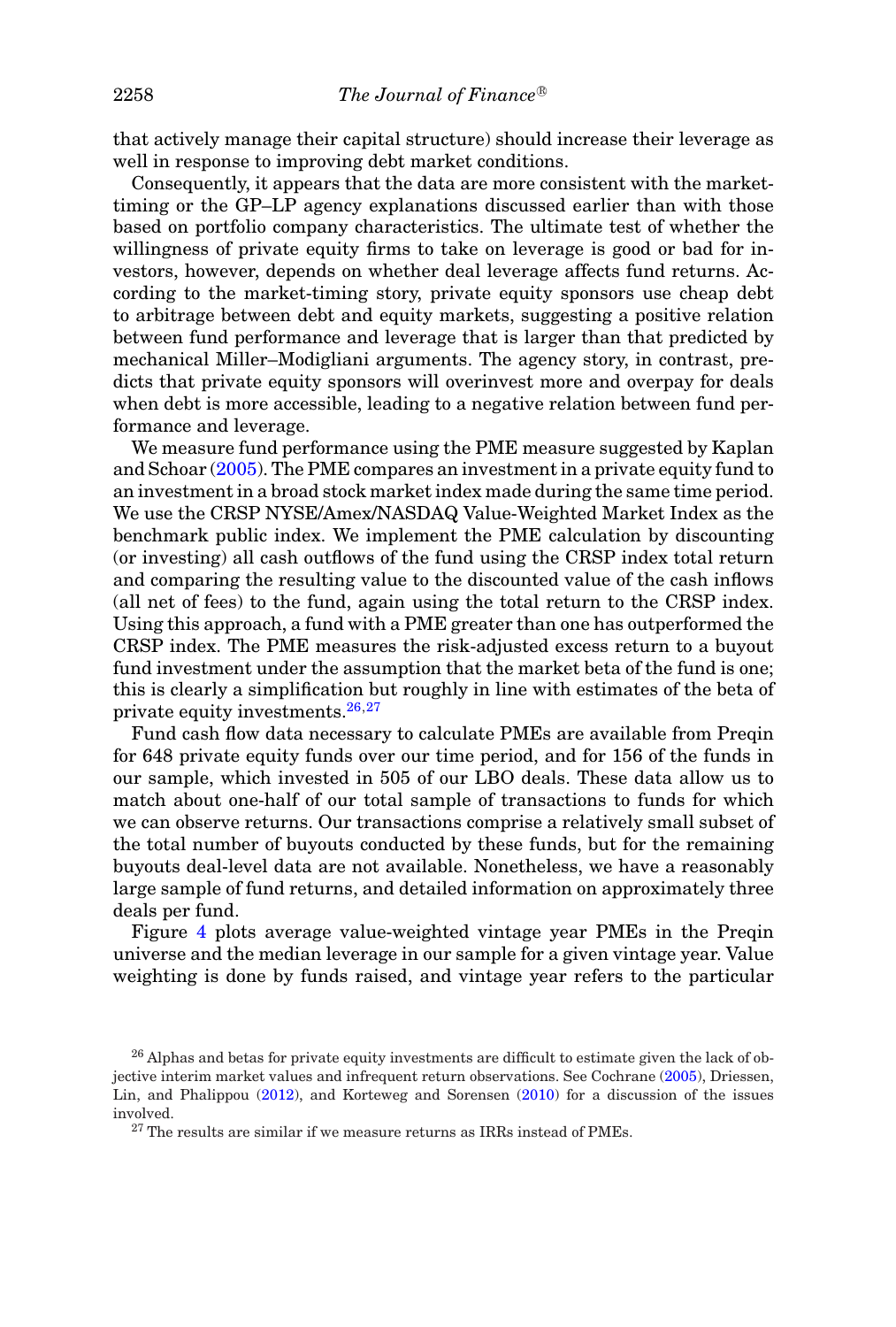that actively manage their capital structure) should increase their leverage as well in response to improving debt market conditions.

Consequently, it appears that the data are more consistent with the market-timing or the GP–LP agency explanations discussed earlier than with those based on portfolio company characteristics. The ultimate test of whether the willingness of private equity firms to take on leverage is good or bad for investors, however, depends on whether deal leverage affects fund returns. According to the market-timing story, private equity sponsors use cheap debt to arbitrage between debt and equity markets, suggesting a positive relation between fund performance and leverage that is larger than that predicted by mechanical Miller–Modigliani arguments. The agency story, in contrast, predicts that private equity sponsors will overinvest more and overpay for deals when debt is more accessible, leading to a negative relation between fund performance and leverage.

We measure fund performance using the PME measure suggested by Kaplan and Schoar (2005). The PME compares an investment in a private equity fund to an investment in a broad stock market index made during the same time period. We use the CRSP NYSE/Amex/NASDAQ Value-Weighted Market Index as the benchmark public index. We implement the PME calculation by discounting (or investing) all cash outflows of the fund using the CRSP index total return and comparing the resulting value to the discounted value of the cash inflows (all net of fees) to the fund, again using the total return to the CRSP index. Using this approach, a fund with a PME greater than one has outperformed the CRSP index. The PME measures the risk-adjusted excess return to a buyout fund investment under the assumption that the market beta of the fund is one; this is clearly a simplification but roughly in line with estimates of the beta of private equity investments.[26,27]

Fund cash flow data necessary to calculate PMEs are available from Preqin for 648 private equity funds over our time period, and for 156 of the funds in our sample, which invested in 505 of our LBO deals. These data allow us to match about one-half of our total sample of transactions to funds for which we can observe returns. Our transactions comprise a relatively small subset of the total number of buyouts conducted by these funds, but for the remaining buyouts deal-level data are not available. Nonetheless, we have a reasonably large sample of fund returns, and detailed information on approximately three deals per fund.

Figure 4 plots average value-weighted vintage year PMEs in the Preqin universe and the median leverage in our sample for a given vintage year. Value weighting is done by funds raised, and vintage year refers to the particular

[26] Alphas and betas for private equity investments are difficult to estimate given the lack of objective interim market values and infrequent return observations. See Cochrane (2005), Driessen, Lin, and Phalippou (2012), and Korteweg and Sorensen (2010) for a discussion of the issues involved.

[27] The results are similar if we measure returns as IRRs instead of PMEs.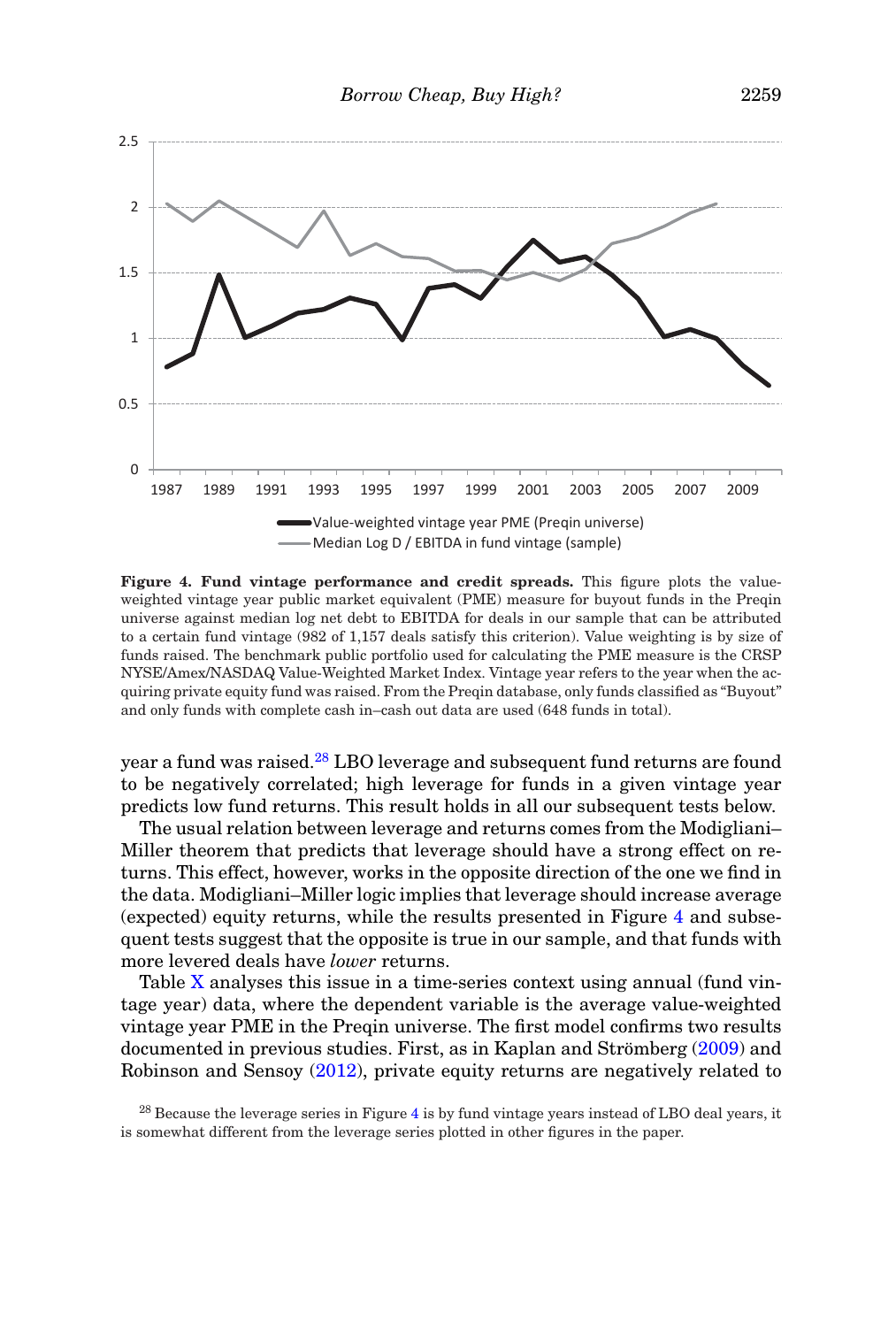**Figure 4. Fund vintage performance and credit spreads.** This figure plots the value-weighted vintage year public market equivalent (PME) measure for buyout funds in the Preqin universe against median log net debt to EBITDA for deals in our sample that can be attributed to a certain fund vintage (982 of 1,157 deals satisfy this criterion). Value weighting is by size of funds raised. The benchmark public portfolio used for calculating the PME measure is the CRSP NYSE/Amex/NASDAQ Value-Weighted Market Index. Vintage year refers to the year when the acquiring private equity fund was raised. From the Preqin database, only funds classified as "Buyout" and only funds with complete cash in–cash out data are used (648 funds in total).

year a fund was raised.[28] LBO leverage and subsequent fund returns are found to be negatively correlated; high leverage for funds in a given vintage year predicts low fund returns. This result holds in all our subsequent tests below.

The usual relation between leverage and returns comes from the Modigliani–Miller theorem that predicts that leverage should have a strong effect on returns. This effect, however, works in the opposite direction of the one we find in the data. Modigliani–Miller logic implies that leverage should increase average (expected) equity returns, while the results presented in Figure 4 and subsequent tests suggest that the opposite is true in our sample, and that funds with more levered deals have *lower* returns.

Table X analyses this issue in a time-series context using annual (fund vintage year) data, where the dependent variable is the average value-weighted vintage year PME in the Preqin universe. The first model confirms two results documented in previous studies. First, as in Kaplan and Strömberg (2009) and Robinson and Sensoy (2012), private equity returns are negatively related to

[28] Because the leverage series in Figure 4 is by fund vintage years instead of LBO deal years, it is somewhat different from the leverage series plotted in other figures in the paper.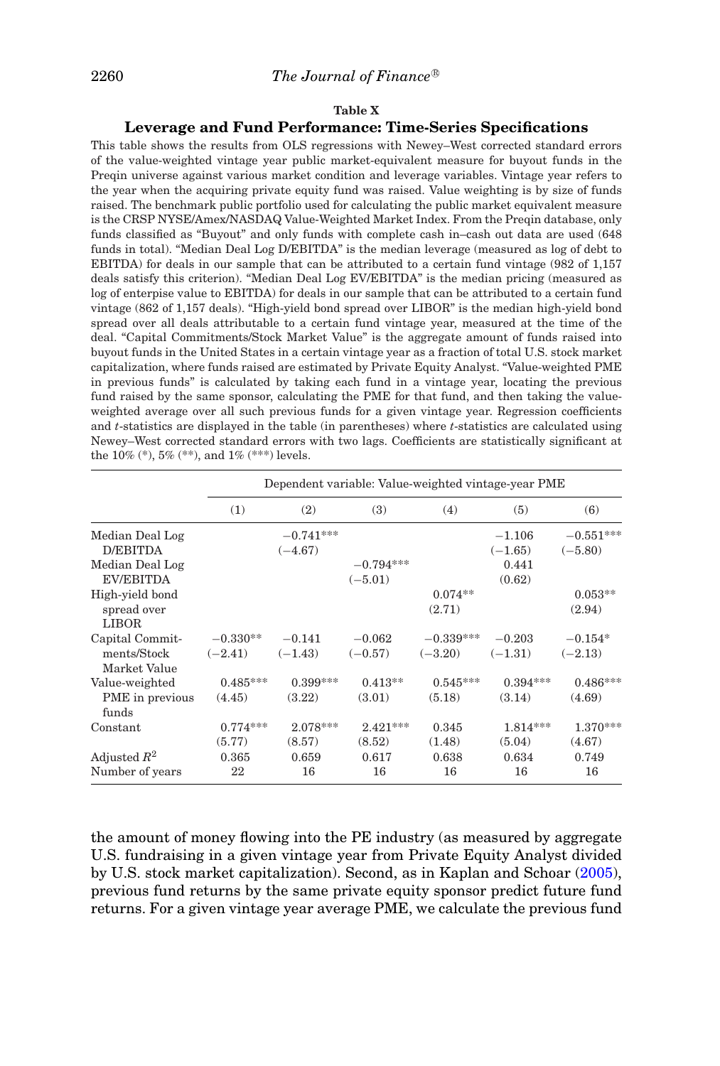### Table X

### Leverage and Fund Performance: Time-Series Specifications

This table shows the results from OLS regressions with Newey–West corrected standard errors of the value-weighted vintage year public market-equivalent measure for buyout funds in the Preqin universe against various market condition and leverage variables. Vintage year refers to the year when the acquiring private equity fund was raised. Value weighting is by size of funds raised. The benchmark public portfolio used for calculating the public market equivalent measure is the CRSP NYSE/Amex/NASDAQ Value-Weighted Market Index. From the Preqin database, only funds classified as "Buyout" and only funds with complete cash in–cash out data are used (648 funds in total). "Median Deal Log D/EBITDA" is the median leverage (measured as log of debt to EBITDA) for deals in our sample that can be attributed to a certain fund vintage (982 of 1,157 deals satisfy this criterion). "Median Deal Log EV/EBITDA" is the median pricing (measured as log of enterpise value to EBITDA) for deals in our sample that can be attributed to a certain fund vintage (862 of 1,157 deals). "High-yield bond spread over LIBOR" is the median high-yield bond spread over all deals attributable to a certain fund vintage year, measured at the time of the deal. "Capital Commitments/Stock Market Value" is the aggregate amount of funds raised into buyout funds in the United States in a certain vintage year as a fraction of total U.S. stock market capitalization, where funds raised are estimated by Private Equity Analyst. "Value-weighted PME in previous funds" is calculated by taking each fund in a vintage year, locating the previous fund raised by the same sponsor, calculating the PME for that fund, and then taking the value-weighted average over all such previous funds for a given vintage year. Regression coefficients and $t$-statistics are displayed in the table (in parentheses) where $t$-statistics are calculated using Newey–West corrected standard errors with two lags. Coefficients are statistically significant at the 10% (*), 5% (**), and 1% (***) levels.

| | Dependent variable: Value-weighted vintage-year PME | | | | | |
|---|---|---|---|---|---|---|
| | (1) | (2) | (3) | (4) | (5) | (6) |
| Median Deal Log D/EBITDA | | −0.741*** | | | −1.106 | −0.551*** |
| | | (−4.67) | | | (−1.65) | (−5.80) |
| Median Deal Log EV/EBITDA | | | −0.794*** | | 0.441 | |
| | | | (−5.01) | | (0.62) | |
| High-yield bond spread over LIBOR | | | | 0.074** | | 0.053** |
| | | | | (2.71) | | (2.94) |
| Capital Commitments/Stock Market Value | −0.330** | −0.141 | −0.062 | −0.339*** | −0.203 | −0.154* |
| | (−2.41) | (−1.43) | (−0.57) | (−3.20) | (−1.31) | (−2.13) |
| Value-weighted PME in previous funds | 0.485*** | 0.399*** | 0.413** | 0.545*** | 0.394*** | 0.486*** |
| | (4.45) | (3.22) | (3.01) | (5.18) | (3.14) | (4.69) |
| Constant | 0.774*** | 2.078*** | 2.421*** | 0.345 | 1.814*** | 1.370*** |
| | (5.77) | (8.57) | (8.52) | (1.48) | (5.04) | (4.67) |
| Adjusted $R^2$ | 0.365 | 0.659 | 0.617 | 0.638 | 0.634 | 0.749 |
| Number of years | 22 | 16 | 16 | 16 | 16 | 16 |

the amount of money flowing into the PE industry (as measured by aggregate U.S. fundraising in a given vintage year from Private Equity Analyst divided by U.S. stock market capitalization). Second, as in Kaplan and Schoar (2005), previous fund returns by the same private equity sponsor predict future fund returns. For a given vintage year average PME, we calculate the previous fund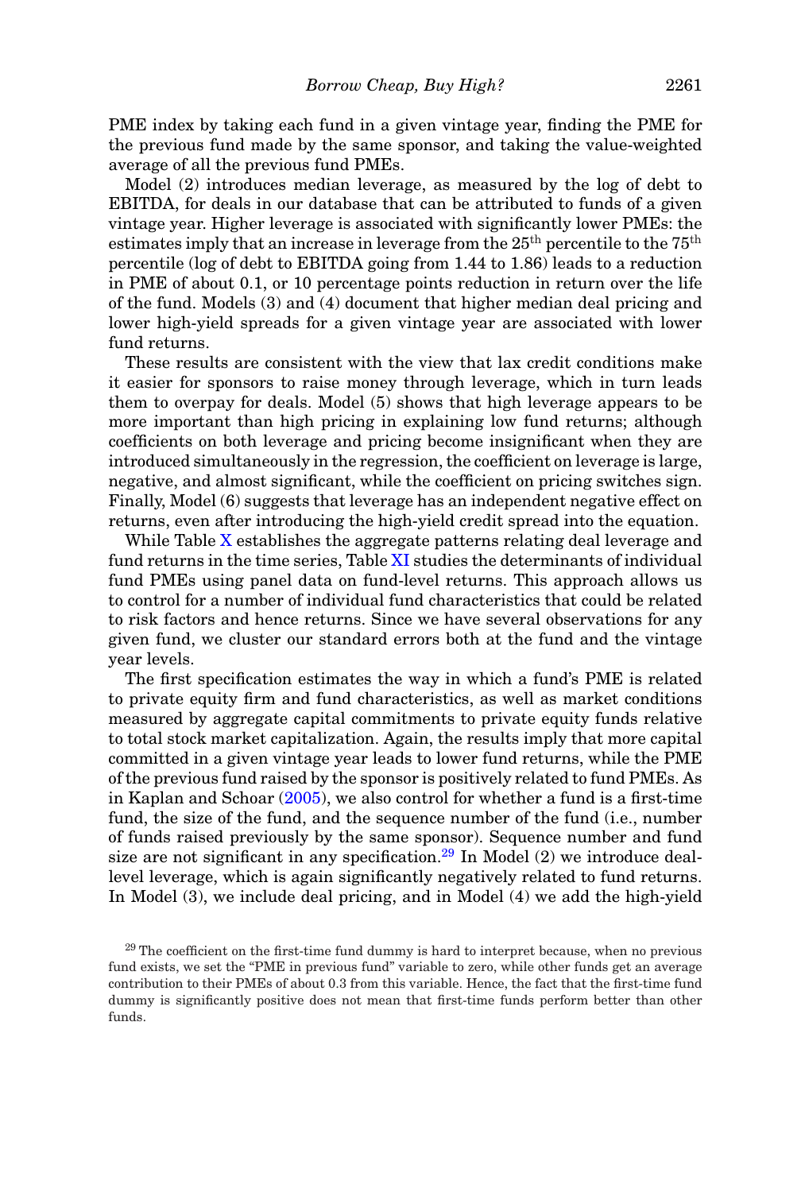PME index by taking each fund in a given vintage year, finding the PME for the previous fund made by the same sponsor, and taking the value-weighted average of all the previous fund PMEs.

Model (2) introduces median leverage, as measured by the log of debt to EBITDA, for deals in our database that can be attributed to funds of a given vintage year. Higher leverage is associated with significantly lower PMEs: the estimates imply that an increase in leverage from the 25$^{th}$ percentile to the 75$^{th}$ percentile (log of debt to EBITDA going from 1.44 to 1.86) leads to a reduction in PME of about 0.1, or 10 percentage points reduction in return over the life of the fund. Models (3) and (4) document that higher median deal pricing and lower high-yield spreads for a given vintage year are associated with lower fund returns.

These results are consistent with the view that lax credit conditions make it easier for sponsors to raise money through leverage, which in turn leads them to overpay for deals. Model (5) shows that high leverage appears to be more important than high pricing in explaining low fund returns; although coefficients on both leverage and pricing become insignificant when they are introduced simultaneously in the regression, the coefficient on leverage is large, negative, and almost significant, while the coefficient on pricing switches sign. Finally, Model (6) suggests that leverage has an independent negative effect on returns, even after introducing the high-yield credit spread into the equation.

While Table X establishes the aggregate patterns relating deal leverage and fund returns in the time series, Table XI studies the determinants of individual fund PMEs using panel data on fund-level returns. This approach allows us to control for a number of individual fund characteristics that could be related to risk factors and hence returns. Since we have several observations for any given fund, we cluster our standard errors both at the fund and the vintage year levels.

The first specification estimates the way in which a fund's PME is related to private equity firm and fund characteristics, as well as market conditions measured by aggregate capital commitments to private equity funds relative to total stock market capitalization. Again, the results imply that more capital committed in a given vintage year leads to lower fund returns, while the PME of the previous fund raised by the sponsor is positively related to fund PMEs. As in Kaplan and Schoar (2005), we also control for whether a fund is a first-time fund, the size of the fund, and the sequence number of the fund (i.e., number of funds raised previously by the same sponsor). Sequence number and fund size are not significant in any specification.[29] In Model (2) we introduce deal-level leverage, which is again significantly negatively related to fund returns. In Model (3), we include deal pricing, and in Model (4) we add the high-yield

[29] The coefficient on the first-time fund dummy is hard to interpret because, when no previous fund exists, we set the "PME in previous fund" variable to zero, while other funds get an average contribution to their PMEs of about 0.3 from this variable. Hence, the fact that the first-time fund dummy is significantly positive does not mean that first-time funds perform better than other funds.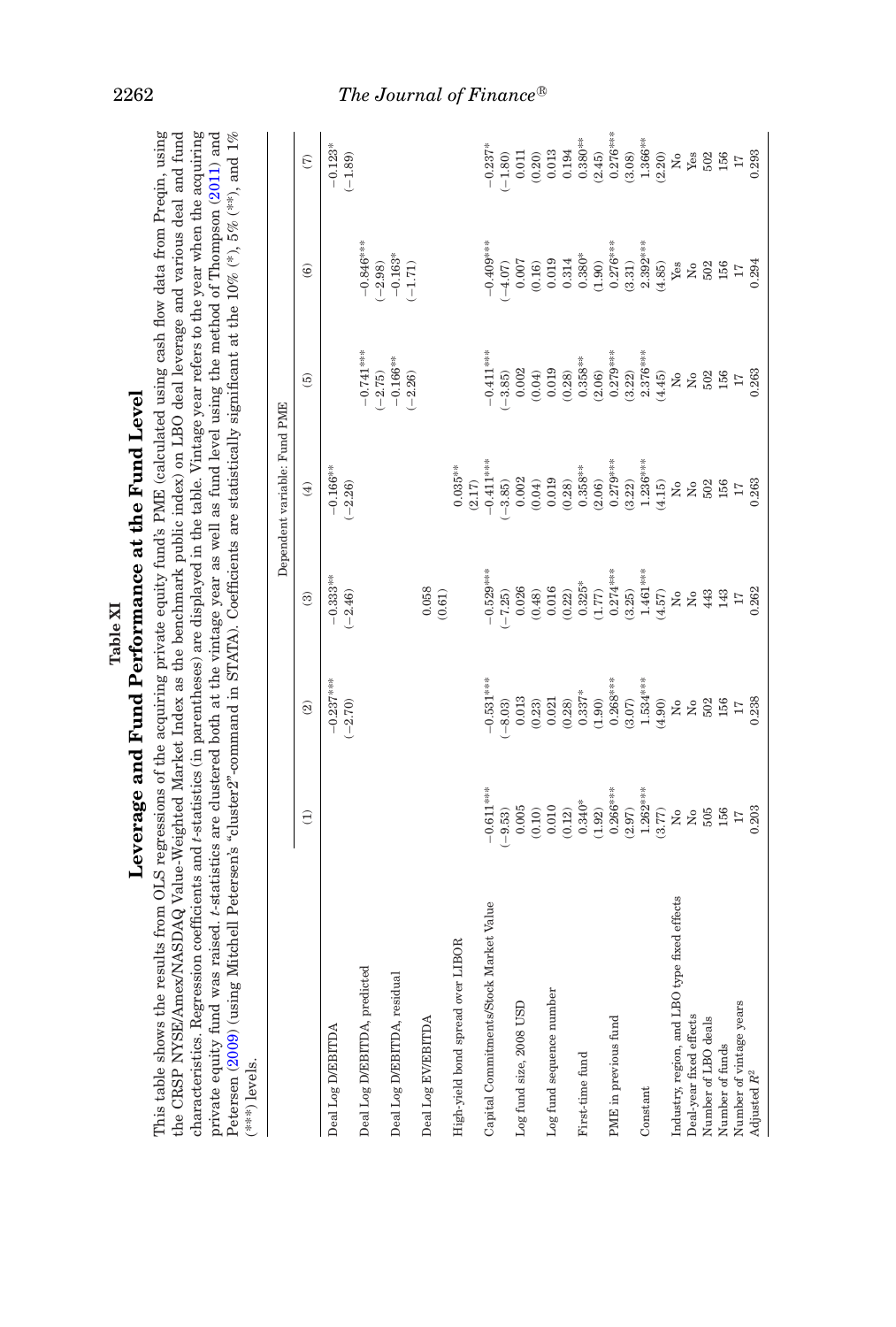# Table XI

## Leverage and Fund Performance at the Fund Level

This table shows the results from OLS regressions of the acquiring private equity fund's PME (calculated using cash flow data from Preqin, using the CRSP NYSE/Amex/NASDAQ Value-Weighted Market Index as the benchmark public index) on LBO deal leverage and various deal and fund characteristics. Regression coefficients and *t*-statistics (in parentheses) are displayed in the table. Vintage year refers to the year when the acquiring private equity fund was raised. *t*-statistics are clustered both at the vintage year as well as fund level using the method of Thompson (2011) and Petersen (2009) (using Mitchell Petersen's "cluster2"-command in STATA). Coefficients are statistically significant at the 10% (*), 5% (**), and 1% (***) levels.

| | Dependent variable: Fund PME | | | | | | |
|---|---|---|---|---|---|---|---|
| | (1) | (2) | (3) | (4) | (5) | (6) | (7) |
| Deal Log D/EBITDA | | −0.237*** | −0.333** | −0.166** | | | −0.123* |
| | | (−2.70) | (−2.46) | (−2.26) | | | (−1.89) |
| Deal Log D/EBITDA, predicted | | | | | −0.741*** | −0.846*** | |
| | | | | | (−2.75) | (−2.98) | |
| Deal Log D/EBITDA, residual | | | | | −0.166** | −0.163* | |
| | | | | | (−2.26) | (−1.71) | |
| Deal Log EV/EBITDA | | | 0.058 | | | | |
| | | | (0.61) | | | | |
| High-yield bond spread over LIBOR | | | | 0.035** | | | |
| | | | | (2.17) | | | |
| Capital Commitments/Stock Market Value | −0.611*** | −0.531*** | −0.529*** | −0.411*** | −0.411*** | −0.409*** | −0.237* |
| | (−9.53) | (−8.03) | (−7.25) | (−3.85) | (−3.85) | (−4.07) | (−1.80) |
| Log fund size, 2008 USD | 0.005 | 0.013 | 0.026 | 0.002 | 0.002 | 0.007 | 0.011 |
| | (0.10) | (0.23) | (0.48) | (0.04) | (0.04) | (0.16) | (0.20) |
| Log fund sequence number | 0.010 | 0.021 | 0.016 | 0.019 | 0.019 | 0.019 | 0.013 |
| | (0.12) | (0.28) | (0.22) | (0.28) | (0.28) | 0.314 | 0.194 |
| First-time fund | 0.340* | 0.337* | 0.325* | 0.358** | 0.358** | 0.380* | 0.380** |
| | (1.92) | (1.90) | (1.77) | (2.06) | (2.06) | (1.90) | (2.45) |
| PME in previous fund | 0.266*** | 0.268*** | 0.274*** | 0.279*** | 0.279*** | 0.276*** | 0.276*** |
| | (2.97) | (3.07) | (3.25) | (3.22) | (3.22) | (3.31) | (3.08) |
| Constant | 1.262*** | 1.534*** | 1.461*** | 1.236*** | 2.376*** | 2.392*** | 1.366** |
| | (3.77) | (4.90) | (4.57) | (4.15) | (4.45) | (4.85) | (2.20) |
| Industry, region, and LBO type fixed effects | No | No | No | No | No | Yes | No |
| Deal-year fixed effects | No | No | No | No | No | No | Yes |
| Number of LBO deals | 505 | 502 | 443 | 502 | 502 | 502 | 502 |
| Number of funds | 156 | 156 | 143 | 156 | 156 | 156 | 156 |
| Number of vintage years | 17 | 17 | 17 | 17 | 17 | 17 | 17 |
| Adjusted $R^2$ | 0.203 | 0.238 | 0.262 | 0.263 | 0.263 | 0.294 | 0.293 |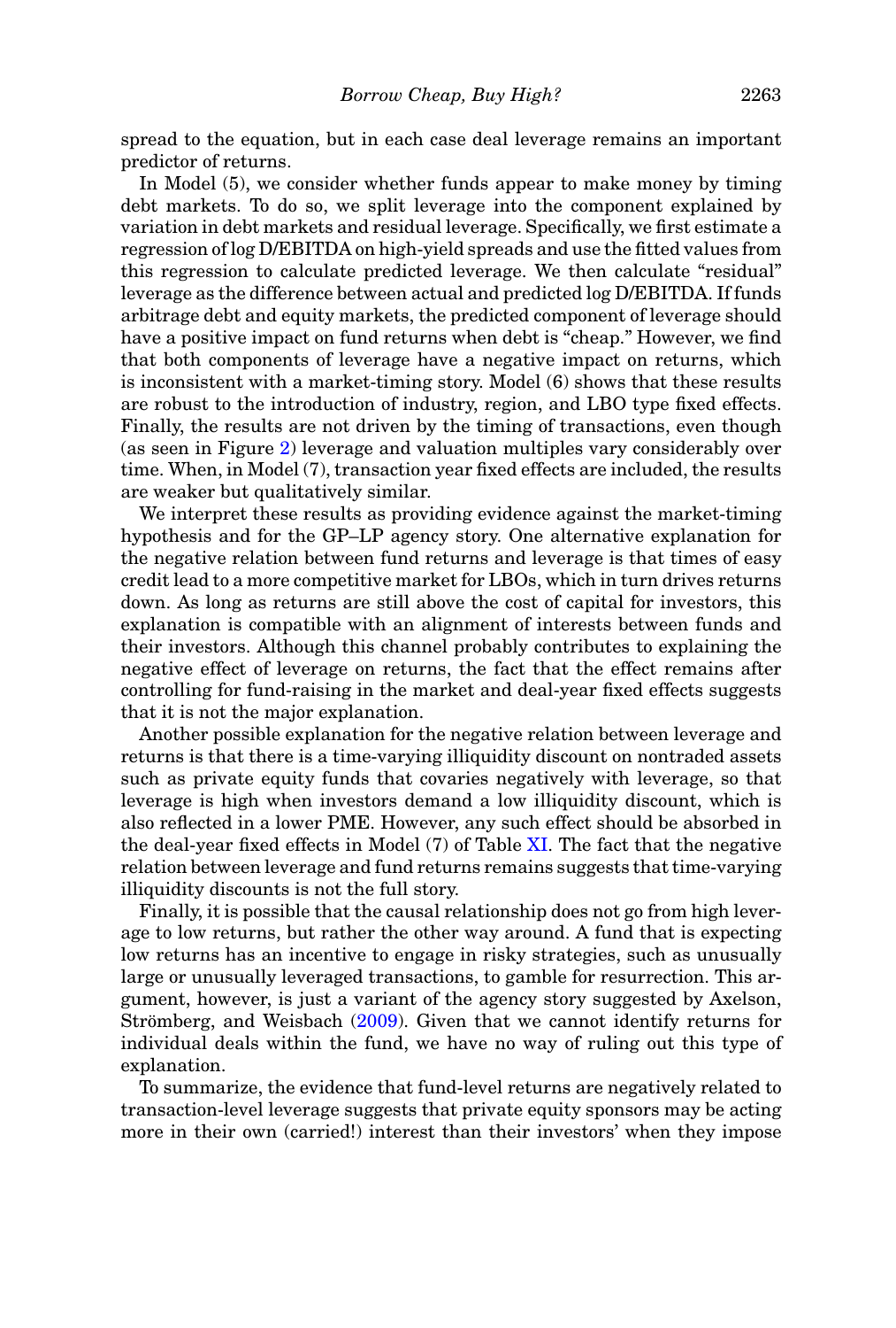spread to the equation, but in each case deal leverage remains an important predictor of returns.

In Model (5), we consider whether funds appear to make money by timing debt markets. To do so, we split leverage into the component explained by variation in debt markets and residual leverage. Specifically, we first estimate a regression of log D/EBITDA on high-yield spreads and use the fitted values from this regression to calculate predicted leverage. We then calculate "residual" leverage as the difference between actual and predicted log D/EBITDA. If funds arbitrage debt and equity markets, the predicted component of leverage should have a positive impact on fund returns when debt is "cheap." However, we find that both components of leverage have a negative impact on returns, which is inconsistent with a market-timing story. Model (6) shows that these results are robust to the introduction of industry, region, and LBO type fixed effects. Finally, the results are not driven by the timing of transactions, even though (as seen in Figure 2) leverage and valuation multiples vary considerably over time. When, in Model (7), transaction year fixed effects are included, the results are weaker but qualitatively similar.

We interpret these results as providing evidence against the market-timing hypothesis and for the GP–LP agency story. One alternative explanation for the negative relation between fund returns and leverage is that times of easy credit lead to a more competitive market for LBOs, which in turn drives returns down. As long as returns are still above the cost of capital for investors, this explanation is compatible with an alignment of interests between funds and their investors. Although this channel probably contributes to explaining the negative effect of leverage on returns, the fact that the effect remains after controlling for fund-raising in the market and deal-year fixed effects suggests that it is not the major explanation.

Another possible explanation for the negative relation between leverage and returns is that there is a time-varying illiquidity discount on nontraded assets such as private equity funds that covaries negatively with leverage, so that leverage is high when investors demand a low illiquidity discount, which is also reflected in a lower PME. However, any such effect should be absorbed in the deal-year fixed effects in Model (7) of Table XI. The fact that the negative relation between leverage and fund returns remains suggests that time-varying illiquidity discounts is not the full story.

Finally, it is possible that the causal relationship does not go from high leverage to low returns, but rather the other way around. A fund that is expecting low returns has an incentive to engage in risky strategies, such as unusually large or unusually leveraged transactions, to gamble for resurrection. This argument, however, is just a variant of the agency story suggested by Axelson, Strömberg, and Weisbach (2009). Given that we cannot identify returns for individual deals within the fund, we have no way of ruling out this type of explanation.

To summarize, the evidence that fund-level returns are negatively related to transaction-level leverage suggests that private equity sponsors may be acting more in their own (carried!) interest than their investors' when they impose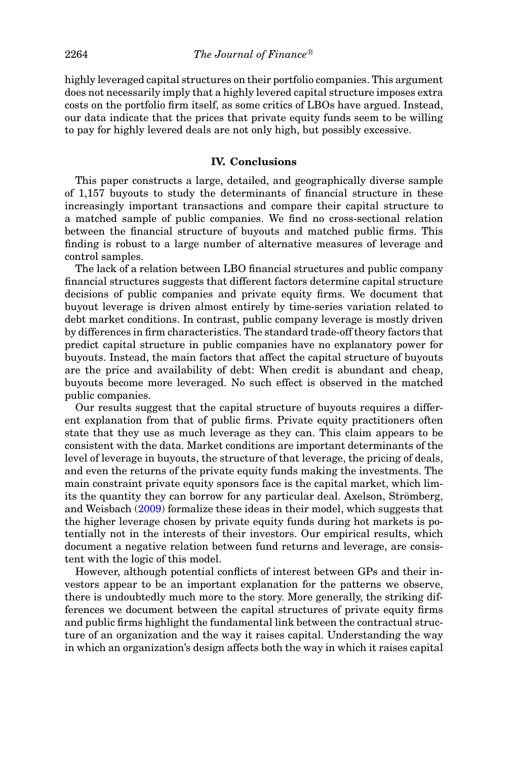highly leveraged capital structures on their portfolio companies. This argument does not necessarily imply that a highly levered capital structure imposes extra costs on the portfolio firm itself, as some critics of LBOs have argued. Instead, our data indicate that the prices that private equity funds seem to be willing to pay for highly levered deals are not only high, but possibly excessive.

## IV. Conclusions

This paper constructs a large, detailed, and geographically diverse sample of 1,157 buyouts to study the determinants of financial structure in these increasingly important transactions and compare their capital structure to a matched sample of public companies. We find no cross-sectional relation between the financial structure of buyouts and matched public firms. This finding is robust to a large number of alternative measures of leverage and control samples.

The lack of a relation between LBO financial structures and public company financial structures suggests that different factors determine capital structure decisions of public companies and private equity firms. We document that buyout leverage is driven almost entirely by time-series variation related to debt market conditions. In contrast, public company leverage is mostly driven by differences in firm characteristics. The standard trade-off theory factors that predict capital structure in public companies have no explanatory power for buyouts. Instead, the main factors that affect the capital structure of buyouts are the price and availability of debt: When credit is abundant and cheap, buyouts become more leveraged. No such effect is observed in the matched public companies.

Our results suggest that the capital structure of buyouts requires a different explanation from that of public firms. Private equity practitioners often state that they use as much leverage as they can. This claim appears to be consistent with the data. Market conditions are important determinants of the level of leverage in buyouts, the structure of that leverage, the pricing of deals, and even the returns of the private equity funds making the investments. The main constraint private equity sponsors face is the capital market, which limits the quantity they can borrow for any particular deal. Axelson, Strömberg, and Weisbach (2009) formalize these ideas in their model, which suggests that the higher leverage chosen by private equity funds during hot markets is potentially not in the interests of their investors. Our empirical results, which document a negative relation between fund returns and leverage, are consistent with the logic of this model.

However, although potential conflicts of interest between GPs and their investors appear to be an important explanation for the patterns we observe, there is undoubtedly much more to the story. More generally, the striking differences we document between the capital structures of private equity firms and public firms highlight the fundamental link between the contractual structure of an organization and the way it raises capital. Understanding the way in which an organization's design affects both the way in which it raises capital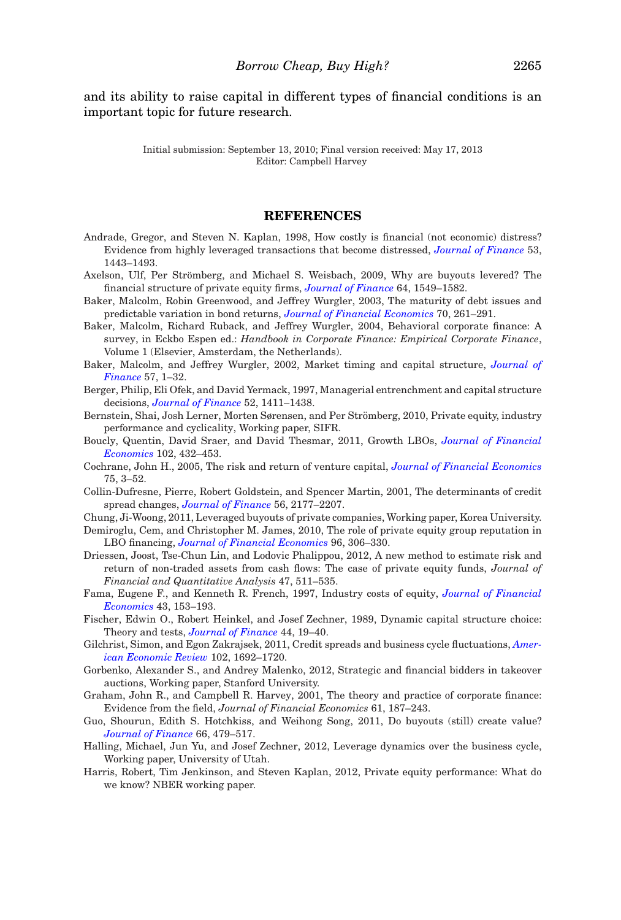and its ability to raise capital in different types of financial conditions is an important topic for future research.

Initial submission: September 13, 2010; Final version received: May 17, 2013
Editor: Campbell Harvey

## REFERENCES

Andrade, Gregor, and Steven N. Kaplan, 1998, How costly is financial (not economic) distress? Evidence from highly leveraged transactions that become distressed, *Journal of Finance* 53, 1443–1493.

Axelson, Ulf, Per Strömberg, and Michael S. Weisbach, 2009, Why are buyouts levered? The financial structure of private equity firms, *Journal of Finance* 64, 1549–1582.

Baker, Malcolm, Robin Greenwood, and Jeffrey Wurgler, 2003, The maturity of debt issues and predictable variation in bond returns, *Journal of Financial Economics* 70, 261–291.

Baker, Malcolm, Richard Ruback, and Jeffrey Wurgler, 2004, Behavioral corporate finance: A survey, in Eckbo Espen ed.: *Handbook in Corporate Finance: Empirical Corporate Finance*, Volume 1 (Elsevier, Amsterdam, the Netherlands).

Baker, Malcolm, and Jeffrey Wurgler, 2002, Market timing and capital structure, *Journal of Finance* 57, 1–32.

Berger, Philip, Eli Ofek, and David Yermack, 1997, Managerial entrenchment and capital structure decisions, *Journal of Finance* 52, 1411–1438.

Bernstein, Shai, Josh Lerner, Morten Sørensen, and Per Strömberg, 2010, Private equity, industry performance and cyclicality, Working paper, SIFR.

Boucly, Quentin, David Sraer, and David Thesmar, 2011, Growth LBOs, *Journal of Financial Economics* 102, 432–453.

Cochrane, John H., 2005, The risk and return of venture capital, *Journal of Financial Economics* 75, 3–52.

Collin-Dufresne, Pierre, Robert Goldstein, and Spencer Martin, 2001, The determinants of credit spread changes, *Journal of Finance* 56, 2177–2207.

Chung, Ji-Woong, 2011, Leveraged buyouts of private companies, Working paper, Korea University.

Demiroglu, Cem, and Christopher M. James, 2010, The role of private equity group reputation in LBO financing, *Journal of Financial Economics* 96, 306–330.

Driessen, Joost, Tse-Chun Lin, and Lodovic Phalippou, 2012, A new method to estimate risk and return of non-traded assets from cash flows: The case of private equity funds, *Journal of Financial and Quantitative Analysis* 47, 511–535.

Fama, Eugene F., and Kenneth R. French, 1997, Industry costs of equity, *Journal of Financial Economics* 43, 153–193.

Fischer, Edwin O., Robert Heinkel, and Josef Zechner, 1989, Dynamic capital structure choice: Theory and tests, *Journal of Finance* 44, 19–40.

Gilchrist, Simon, and Egon Zakrajsek, 2011, Credit spreads and business cycle fluctuations, *American Economic Review* 102, 1692–1720.

Gorbenko, Alexander S., and Andrey Malenko, 2012, Strategic and financial bidders in takeover auctions, Working paper, Stanford University.

Graham, John R., and Campbell R. Harvey, 2001, The theory and practice of corporate finance: Evidence from the field, *Journal of Financial Economics* 61, 187–243.

Guo, Shourun, Edith S. Hotchkiss, and Weihong Song, 2011, Do buyouts (still) create value? *Journal of Finance* 66, 479–517.

Halling, Michael, Jun Yu, and Josef Zechner, 2012, Leverage dynamics over the business cycle, Working paper, University of Utah.

Harris, Robert, Tim Jenkinson, and Steven Kaplan, 2012, Private equity performance: What do we know? NBER working paper.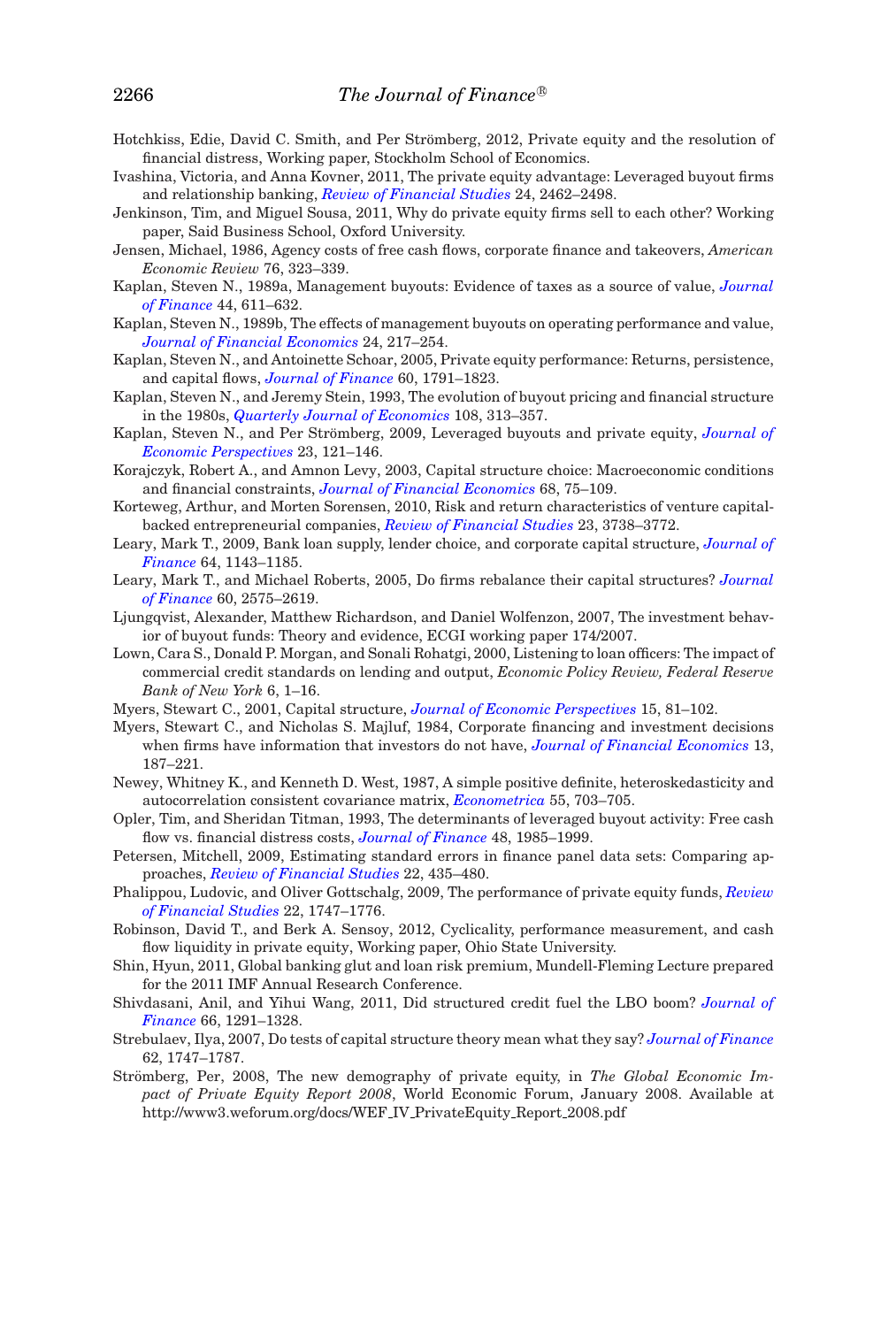Hotchkiss, Edie, David C. Smith, and Per Strömberg, 2012, Private equity and the resolution of financial distress, Working paper, Stockholm School of Economics.

Ivashina, Victoria, and Anna Kovner, 2011, The private equity advantage: Leveraged buyout firms and relationship banking, *Review of Financial Studies* 24, 2462–2498.

Jenkinson, Tim, and Miguel Sousa, 2011, Why do private equity firms sell to each other? Working paper, Said Business School, Oxford University.

Jensen, Michael, 1986, Agency costs of free cash flows, corporate finance and takeovers, *American Economic Review* 76, 323–339.

Kaplan, Steven N., 1989a, Management buyouts: Evidence of taxes as a source of value, *Journal of Finance* 44, 611–632.

Kaplan, Steven N., 1989b, The effects of management buyouts on operating performance and value, *Journal of Financial Economics* 24, 217–254.

Kaplan, Steven N., and Antoinette Schoar, 2005, Private equity performance: Returns, persistence, and capital flows, *Journal of Finance* 60, 1791–1823.

Kaplan, Steven N., and Jeremy Stein, 1993, The evolution of buyout pricing and financial structure in the 1980s, *Quarterly Journal of Economics* 108, 313–357.

Kaplan, Steven N., and Per Strömberg, 2009, Leveraged buyouts and private equity, *Journal of Economic Perspectives* 23, 121–146.

Korajczyk, Robert A., and Amnon Levy, 2003, Capital structure choice: Macroeconomic conditions and financial constraints, *Journal of Financial Economics* 68, 75–109.

Korteweg, Arthur, and Morten Sorensen, 2010, Risk and return characteristics of venture capital-backed entrepreneurial companies, *Review of Financial Studies* 23, 3738–3772.

Leary, Mark T., 2009, Bank loan supply, lender choice, and corporate capital structure, *Journal of Finance* 64, 1143–1185.

Leary, Mark T., and Michael Roberts, 2005, Do firms rebalance their capital structures? *Journal of Finance* 60, 2575–2619.

Ljungqvist, Alexander, Matthew Richardson, and Daniel Wolfenzon, 2007, The investment behavior of buyout funds: Theory and evidence, ECGI working paper 174/2007.

Lown, Cara S., Donald P. Morgan, and Sonali Rohatgi, 2000, Listening to loan officers: The impact of commercial credit standards on lending and output, *Economic Policy Review, Federal Reserve Bank of New York* 6, 1–16.

Myers, Stewart C., 2001, Capital structure, *Journal of Economic Perspectives* 15, 81–102.

Myers, Stewart C., and Nicholas S. Majluf, 1984, Corporate financing and investment decisions when firms have information that investors do not have, *Journal of Financial Economics* 13, 187–221.

Newey, Whitney K., and Kenneth D. West, 1987, A simple positive definite, heteroskedasticity and autocorrelation consistent covariance matrix, *Econometrica* 55, 703–705.

Opler, Tim, and Sheridan Titman, 1993, The determinants of leveraged buyout activity: Free cash flow vs. financial distress costs, *Journal of Finance* 48, 1985–1999.

Petersen, Mitchell, 2009, Estimating standard errors in finance panel data sets: Comparing approaches, *Review of Financial Studies* 22, 435–480.

Phalippou, Ludovic, and Oliver Gottschalg, 2009, The performance of private equity funds, *Review of Financial Studies* 22, 1747–1776.

Robinson, David T., and Berk A. Sensoy, 2012, Cyclicality, performance measurement, and cash flow liquidity in private equity, Working paper, Ohio State University.

Shin, Hyun, 2011, Global banking glut and loan risk premium, Mundell-Fleming Lecture prepared for the 2011 IMF Annual Research Conference.

Shivdasani, Anil, and Yihui Wang, 2011, Did structured credit fuel the LBO boom? *Journal of Finance* 66, 1291–1328.

Strebulaev, Ilya, 2007, Do tests of capital structure theory mean what they say? *Journal of Finance* 62, 1747–1787.

Strömberg, Per, 2008, The new demography of private equity, in *The Global Economic Impact of Private Equity Report 2008*, World Economic Forum, January 2008. Available at http://www3.weforum.org/docs/WEF_IV_PrivateEquity_Report_2008.pdf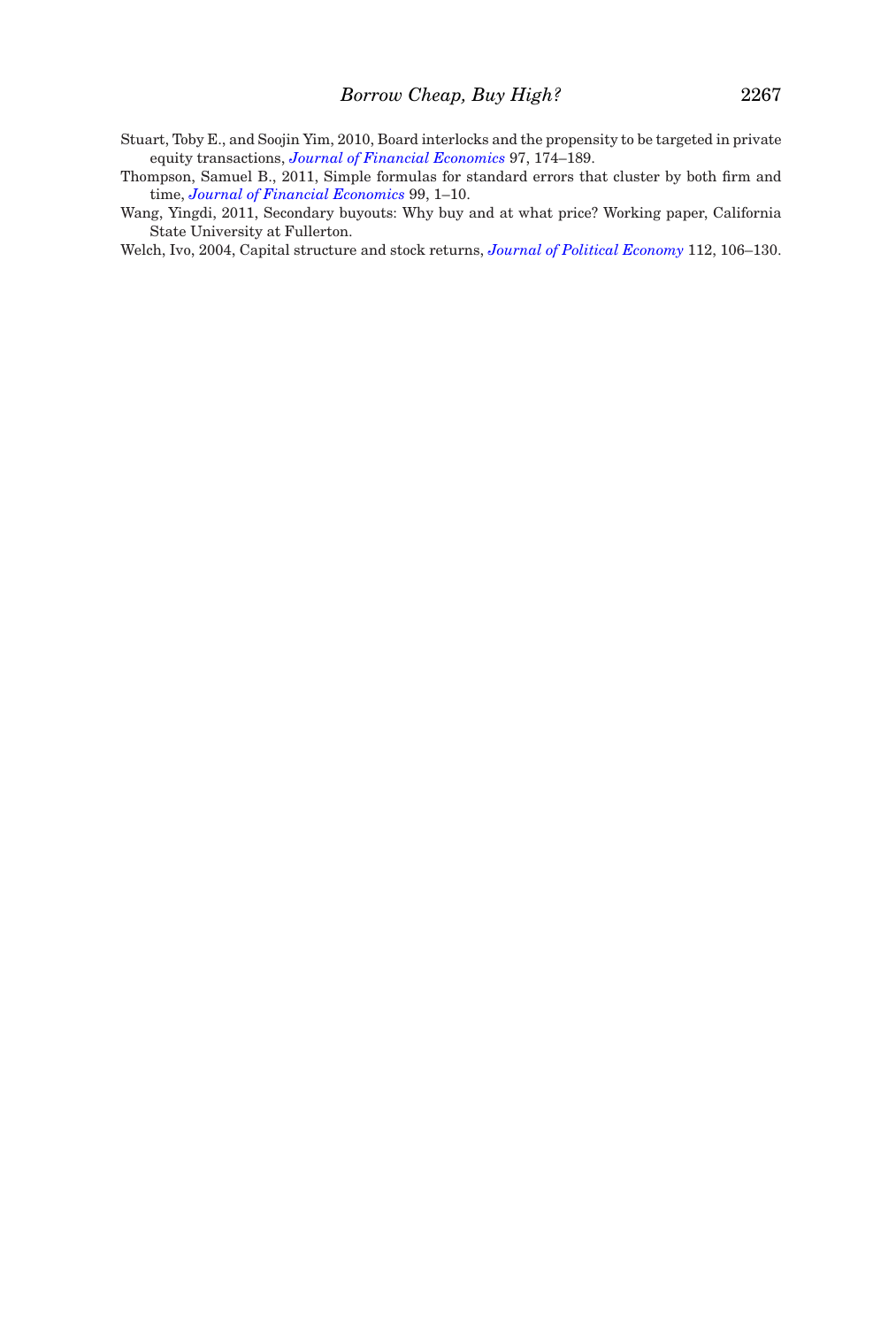Stuart, Toby E., and Soojin Yim, 2010, Board interlocks and the propensity to be targeted in private equity transactions, *Journal of Financial Economics* 97, 174–189.

Thompson, Samuel B., 2011, Simple formulas for standard errors that cluster by both firm and time, *Journal of Financial Economics* 99, 1–10.

Wang, Yingdi, 2011, Secondary buyouts: Why buy and at what price? Working paper, California State University at Fullerton.

Welch, Ivo, 2004, Capital structure and stock returns, *Journal of Political Economy* 112, 106–130.